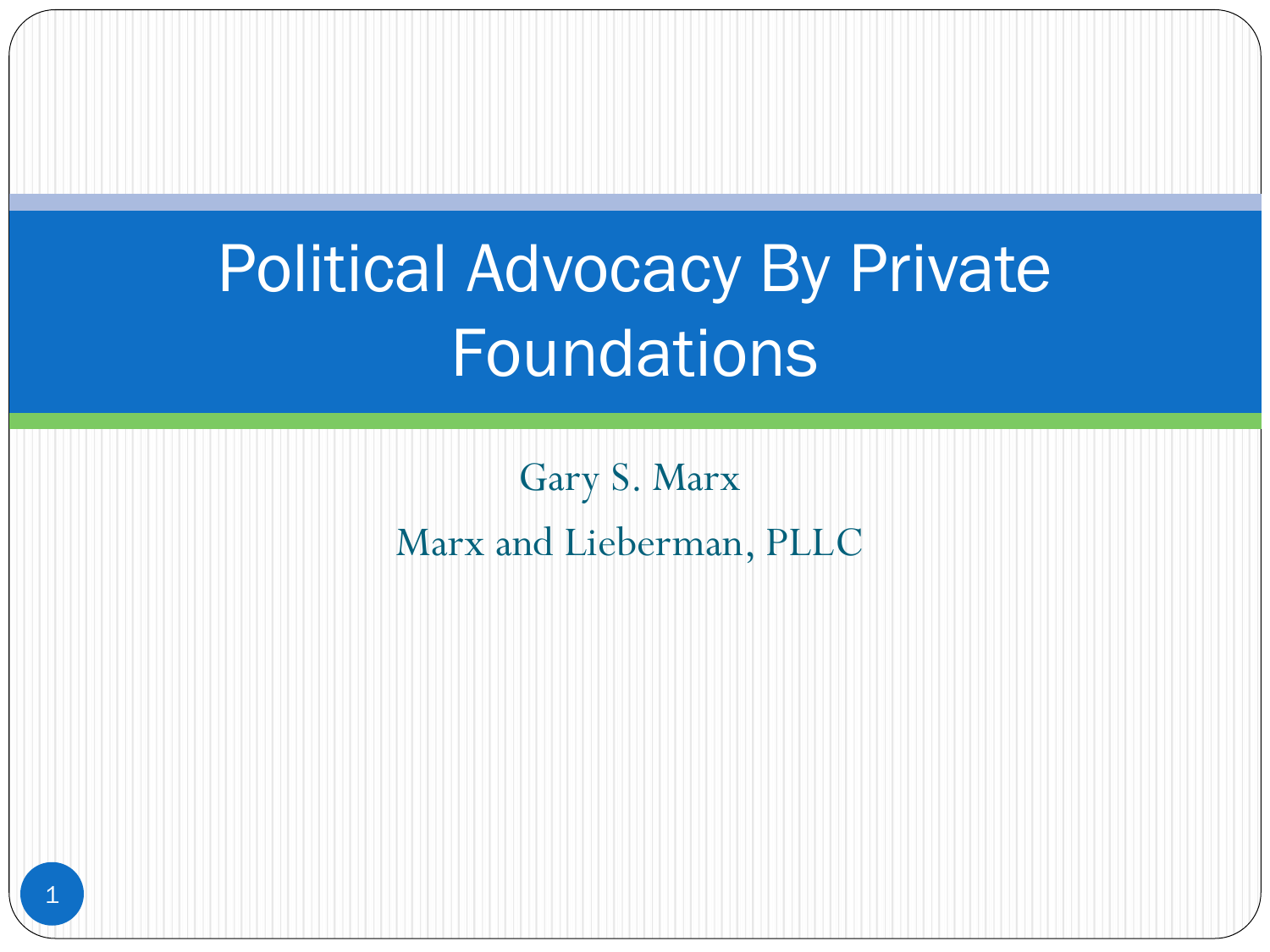# Political Advocacy By Private Foundations

Gary S. Marx

Marx and Lieberman, PLLC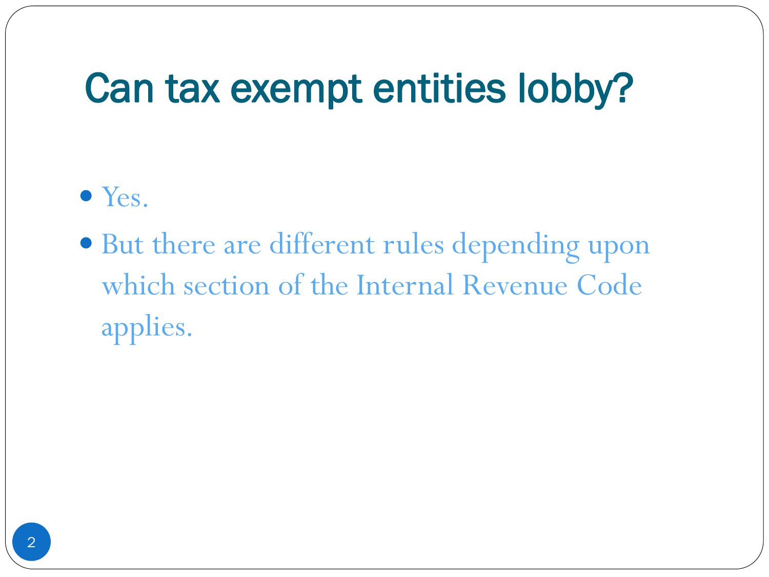# Can tax exempt entities lobby?

- Yes.
- But there are different rules depending upon which section of the Internal Revenue Code applies.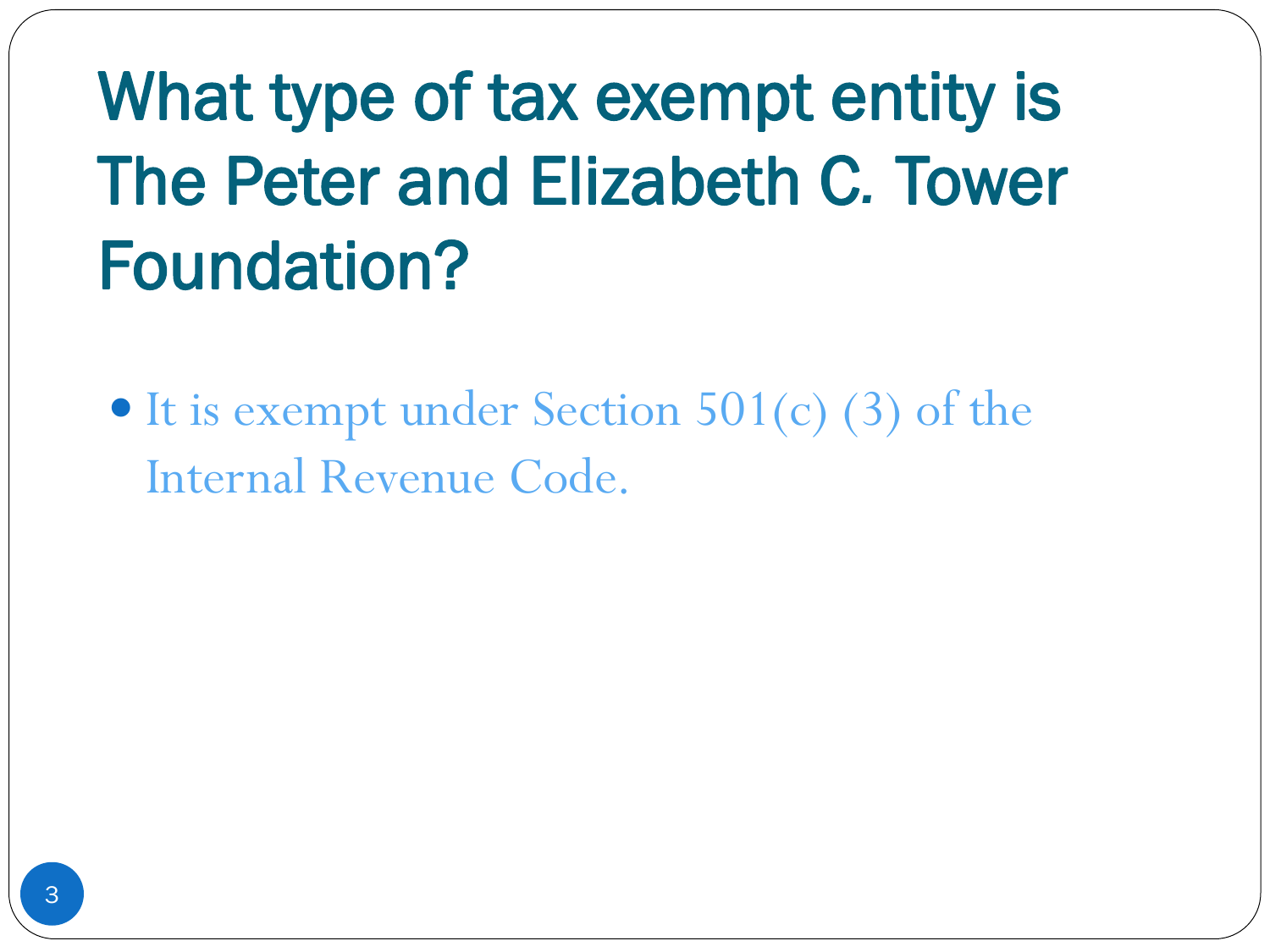# What type of tax exempt entity is The Peter and Elizabeth C. Tower Foundation?

- It is exempt under Section 501(c) (3) of the Internal Revenue Code.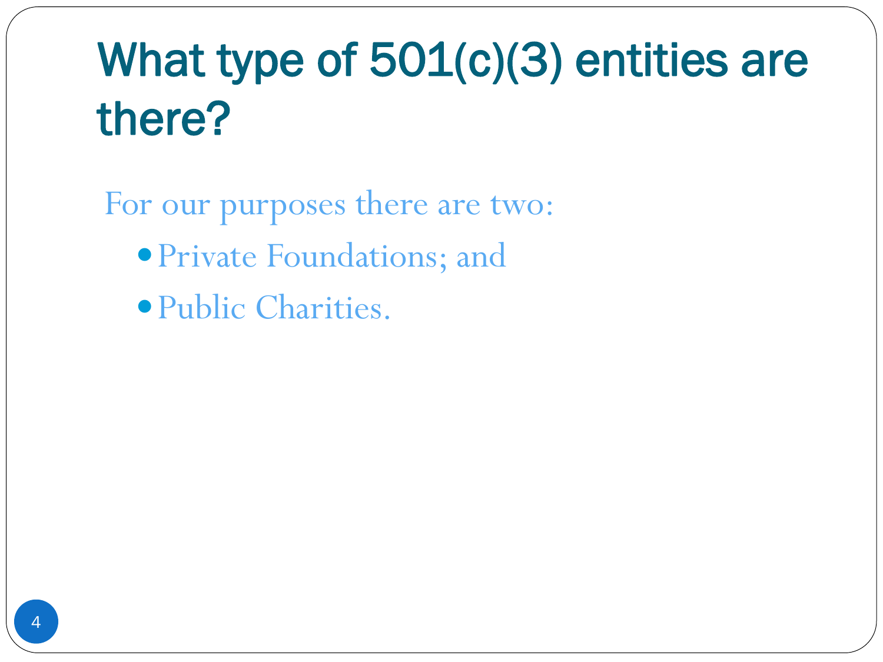# What type of 501(c)(3) entities are there?

For our purposes there are two:

- Private Foundations; and
- Public Charities.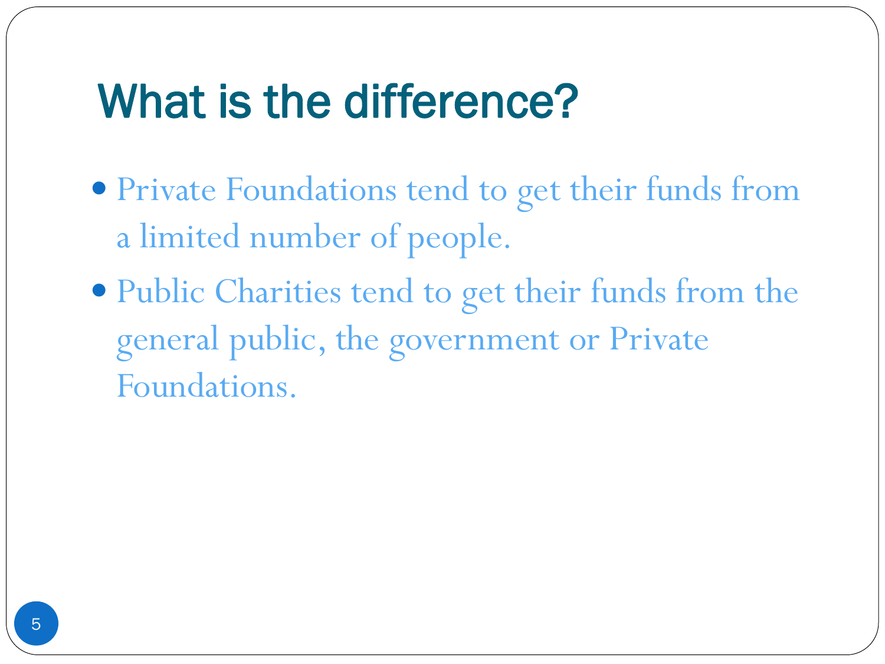# What is the difference?

- Private Foundations tend to get their funds from a limited number of people.
- Public Charities tend to get their funds from the general public, the government or Private Foundations.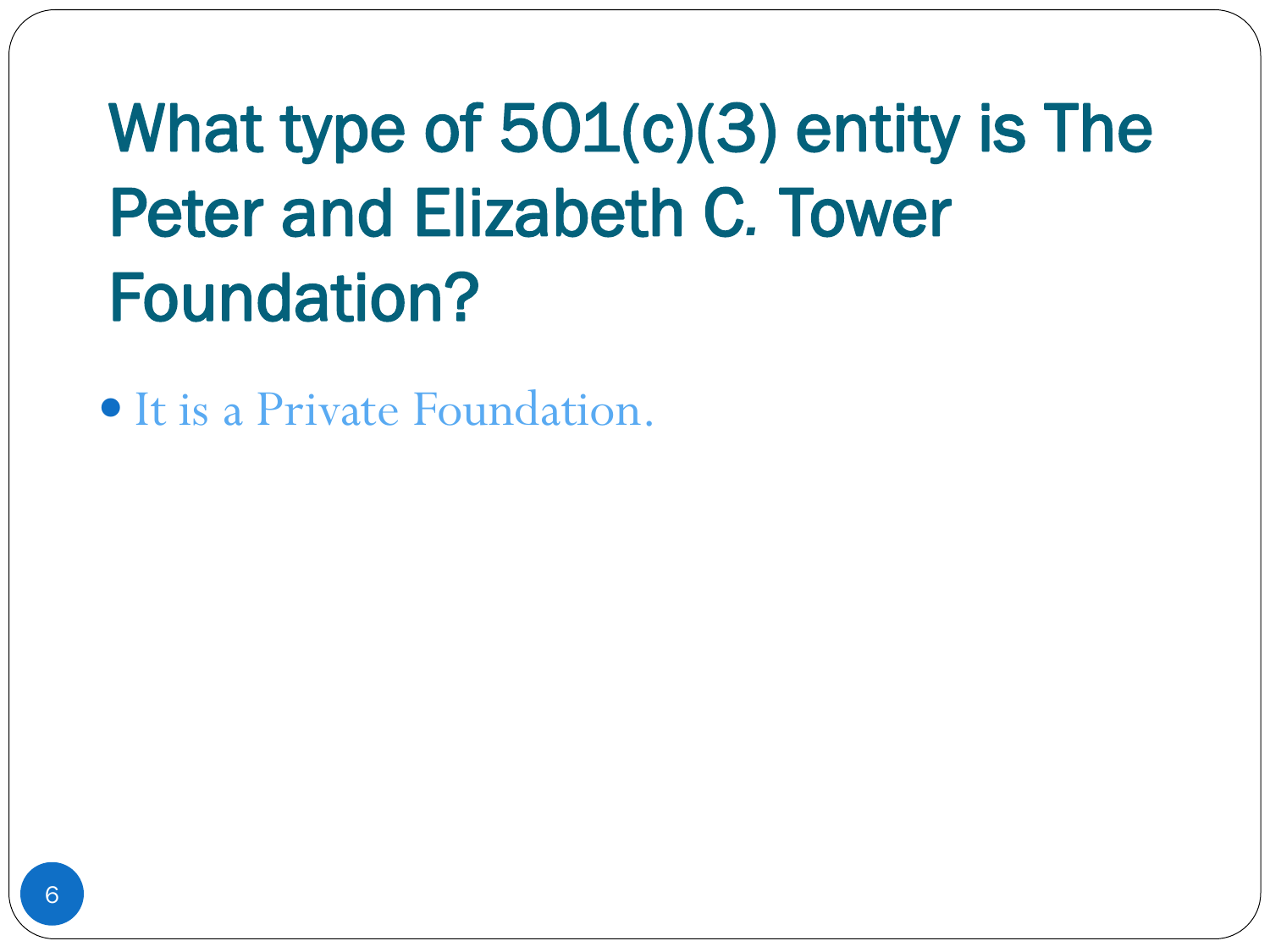# What type of 501(c)(3) entity is The Peter and Elizabeth C. Tower Foundation?

- It is a Private Foundation.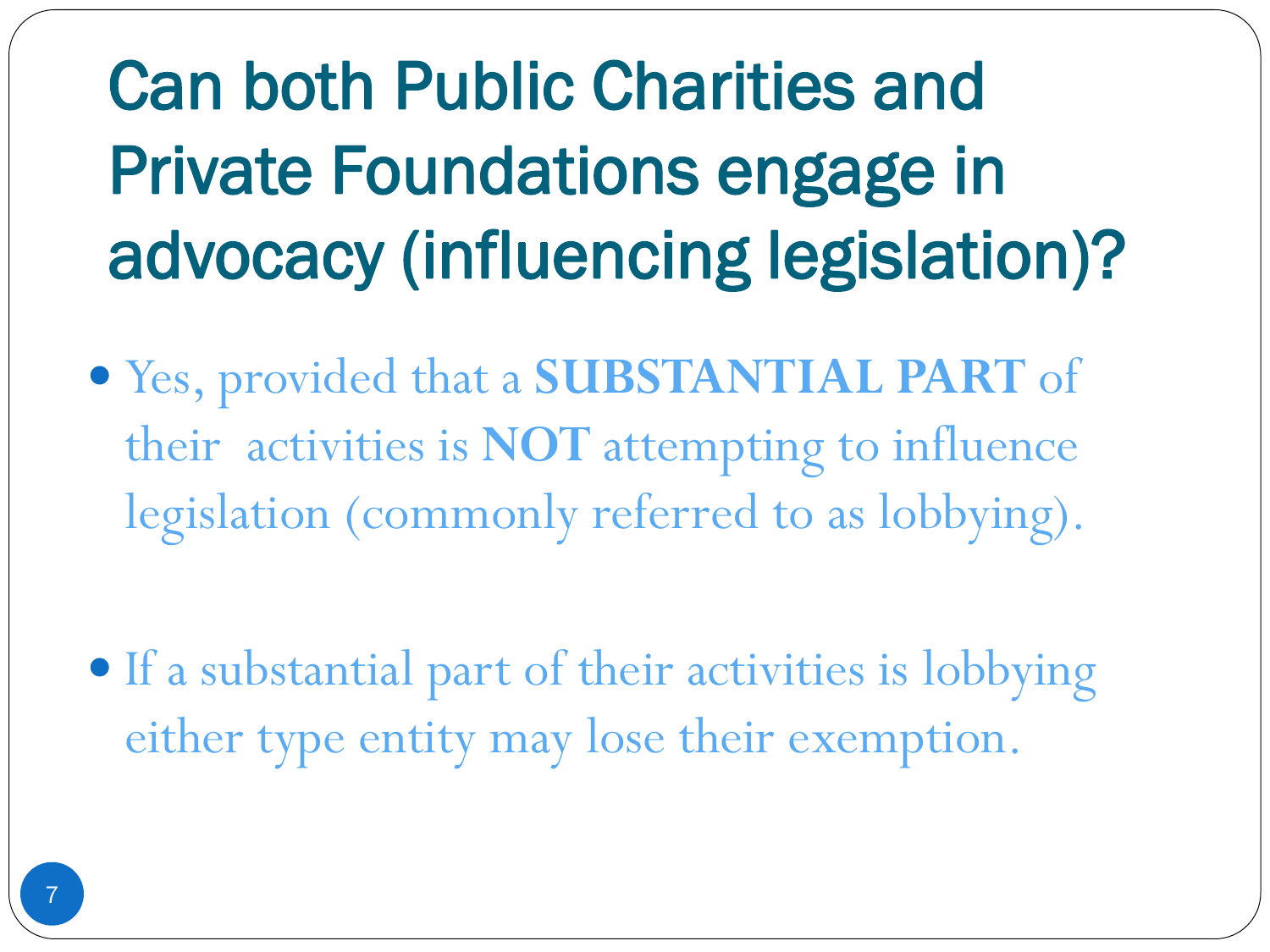# Can both Public Charities and Private Foundations engage in advocacy (influencing legislation)?

- Yes, provided that a **SUBSTANTIAL PART** of their activities is **NOT** attempting to influence legislation (commonly referred to as lobbying).

- If a substantial part of their activities is lobbying either type entity may lose their exemption.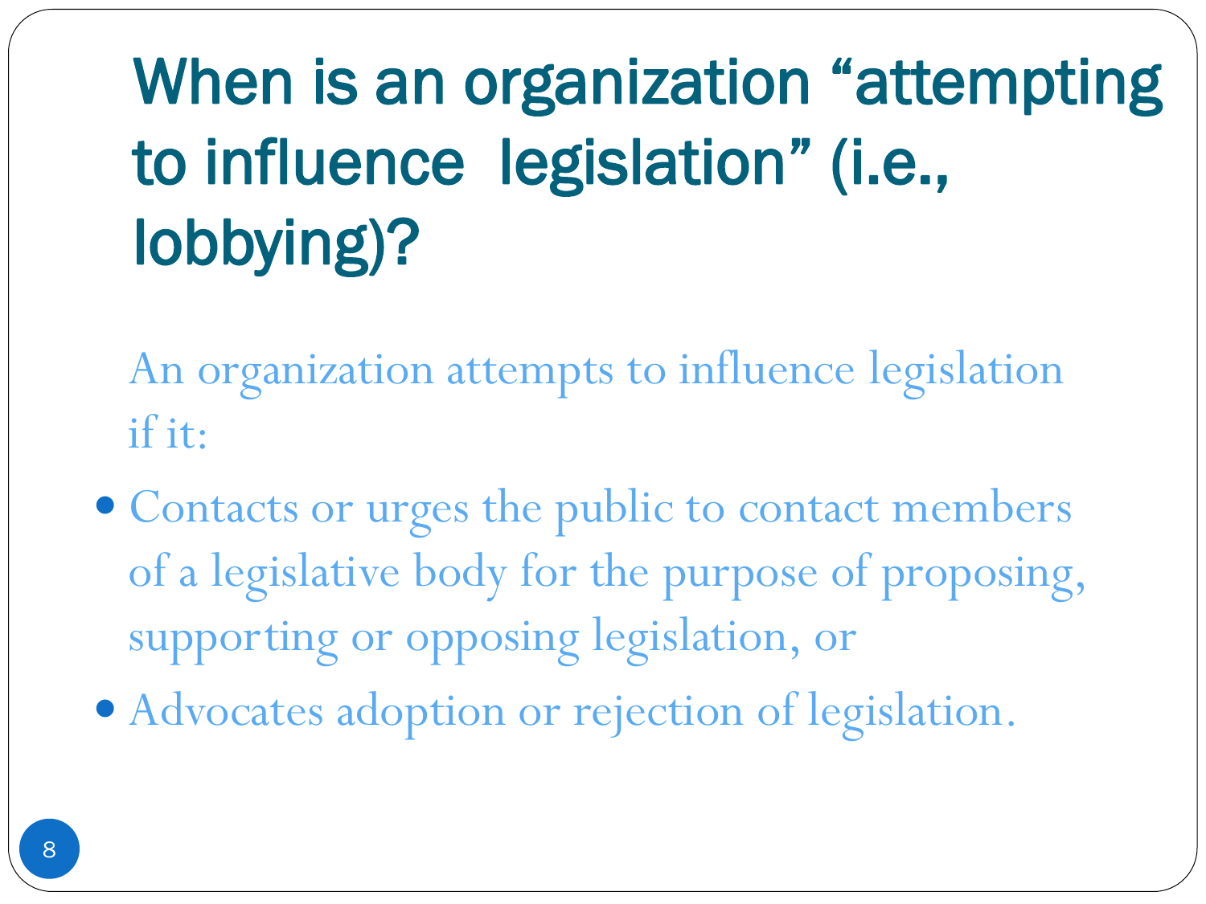# When is an organization "attempting to influence legislation" (i.e., lobbying)?

An organization attempts to influence legislation if it:

- Contacts or urges the public to contact members of a legislative body for the purpose of proposing, supporting or opposing legislation, or
- Advocates adoption or rejection of legislation.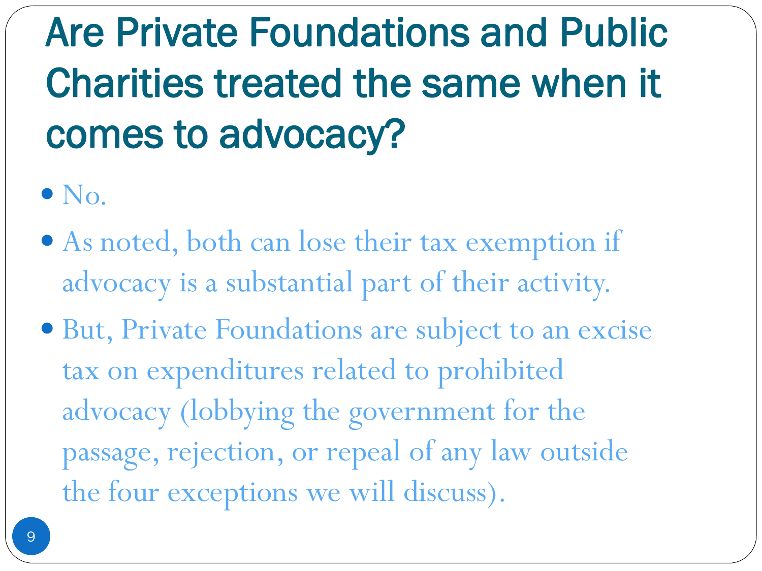# Are Private Foundations and Public Charities treated the same when it comes to advocacy?

- No.
- As noted, both can lose their tax exemption if advocacy is a substantial part of their activity.
- But, Private Foundations are subject to an excise tax on expenditures related to prohibited advocacy (lobbying the government for the passage, rejection, or repeal of any law outside the four exceptions we will discuss).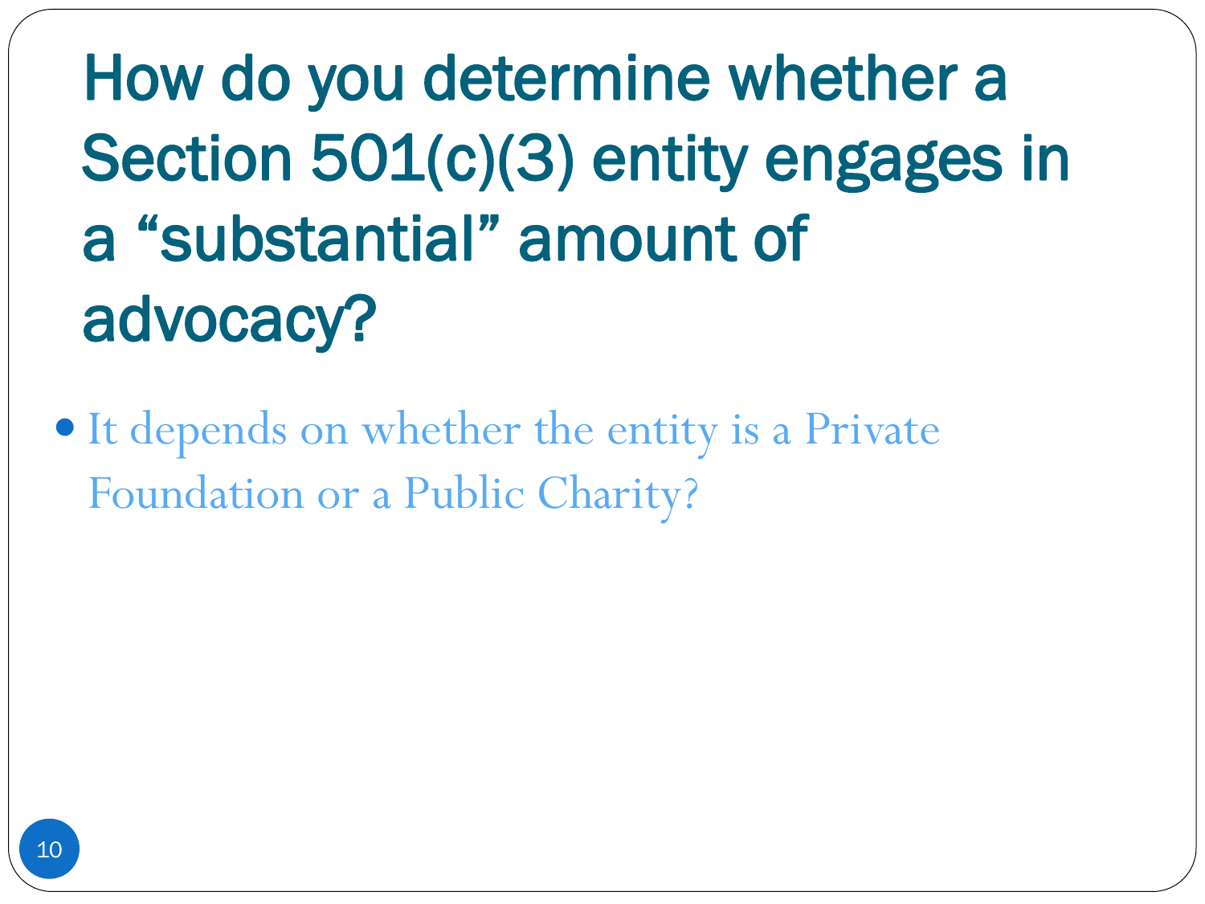# How do you determine whether a Section 501(c)(3) entity engages in a "substantial" amount of advocacy?

- It depends on whether the entity is a Private Foundation or a Public Charity?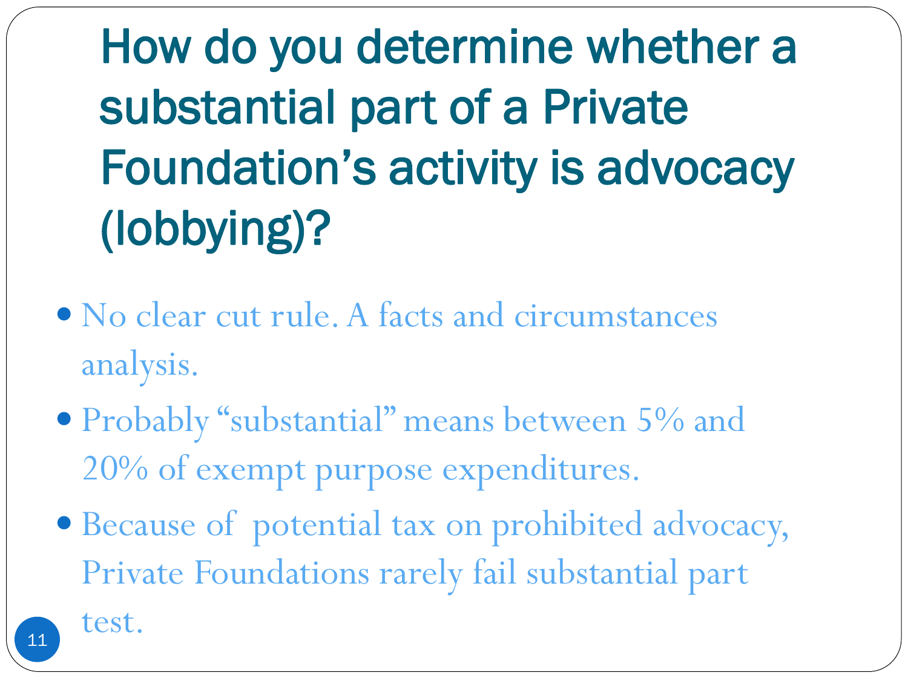# How do you determine whether a substantial part of a Private Foundation's activity is advocacy (lobbying)?

- No clear cut rule. A facts and circumstances analysis.
- Probably "substantial" means between 5% and 20% of exempt purpose expenditures.
- Because of potential tax on prohibited advocacy, Private Foundations rarely fail substantial part test.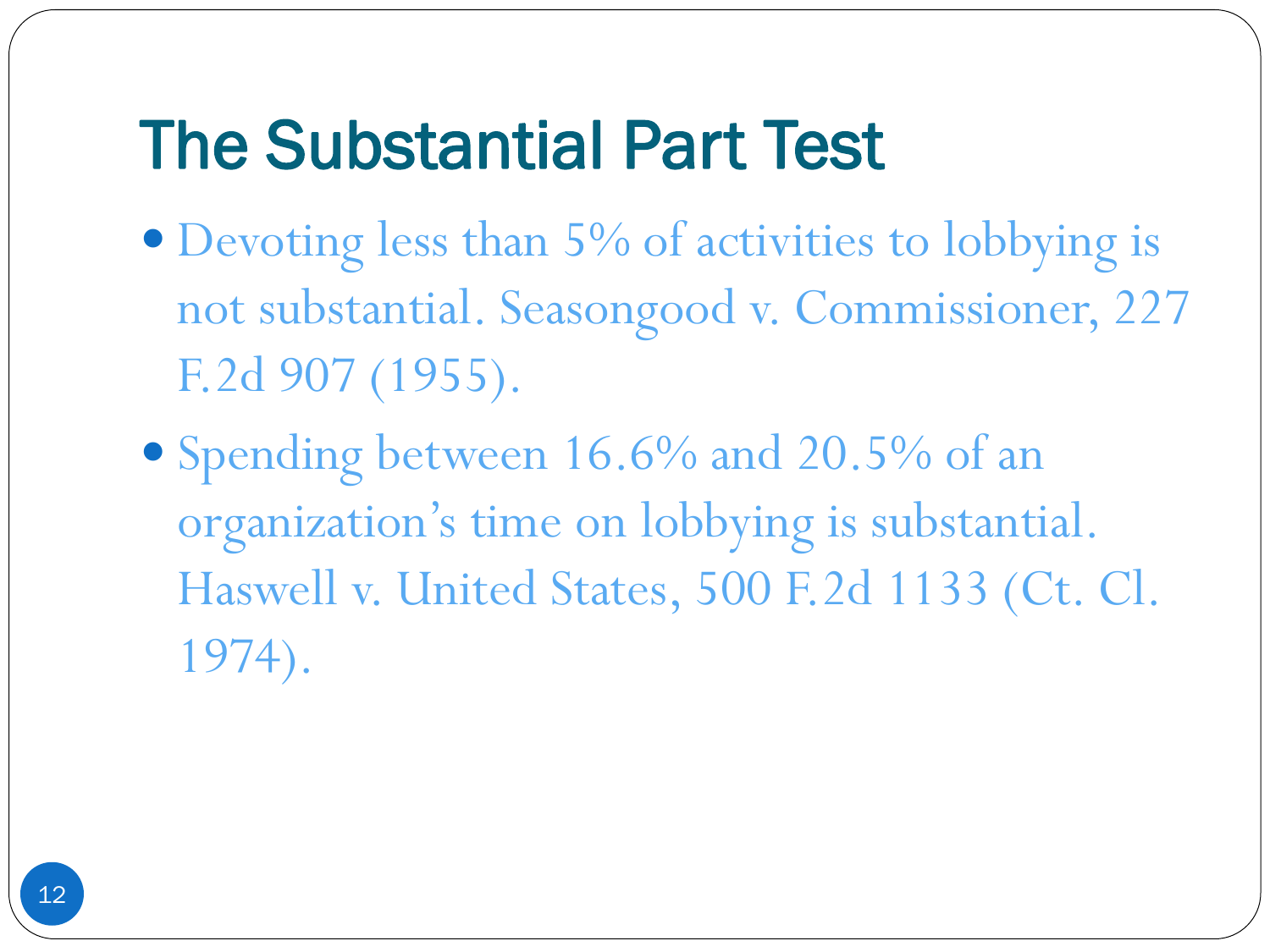# The Substantial Part Test

- Devoting less than 5% of activities to lobbying is not substantial. Seasongood v. Commissioner, 227 F.2d 907 (1955).
- Spending between 16.6% and 20.5% of an organization's time on lobbying is substantial. Haswell v. United States, 500 F.2d 1133 (Ct. Cl. 1974).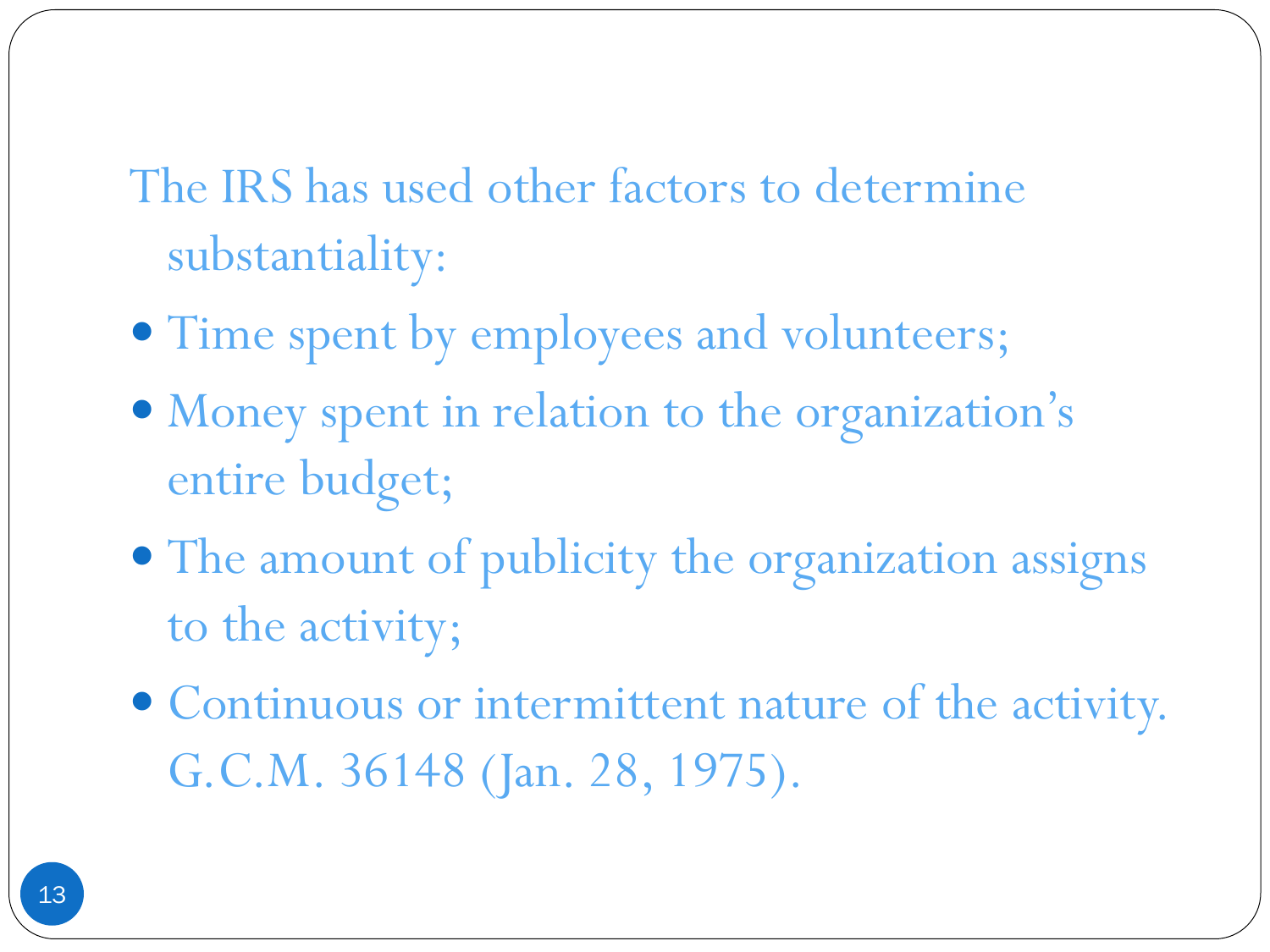The IRS has used other factors to determine substantiality:

- Time spent by employees and volunteers;
- Money spent in relation to the organization's entire budget;
- The amount of publicity the organization assigns to the activity;
- Continuous or intermittent nature of the activity. G.C.M. 36148 (Jan. 28, 1975).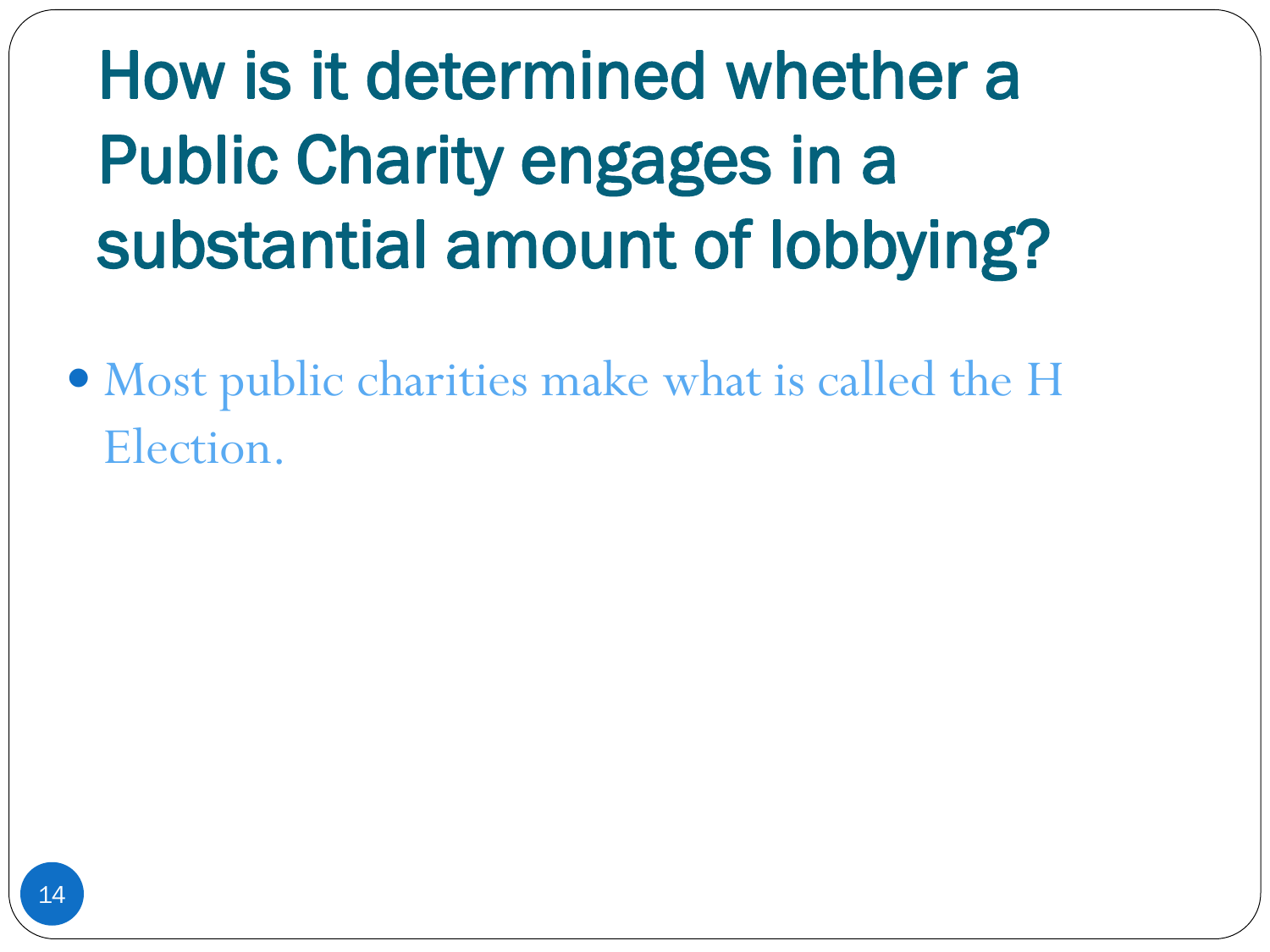# How is it determined whether a Public Charity engages in a substantial amount of lobbying?

- Most public charities make what is called the H Election.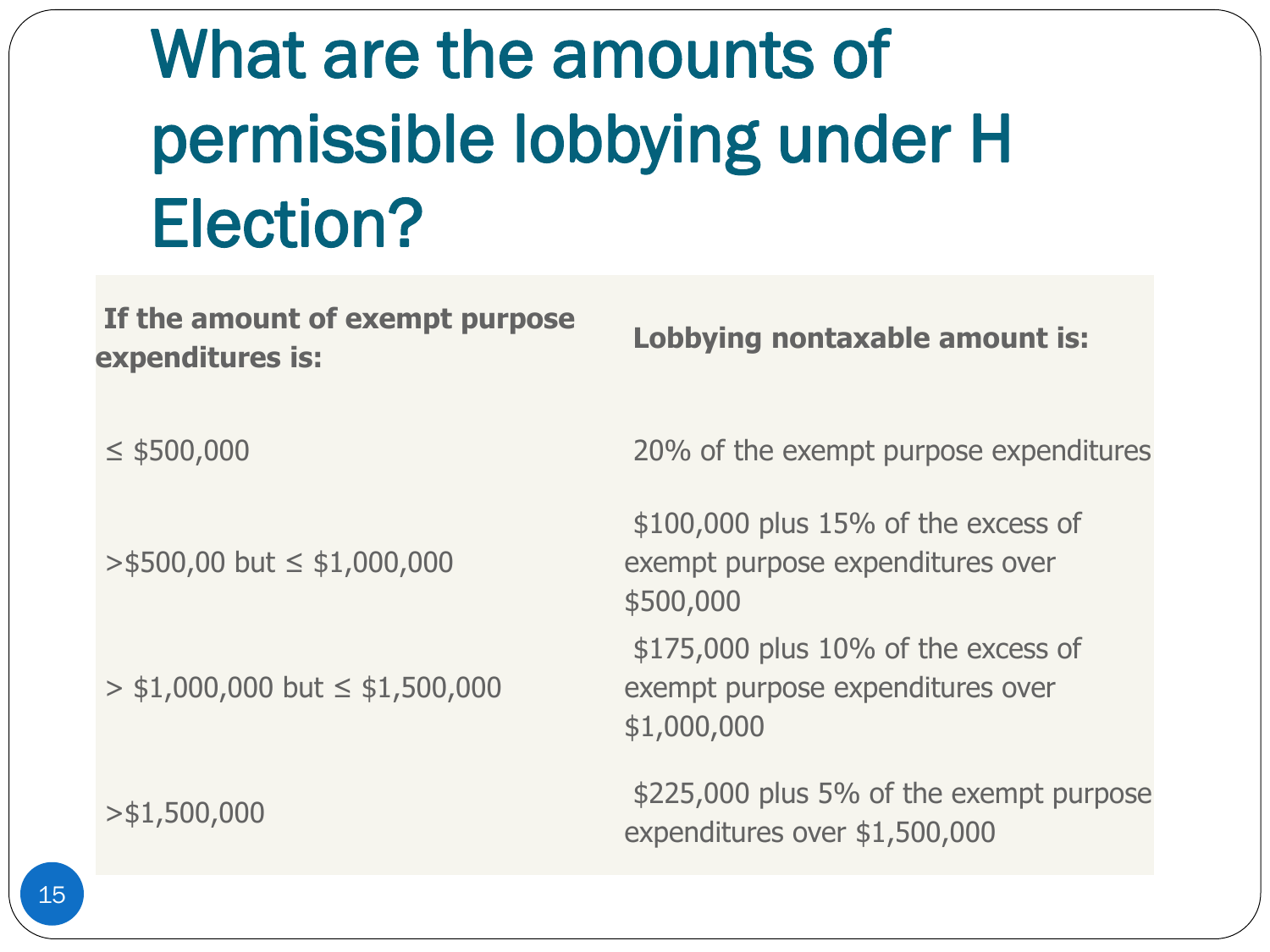# What are the amounts of permissible lobbying under H Election?

| If the amount of exempt purpose expenditures is: | Lobbying nontaxable amount is: |
|---|---|
| ≤ $500,000 | 20% of the exempt purpose expenditures |
| >$500,00 but ≤ $1,000,000 | $100,000 plus 15% of the excess of exempt purpose expenditures over $500,000 |
| > $1,000,000 but ≤ $1,500,000 | $175,000 plus 10% of the excess of exempt purpose expenditures over $1,000,000 |
| >$1,500,000 | $225,000 plus 5% of the exempt purpose expenditures over $1,500,000 |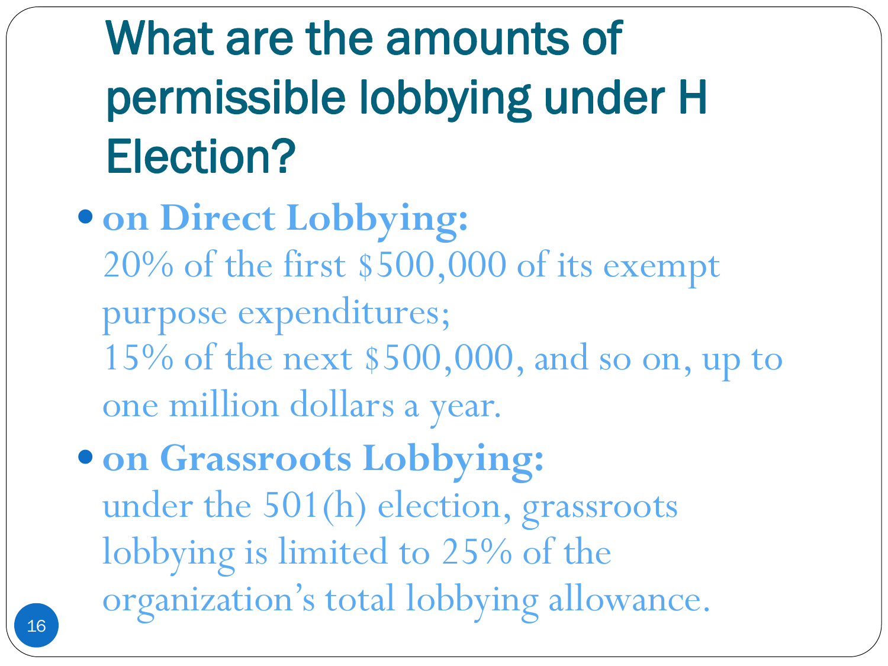# What are the amounts of permissible lobbying under H Election?

- **on Direct Lobbying:**
  20% of the first $500,000 of its exempt purpose expenditures;
  15% of the next $500,000, and so on, up to one million dollars a year.
- **on Grassroots Lobbying:**
  under the 501(h) election, grassroots lobbying is limited to 25% of the organization's total lobbying allowance.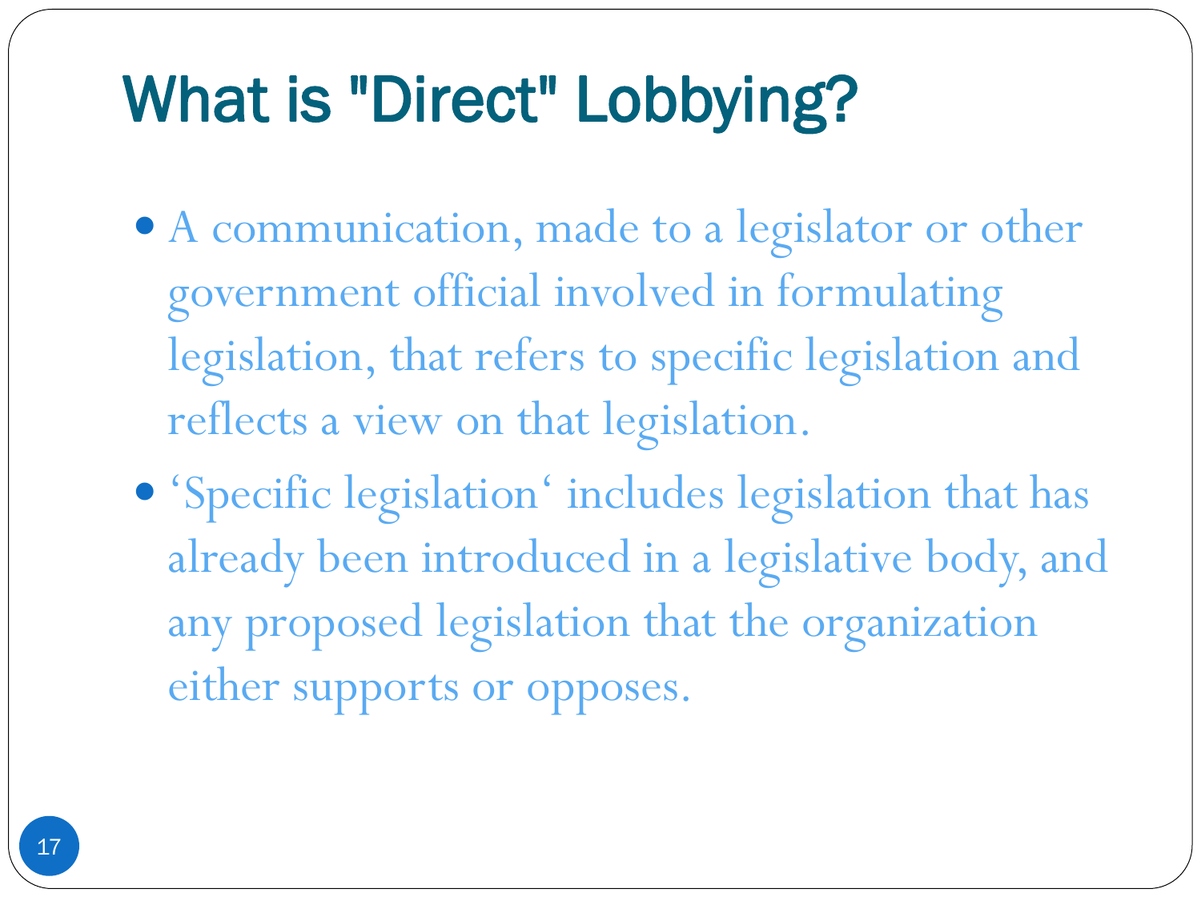# What is "Direct" Lobbying?

- A communication, made to a legislator or other government official involved in formulating legislation, that refers to specific legislation and reflects a view on that legislation.
- ‘Specific legislation‘ includes legislation that has already been introduced in a legislative body, and any proposed legislation that the organization either supports or opposes.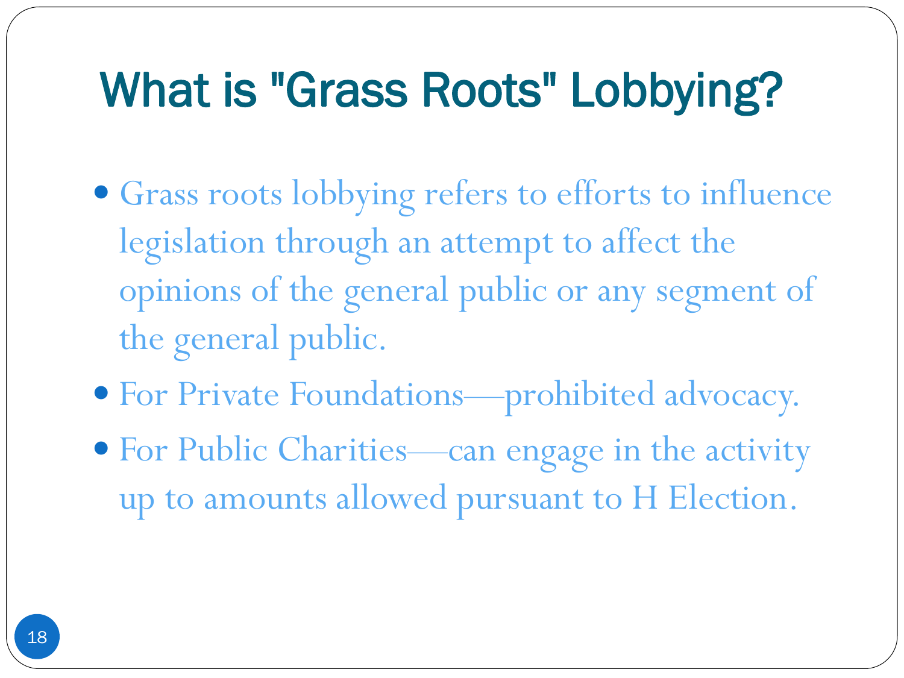# What is "Grass Roots" Lobbying?

- Grass roots lobbying refers to efforts to influence legislation through an attempt to affect the opinions of the general public or any segment of the general public.
- For Private Foundations—prohibited advocacy.
- For Public Charities—can engage in the activity up to amounts allowed pursuant to H Election.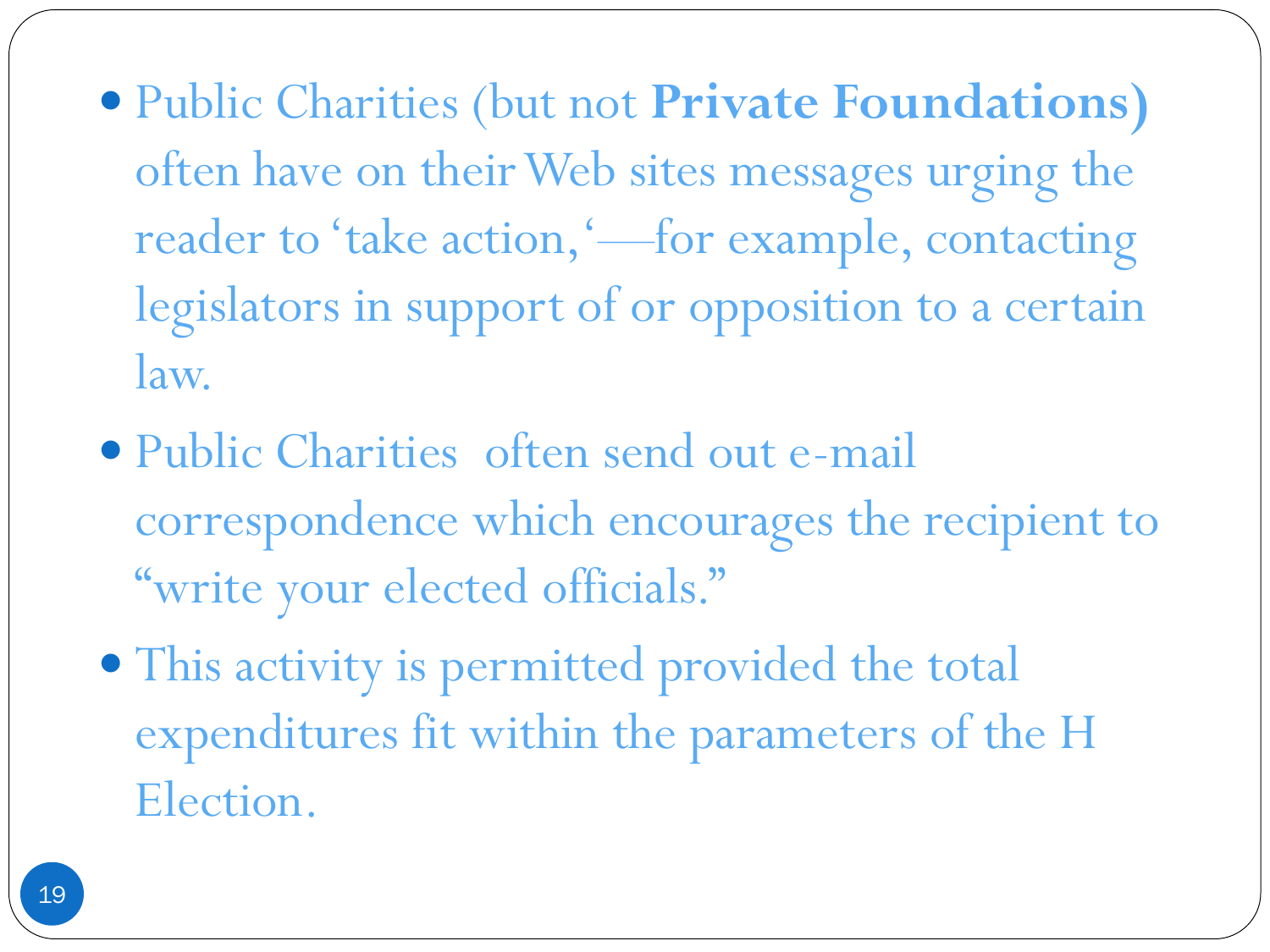- Public Charities (but not **Private Foundations)** often have on their Web sites messages urging the reader to 'take action,'—for example, contacting legislators in support of or opposition to a certain law.
- Public Charities  often send out e-mail correspondence which encourages the recipient to "write your elected officials."
- This activity is permitted provided the total expenditures fit within the parameters of the H Election.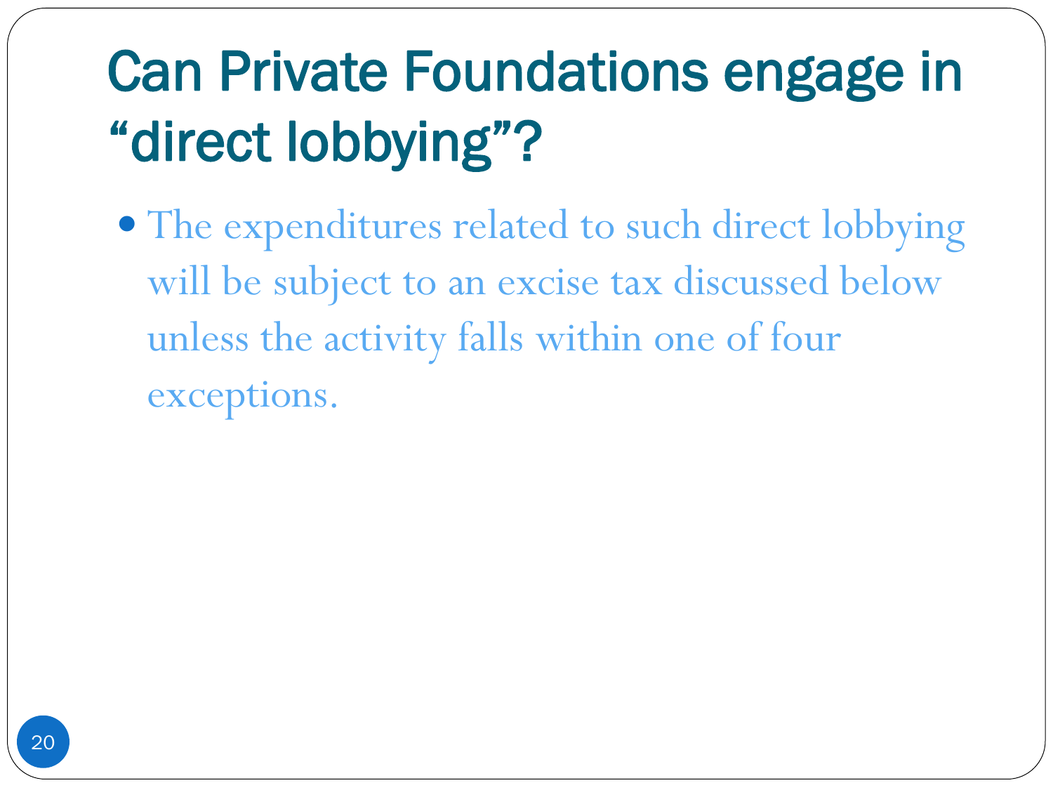# Can Private Foundations engage in "direct lobbying"?

- The expenditures related to such direct lobbying will be subject to an excise tax discussed below unless the activity falls within one of four exceptions.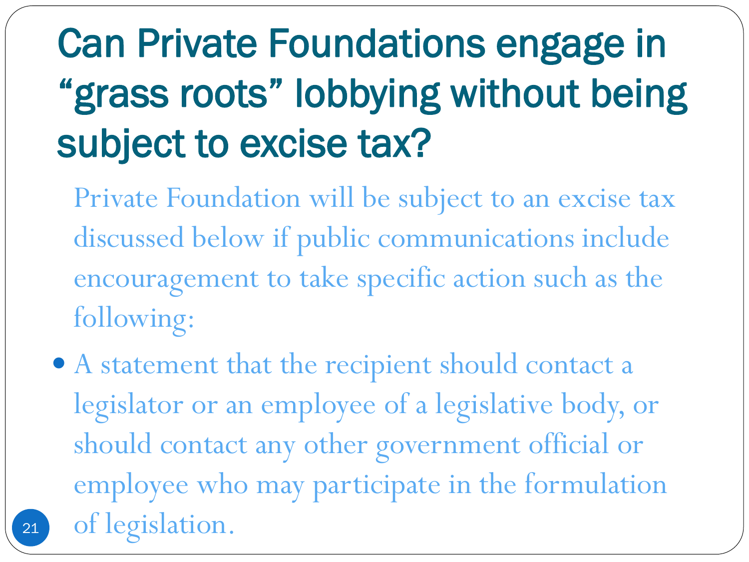# Can Private Foundations engage in "grass roots" lobbying without being subject to excise tax?

Private Foundation will be subject to an excise tax discussed below if public communications include encouragement to take specific action such as the following:

- A statement that the recipient should contact a legislator or an employee of a legislative body, or should contact any other government official or employee who may participate in the formulation of legislation.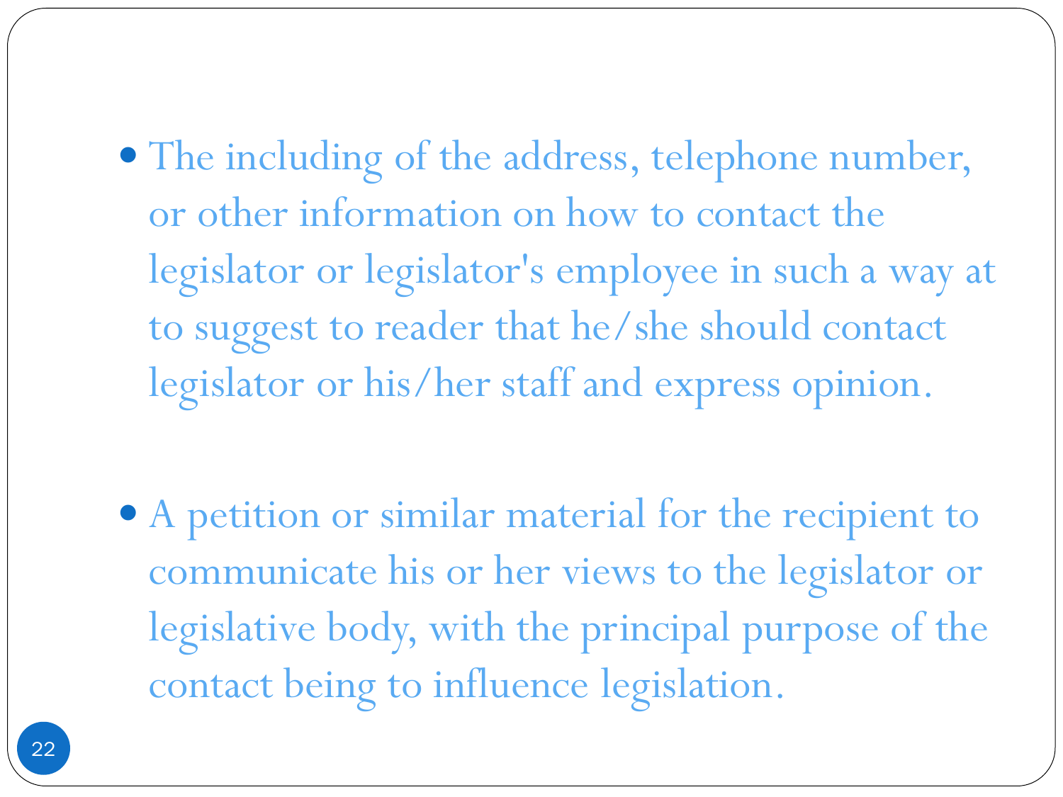- The including of the address, telephone number, or other information on how to contact the legislator or legislator's employee in such a way at to suggest to reader that he/she should contact legislator or his/her staff and express opinion.

- A petition or similar material for the recipient to communicate his or her views to the legislator or legislative body, with the principal purpose of the contact being to influence legislation.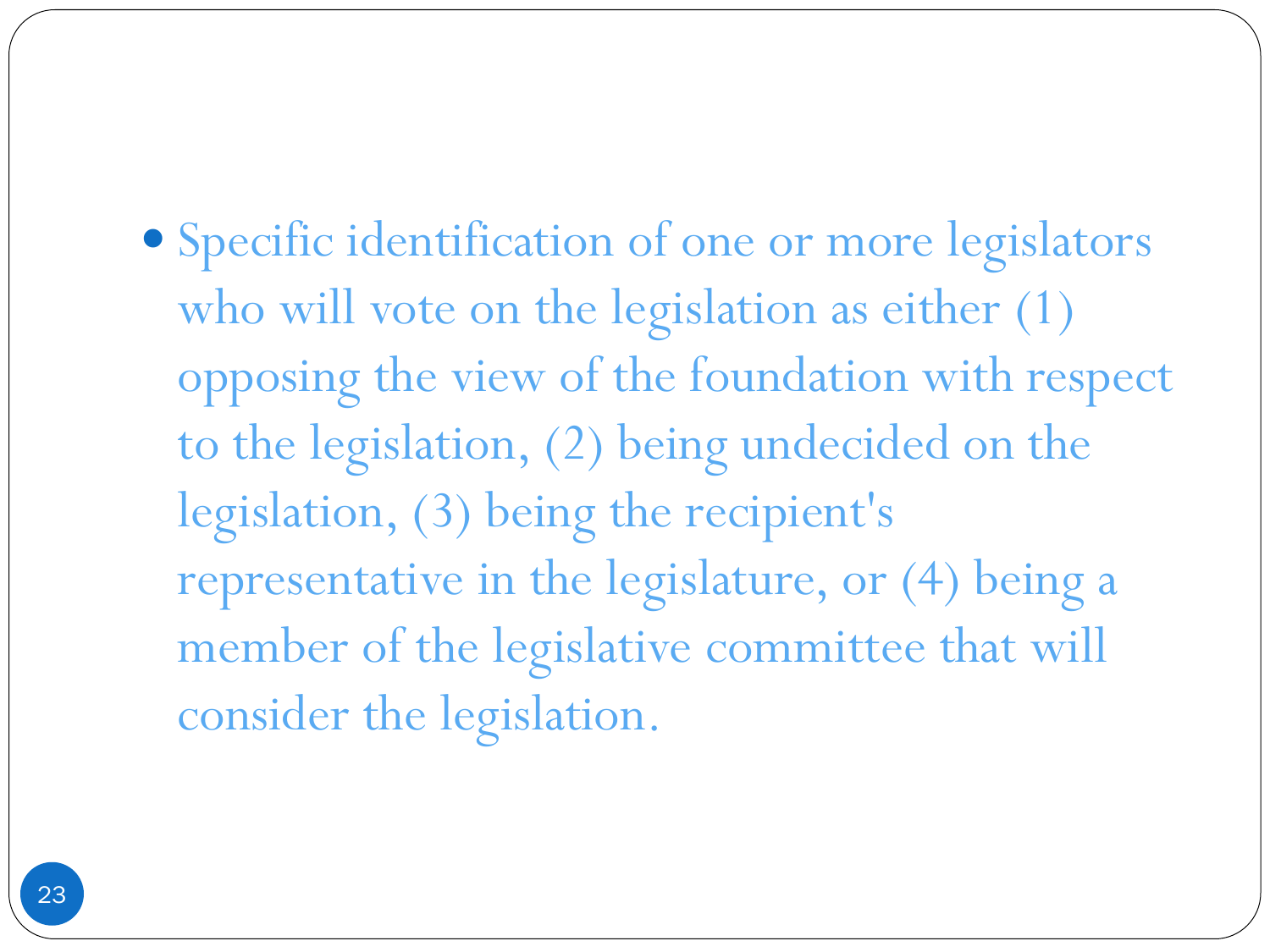- Specific identification of one or more legislators who will vote on the legislation as either (1) opposing the view of the foundation with respect to the legislation, (2) being undecided on the legislation, (3) being the recipient's representative in the legislature, or (4) being a member of the legislative committee that will consider the legislation.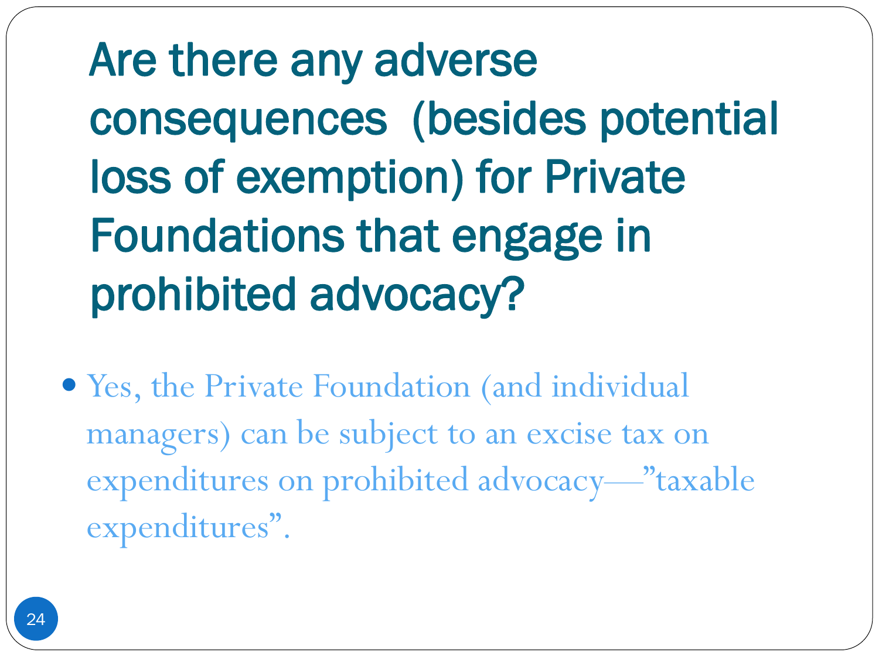# Are there any adverse consequences (besides potential loss of exemption) for Private Foundations that engage in prohibited advocacy?

- Yes, the Private Foundation (and individual managers) can be subject to an excise tax on expenditures on prohibited advocacy—"taxable expenditures".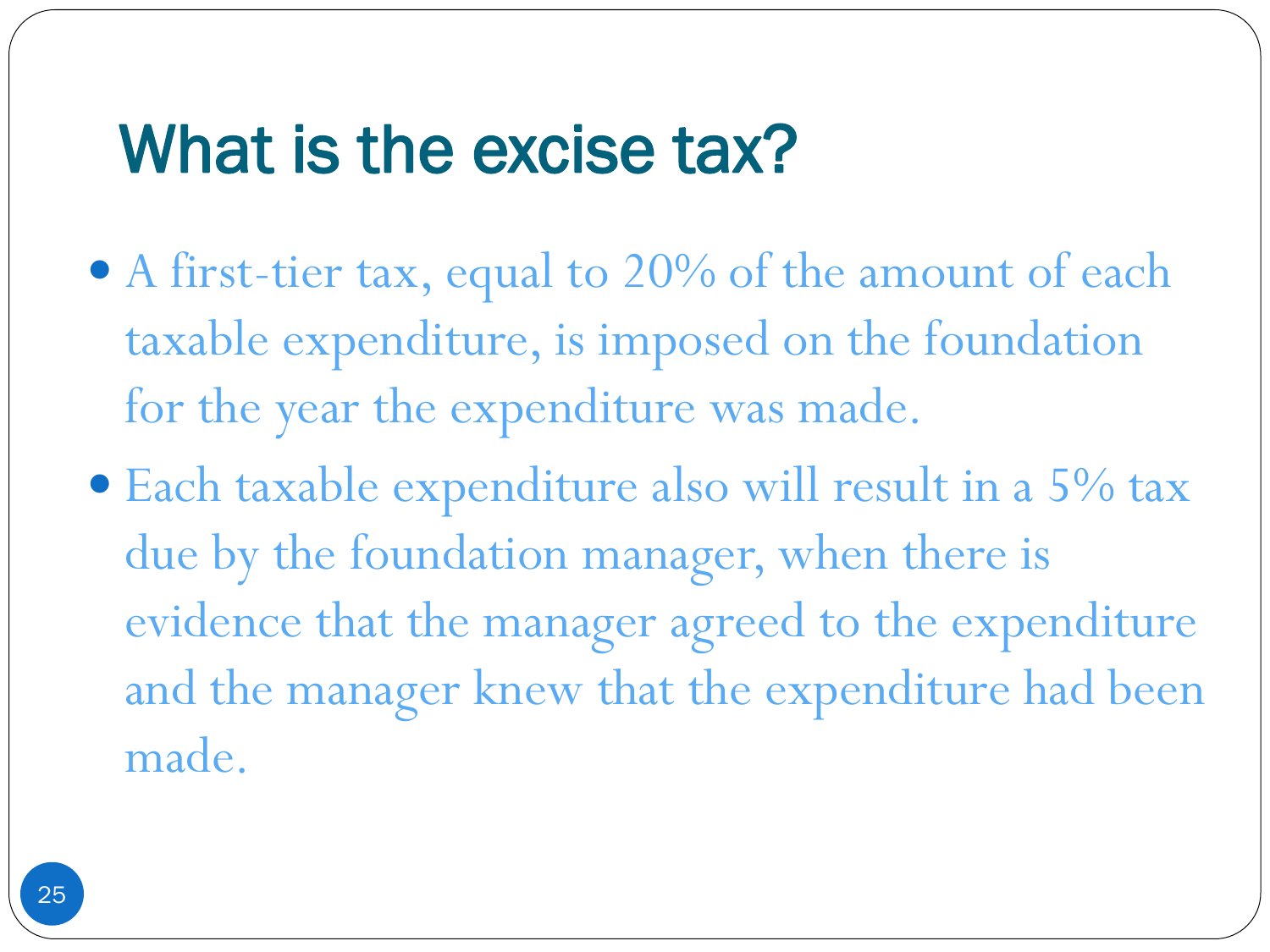# What is the excise tax?

- A first-tier tax, equal to 20% of the amount of each taxable expenditure, is imposed on the foundation for the year the expenditure was made.
- Each taxable expenditure also will result in a 5% tax due by the foundation manager, when there is evidence that the manager agreed to the expenditure and the manager knew that the expenditure had been made.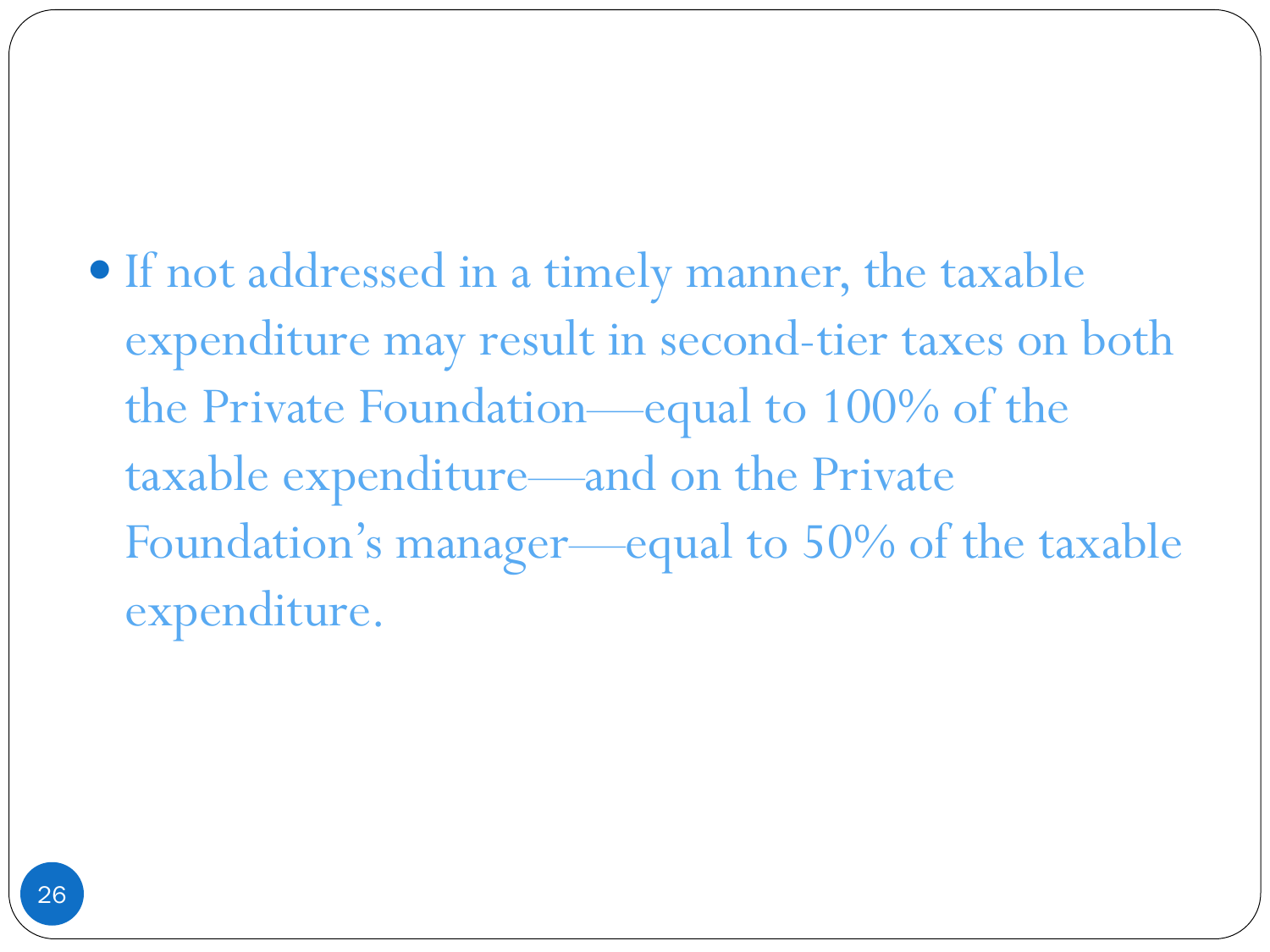- If not addressed in a timely manner, the taxable expenditure may result in second-tier taxes on both the Private Foundation—equal to 100% of the taxable expenditure—and on the Private Foundation's manager—equal to 50% of the taxable expenditure.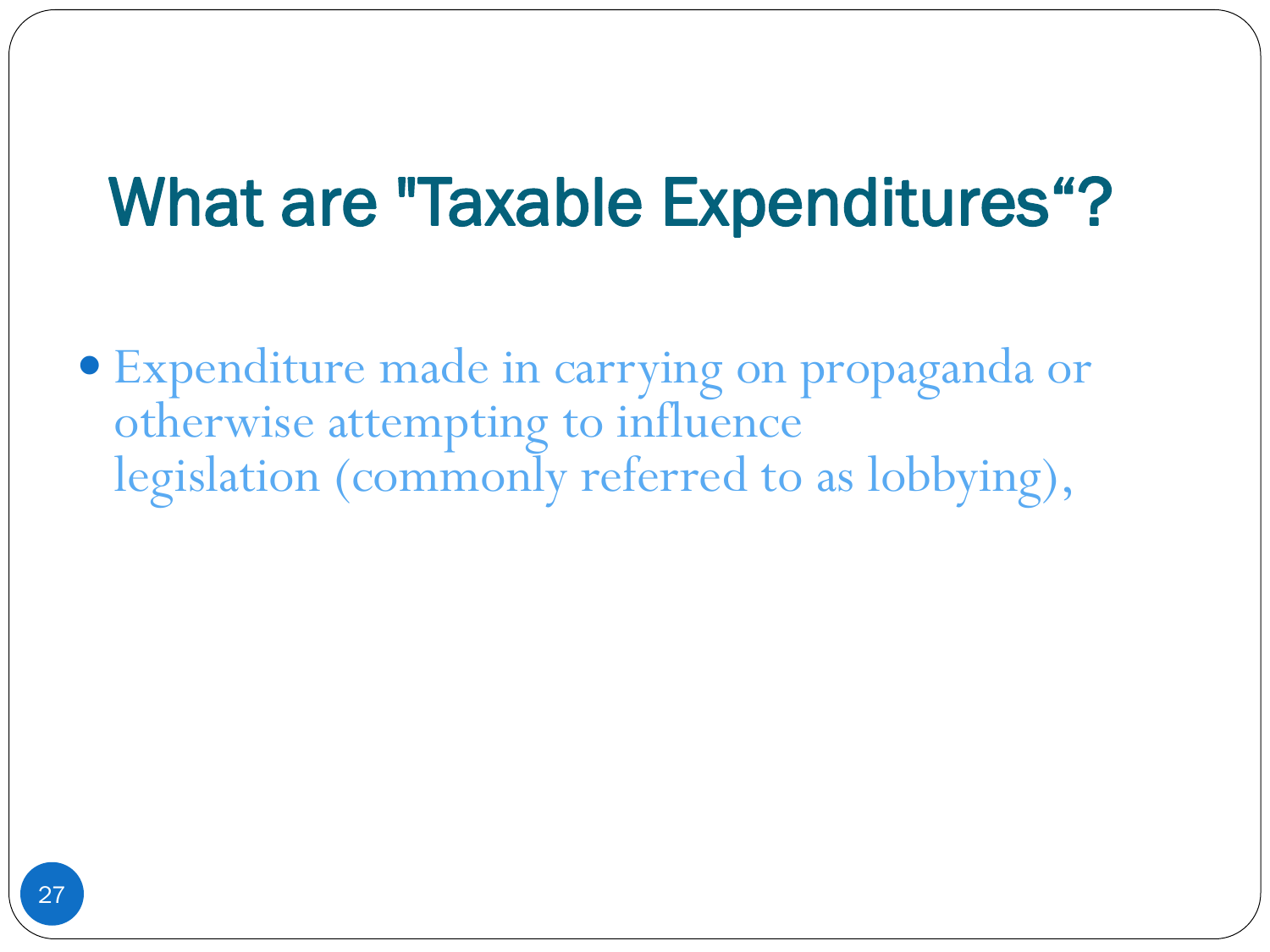# What are "Taxable Expenditures“?

- Expenditure made in carrying on propaganda or otherwise attempting to influence legislation (commonly referred to as lobbying),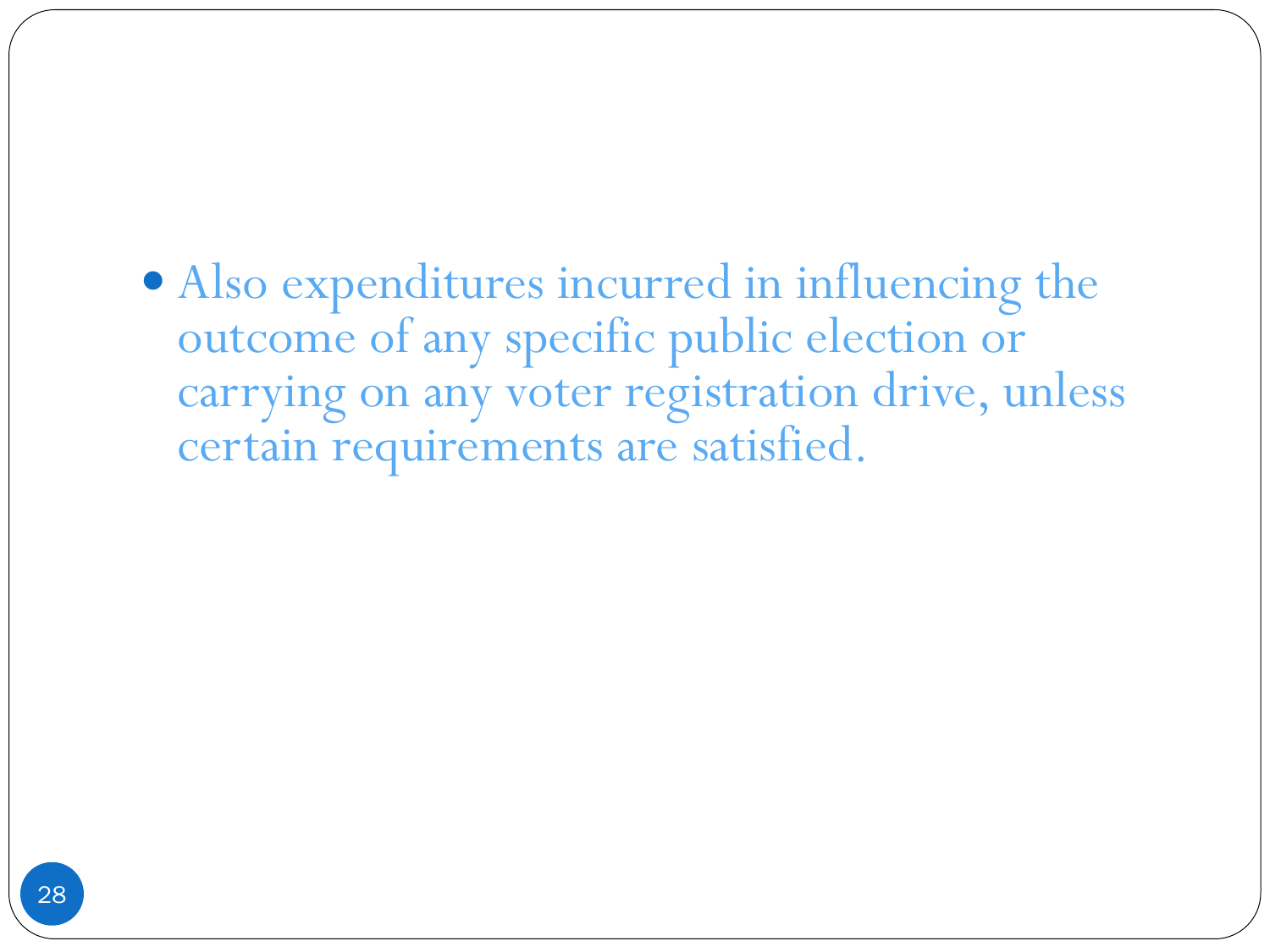- Also expenditures incurred in influencing the outcome of any specific public election or carrying on any voter registration drive, unless certain requirements are satisfied.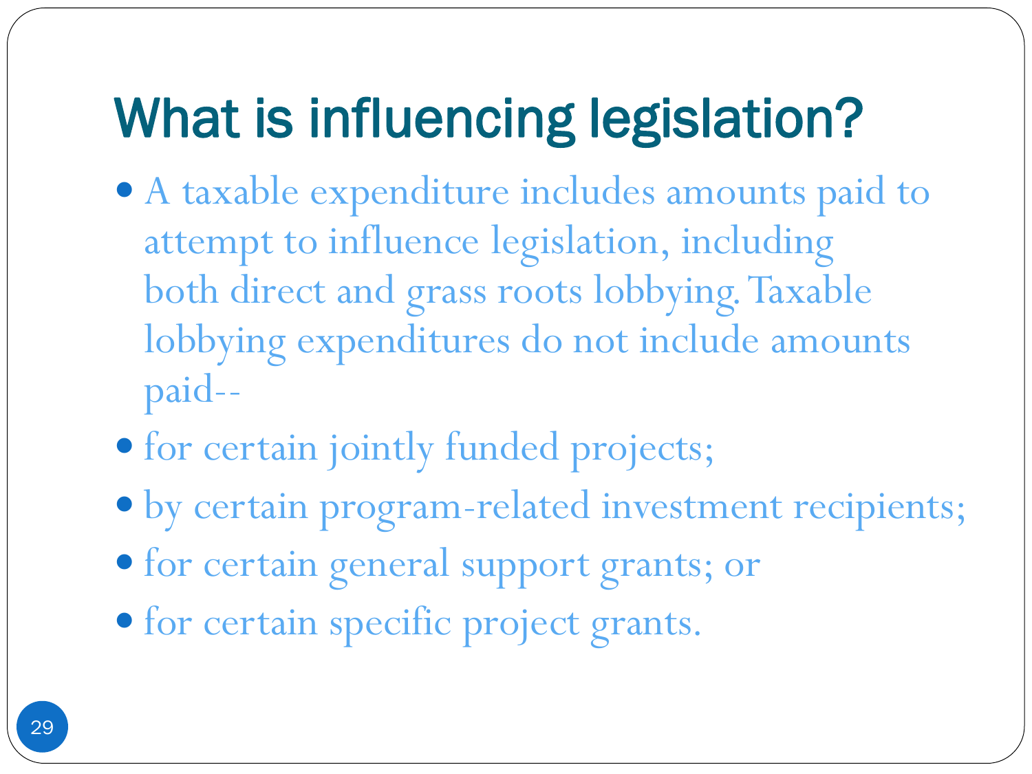# What is influencing legislation?

- A taxable expenditure includes amounts paid to attempt to influence legislation, including both direct and grass roots lobbying. Taxable lobbying expenditures do not include amounts paid--
- for certain jointly funded projects;
- by certain program-related investment recipients;
- for certain general support grants; or
- for certain specific project grants.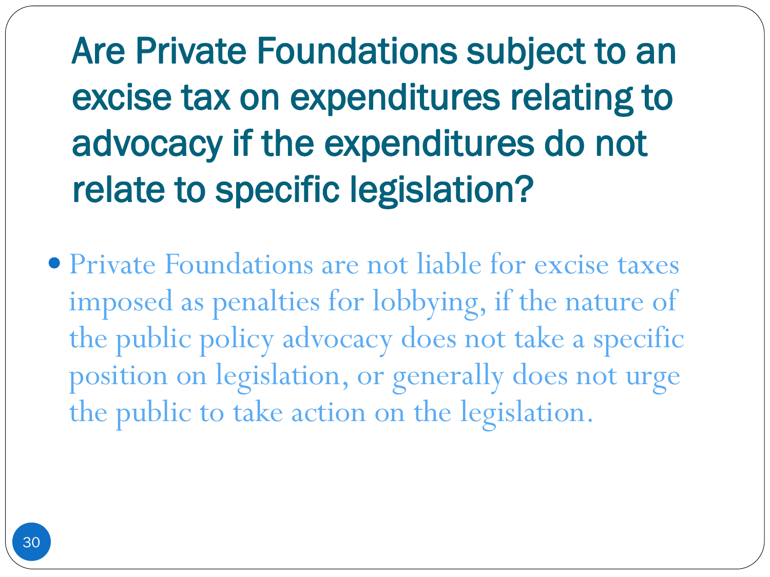# Are Private Foundations subject to an excise tax on expenditures relating to advocacy if the expenditures do not relate to specific legislation?

- Private Foundations are not liable for excise taxes imposed as penalties for lobbying, if the nature of the public policy advocacy does not take a specific position on legislation, or generally does not urge the public to take action on the legislation.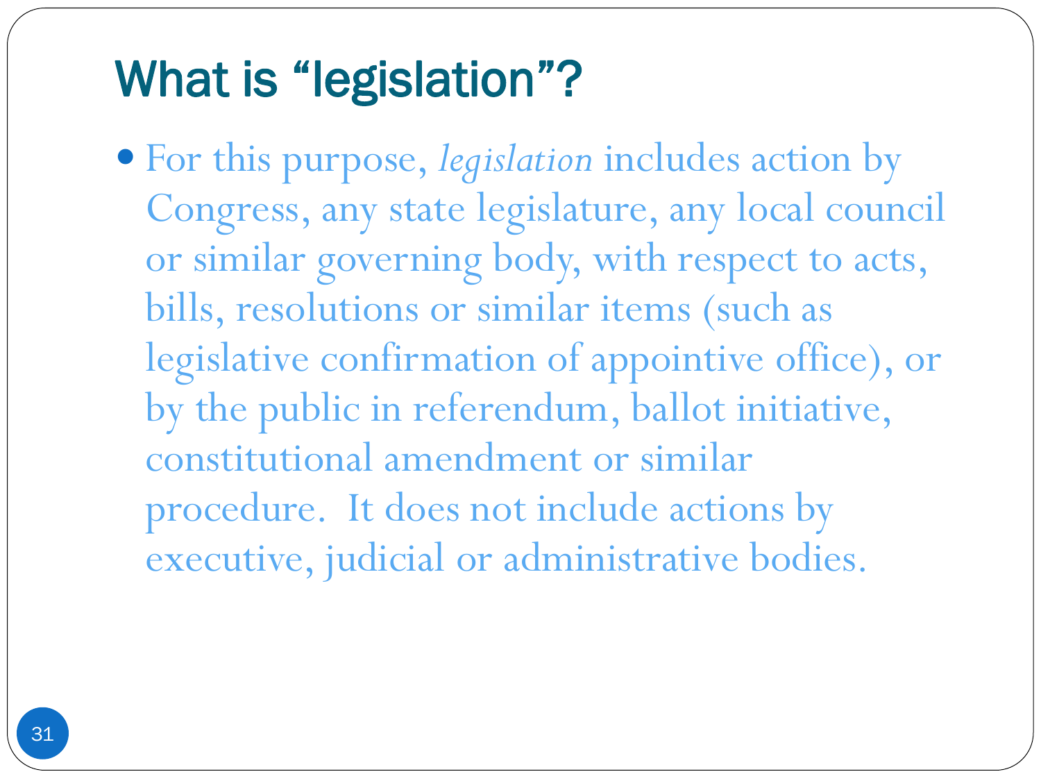# What is "legislation"?

- For this purpose, *legislation* includes action by Congress, any state legislature, any local council or similar governing body, with respect to acts, bills, resolutions or similar items (such as legislative confirmation of appointive office), or by the public in referendum, ballot initiative, constitutional amendment or similar procedure. It does not include actions by executive, judicial or administrative bodies.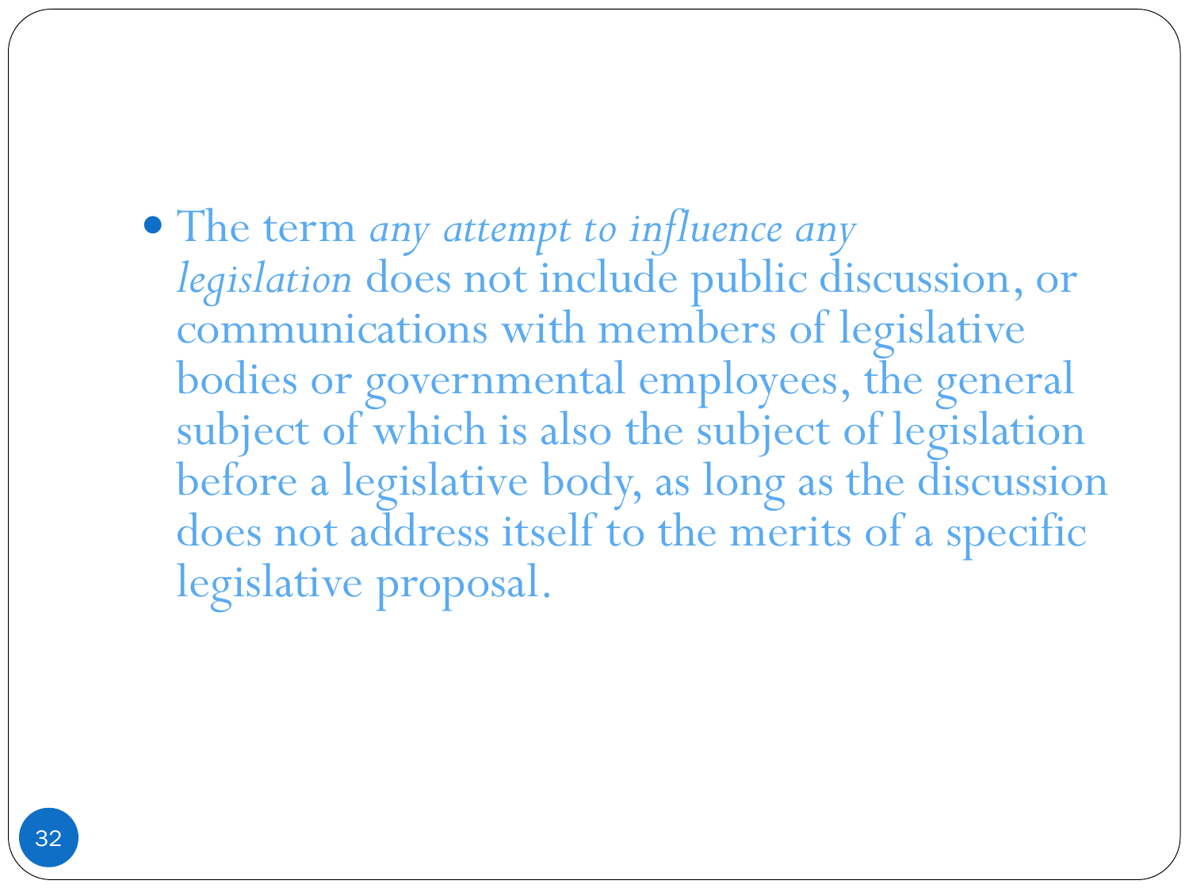- The term *any attempt to influence any legislation* does not include public discussion, or communications with members of legislative bodies or governmental employees, the general subject of which is also the subject of legislation before a legislative body, as long as the discussion does not address itself to the merits of a specific legislative proposal.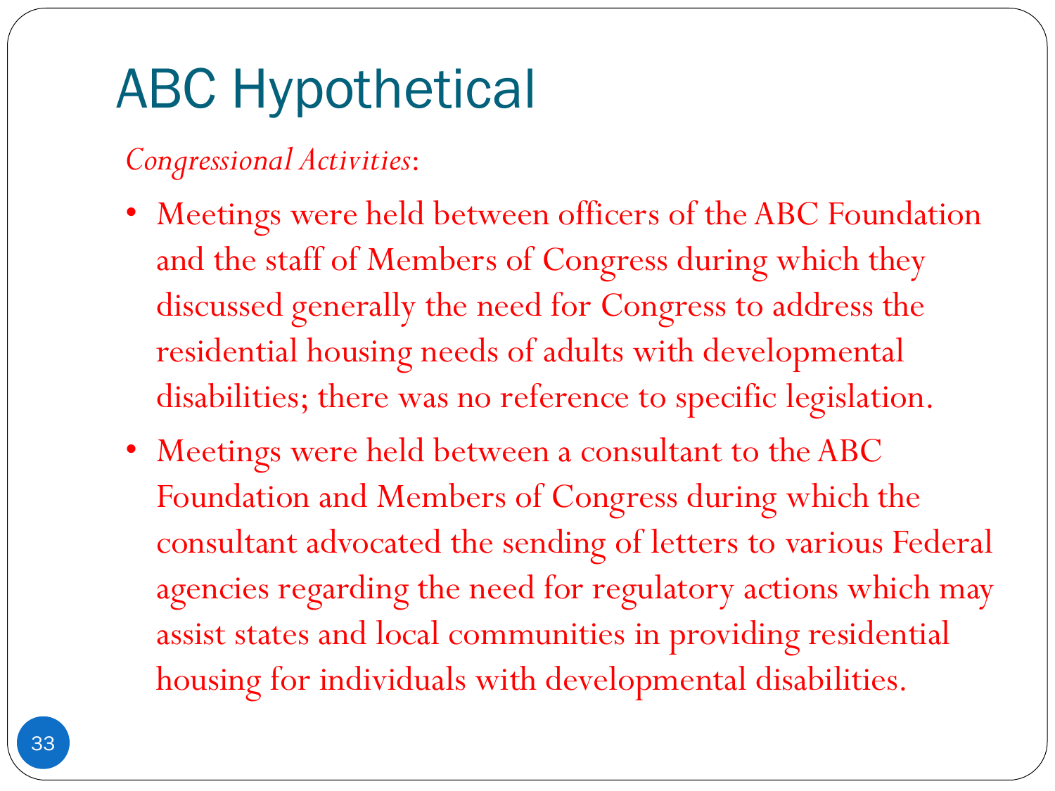# ABC Hypothetical

*Congressional Activities*:

- Meetings were held between officers of the ABC Foundation and the staff of Members of Congress during which they discussed generally the need for Congress to address the residential housing needs of adults with developmental disabilities; there was no reference to specific legislation.
- Meetings were held between a consultant to the ABC Foundation and Members of Congress during which the consultant advocated the sending of letters to various Federal agencies regarding the need for regulatory actions which may assist states and local communities in providing residential housing for individuals with developmental disabilities.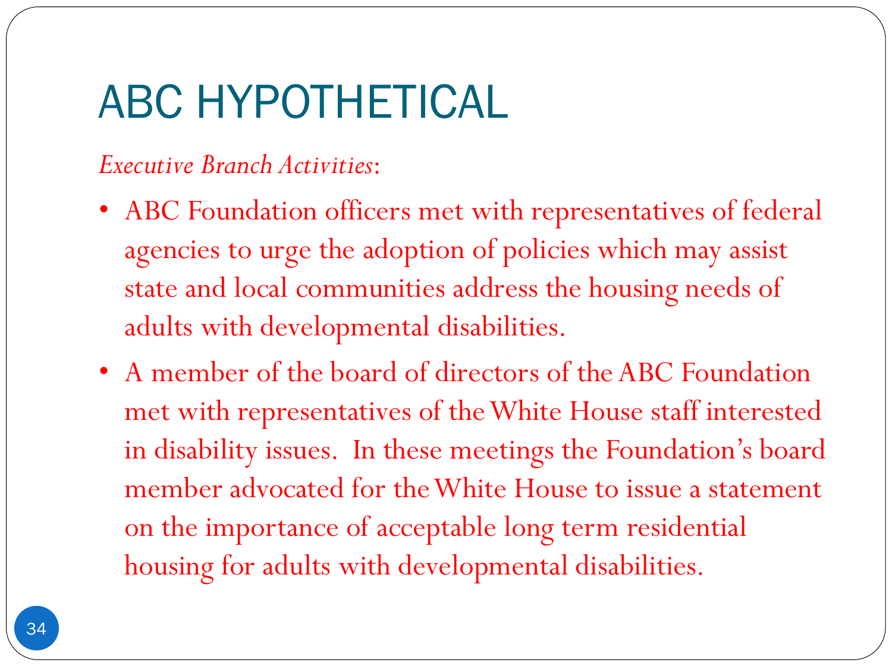# ABC HYPOTHETICAL

*Executive Branch Activities*:

- ABC Foundation officers met with representatives of federal agencies to urge the adoption of policies which may assist state and local communities address the housing needs of adults with developmental disabilities.
- A member of the board of directors of the ABC Foundation met with representatives of the White House staff interested in disability issues. In these meetings the Foundation's board member advocated for the White House to issue a statement on the importance of acceptable long term residential housing for adults with developmental disabilities.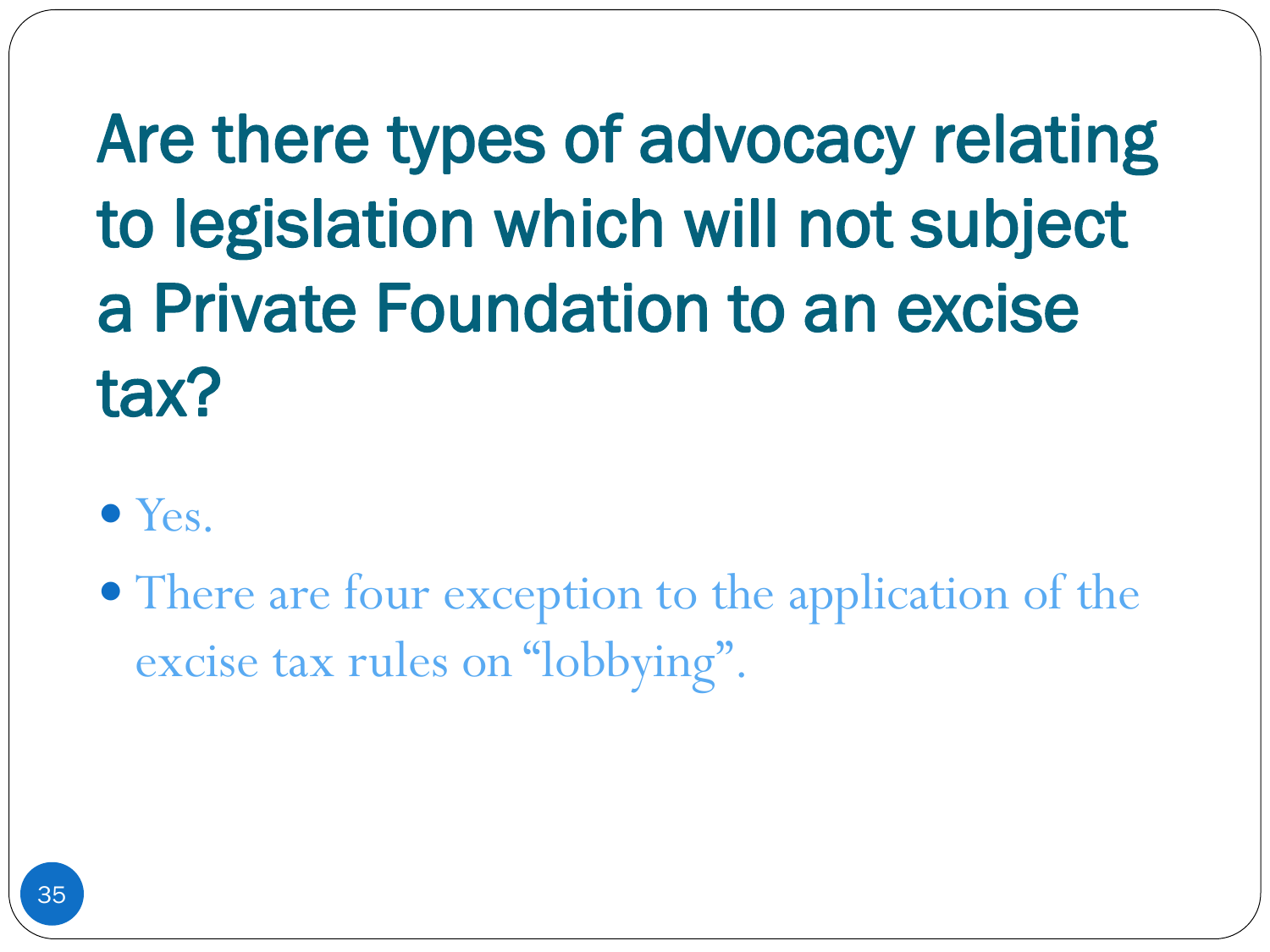# Are there types of advocacy relating to legislation which will not subject a Private Foundation to an excise tax?

- Yes.
- There are four exception to the application of the excise tax rules on "lobbying".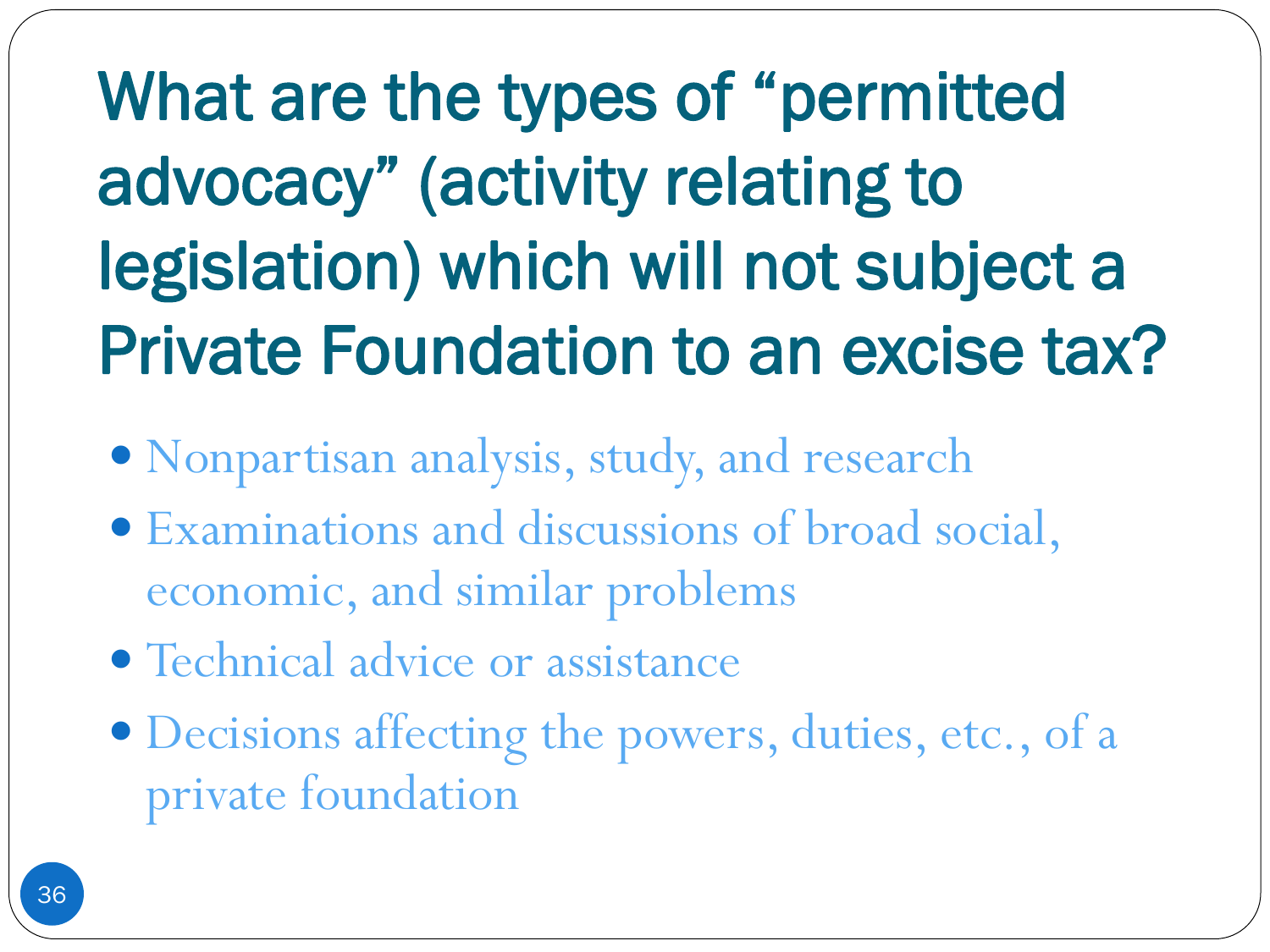# What are the types of "permitted advocacy" (activity relating to legislation) which will not subject a Private Foundation to an excise tax?

- Nonpartisan analysis, study, and research
- Examinations and discussions of broad social, economic, and similar problems
- Technical advice or assistance
- Decisions affecting the powers, duties, etc., of a private foundation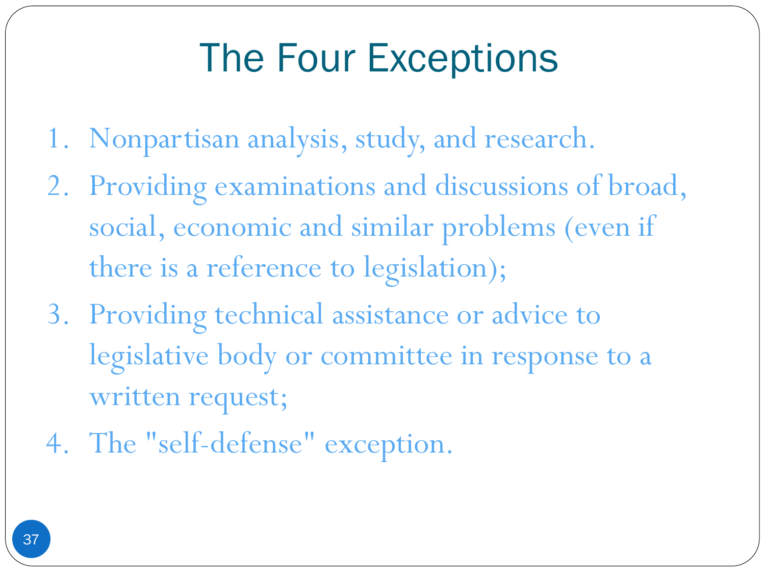# The Four Exceptions

1. Nonpartisan analysis, study, and research.
2. Providing examinations and discussions of broad, social, economic and similar problems (even if there is a reference to legislation);
3. Providing technical assistance or advice to legislative body or committee in response to a written request;
4. The "self-defense" exception.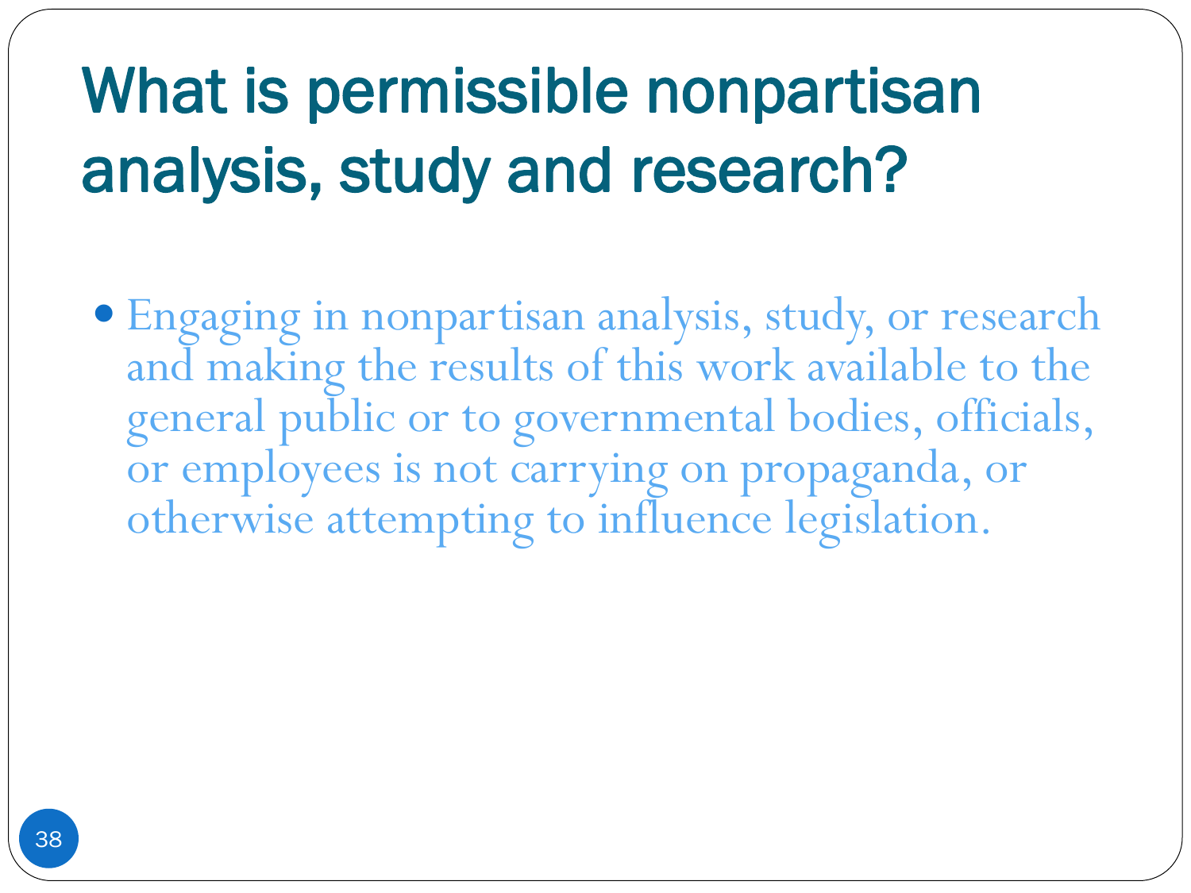# What is permissible nonpartisan analysis, study and research?

- Engaging in nonpartisan analysis, study, or research and making the results of this work available to the general public or to governmental bodies, officials, or employees is not carrying on propaganda, or otherwise attempting to influence legislation.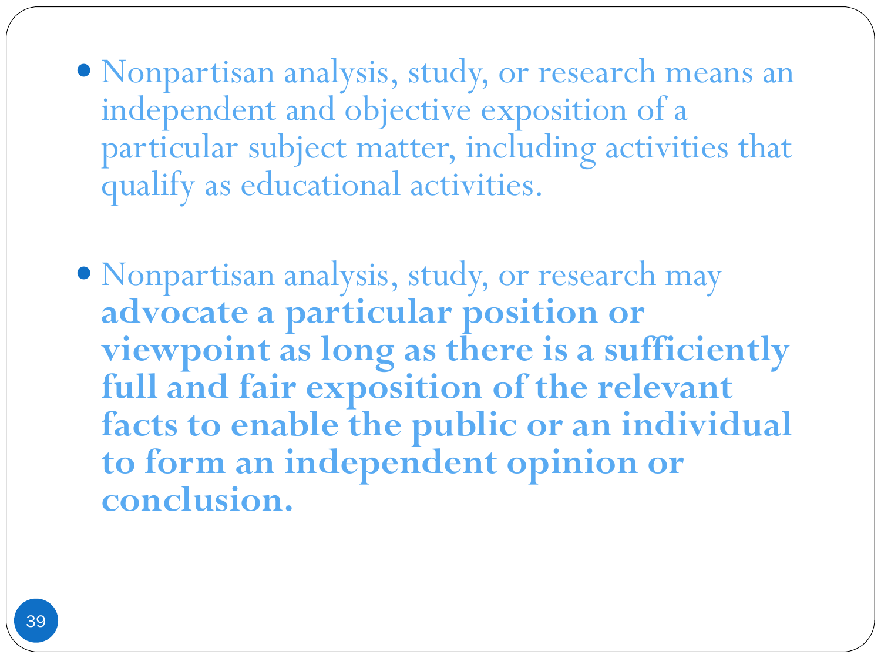- Nonpartisan analysis, study, or research means an independent and objective exposition of a particular subject matter, including activities that qualify as educational activities.

- Nonpartisan analysis, study, or research may **advocate a particular position or viewpoint as long as there is a sufficiently full and fair exposition of the relevant facts to enable the public or an individual to form an independent opinion or conclusion.**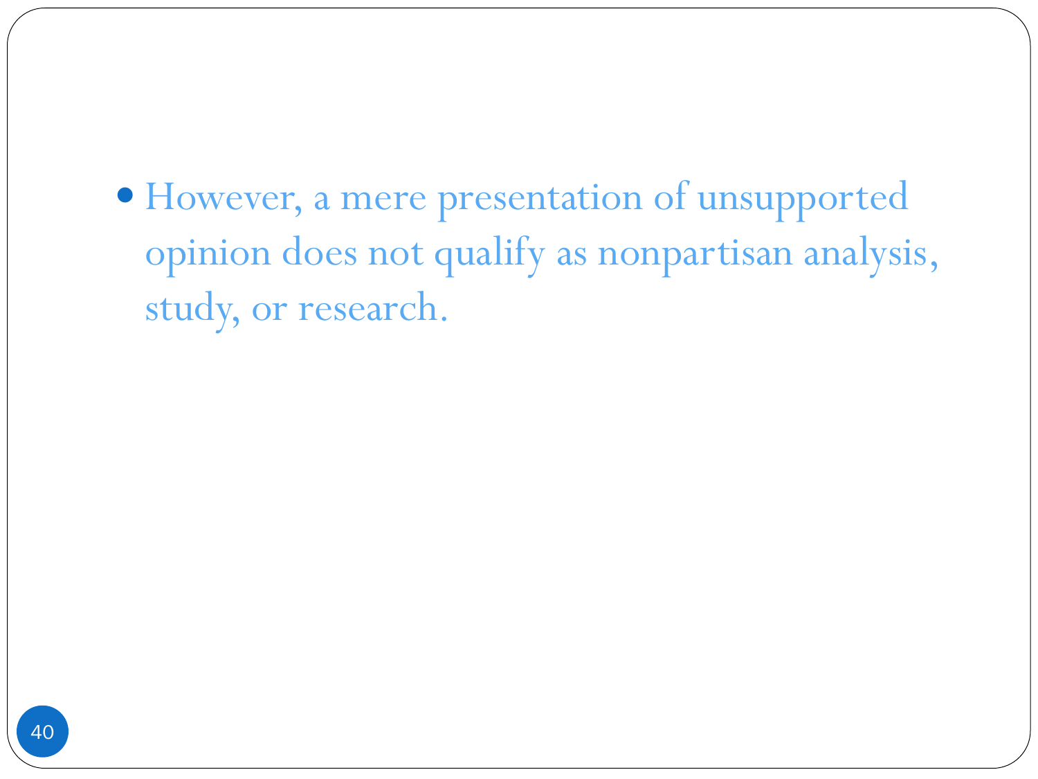- However, a mere presentation of unsupported opinion does not qualify as nonpartisan analysis, study, or research.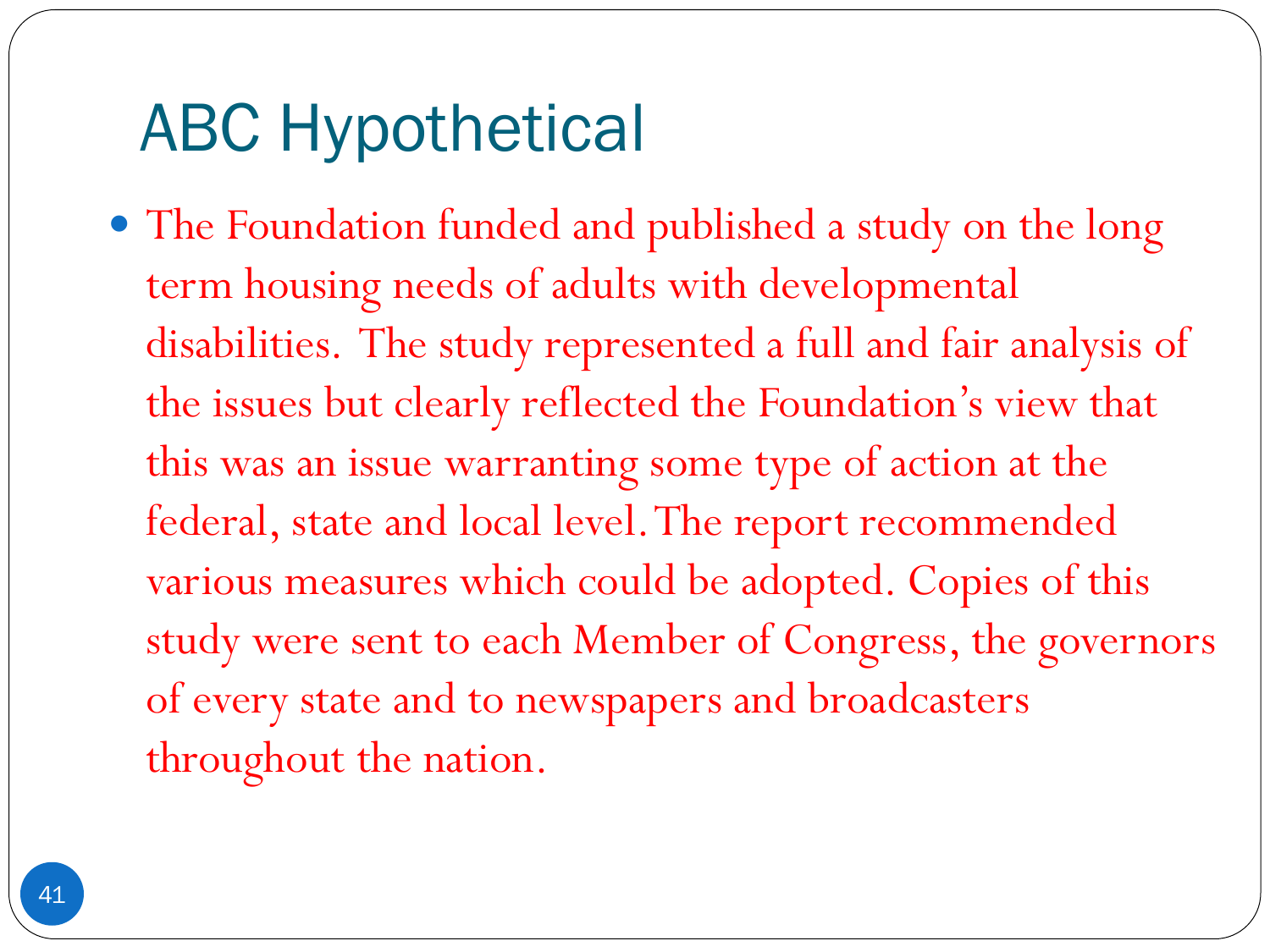# ABC Hypothetical

- The Foundation funded and published a study on the long term housing needs of adults with developmental disabilities. The study represented a full and fair analysis of the issues but clearly reflected the Foundation's view that this was an issue warranting some type of action at the federal, state and local level. The report recommended various measures which could be adopted. Copies of this study were sent to each Member of Congress, the governors of every state and to newspapers and broadcasters throughout the nation.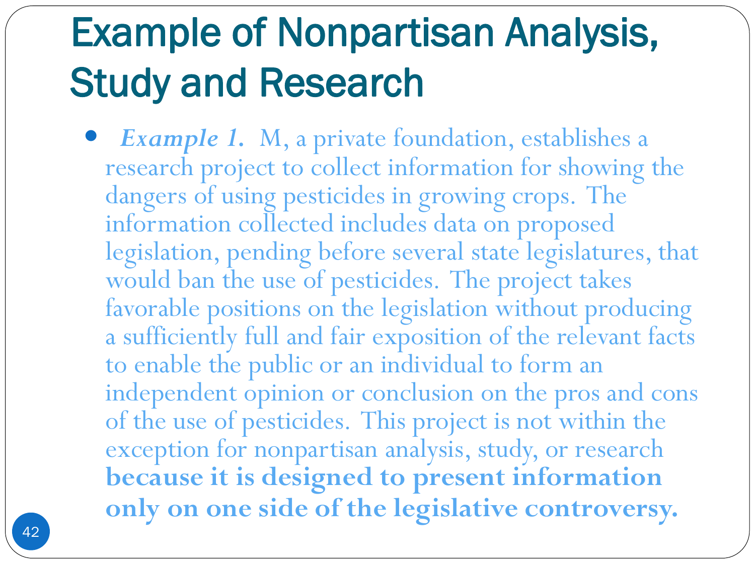# Example of Nonpartisan Analysis, Study and Research

- ***Example 1.*** M, a private foundation, establishes a research project to collect information for showing the dangers of using pesticides in growing crops. The information collected includes data on proposed legislation, pending before several state legislatures, that would ban the use of pesticides. The project takes favorable positions on the legislation without producing a sufficiently full and fair exposition of the relevant facts to enable the public or an individual to form an independent opinion or conclusion on the pros and cons of the use of pesticides. This project is not within the exception for nonpartisan analysis, study, or research **because it is designed to present information only on one side of the legislative controversy.**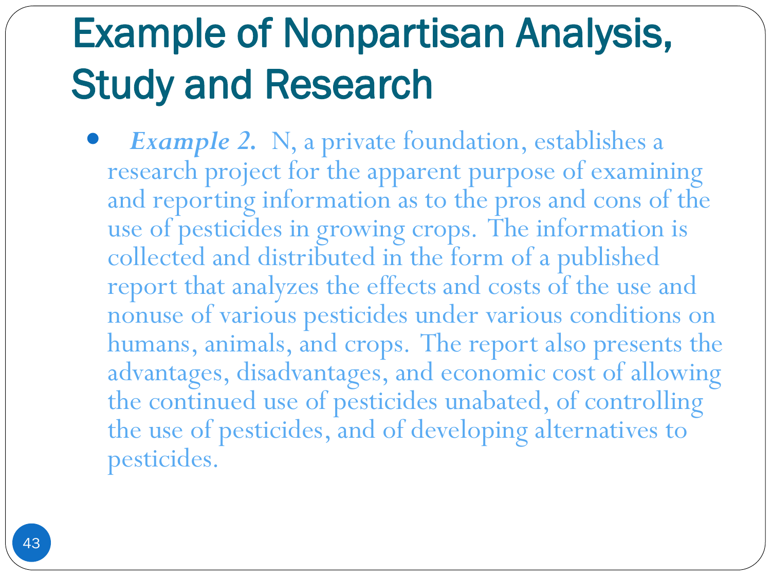# Example of Nonpartisan Analysis, Study and Research

- ***Example 2.*** N, a private foundation, establishes a research project for the apparent purpose of examining and reporting information as to the pros and cons of the use of pesticides in growing crops. The information is collected and distributed in the form of a published report that analyzes the effects and costs of the use and nonuse of various pesticides under various conditions on humans, animals, and crops. The report also presents the advantages, disadvantages, and economic cost of allowing the continued use of pesticides unabated, of controlling the use of pesticides, and of developing alternatives to pesticides.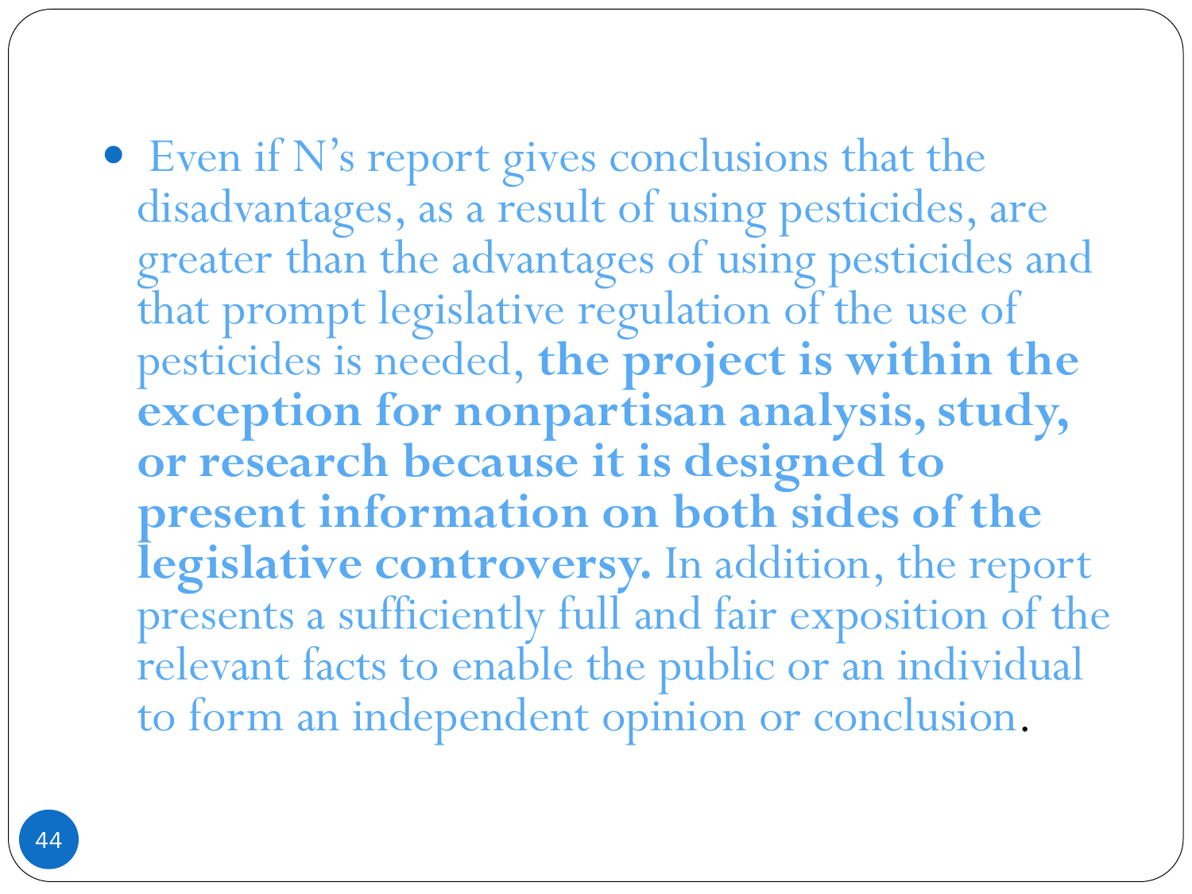- Even if N's report gives conclusions that the disadvantages, as a result of using pesticides, are greater than the advantages of using pesticides and that prompt legislative regulation of the use of pesticides is needed, **the project is within the exception for nonpartisan analysis, study, or research because it is designed to present information on both sides of the legislative controversy.** In addition, the report presents a sufficiently full and fair exposition of the relevant facts to enable the public or an individual to form an independent opinion or conclusion.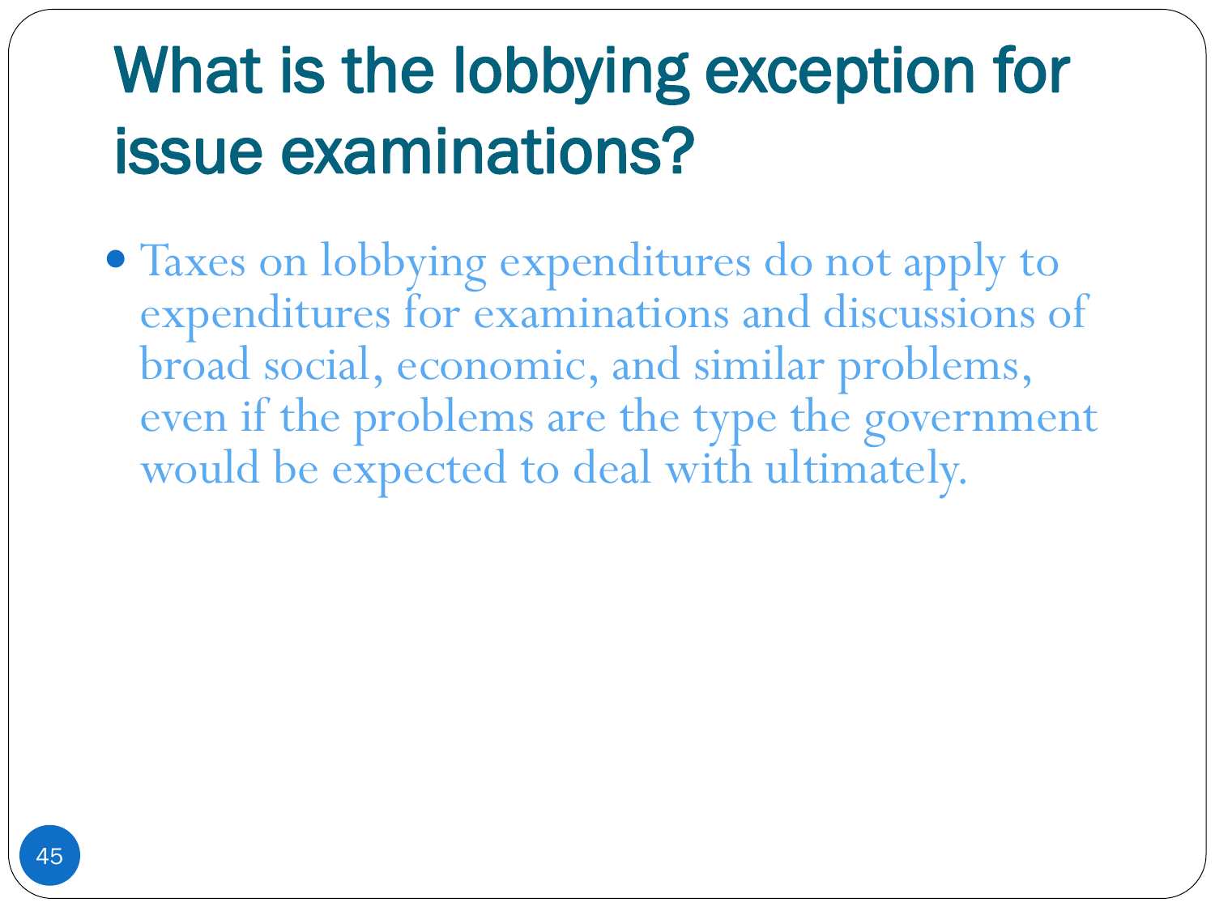# What is the lobbying exception for issue examinations?

- Taxes on lobbying expenditures do not apply to expenditures for examinations and discussions of broad social, economic, and similar problems, even if the problems are the type the government would be expected to deal with ultimately.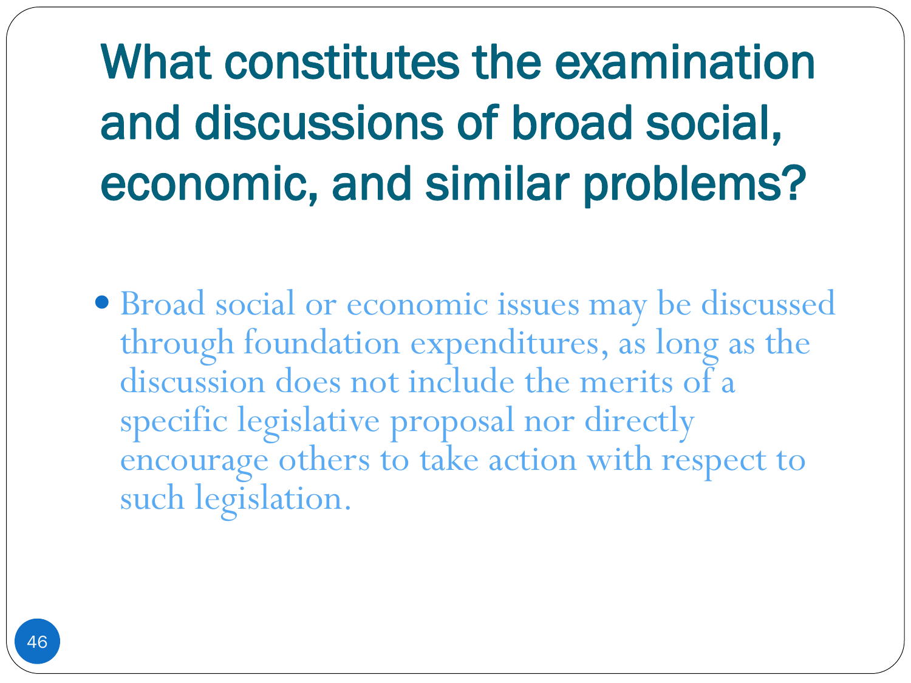# What constitutes the examination and discussions of broad social, economic, and similar problems?

- Broad social or economic issues may be discussed through foundation expenditures, as long as the discussion does not include the merits of a specific legislative proposal nor directly encourage others to take action with respect to such legislation.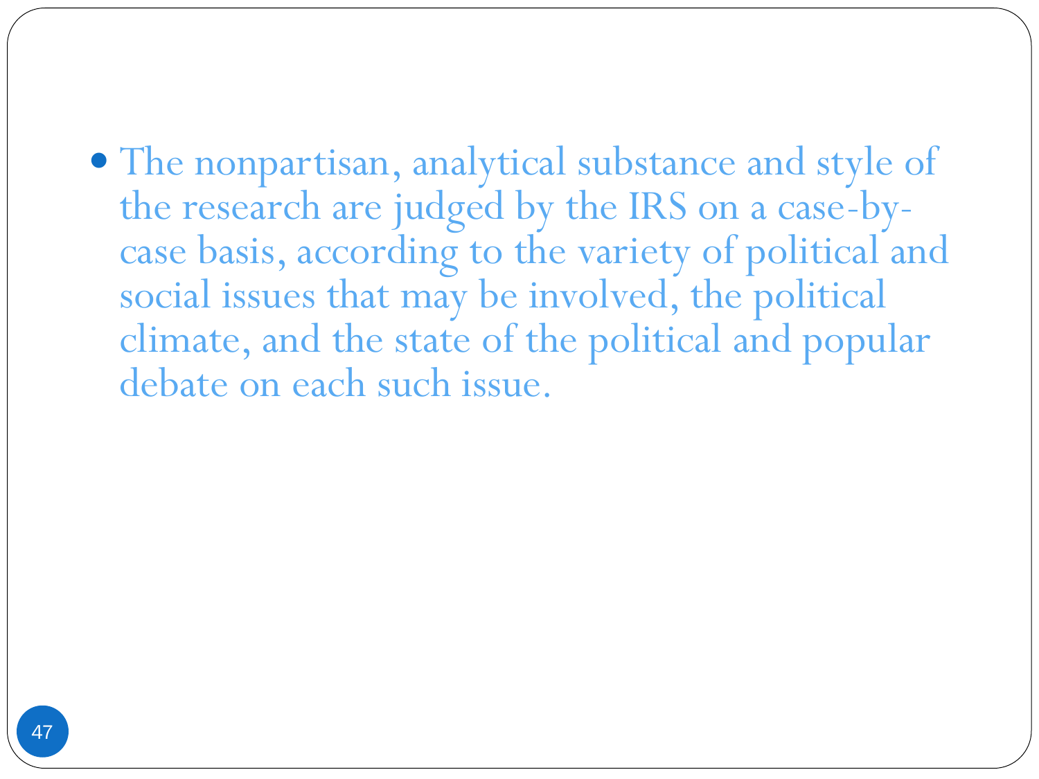- The nonpartisan, analytical substance and style of the research are judged by the IRS on a case-by-case basis, according to the variety of political and social issues that may be involved, the political climate, and the state of the political and popular debate on each such issue.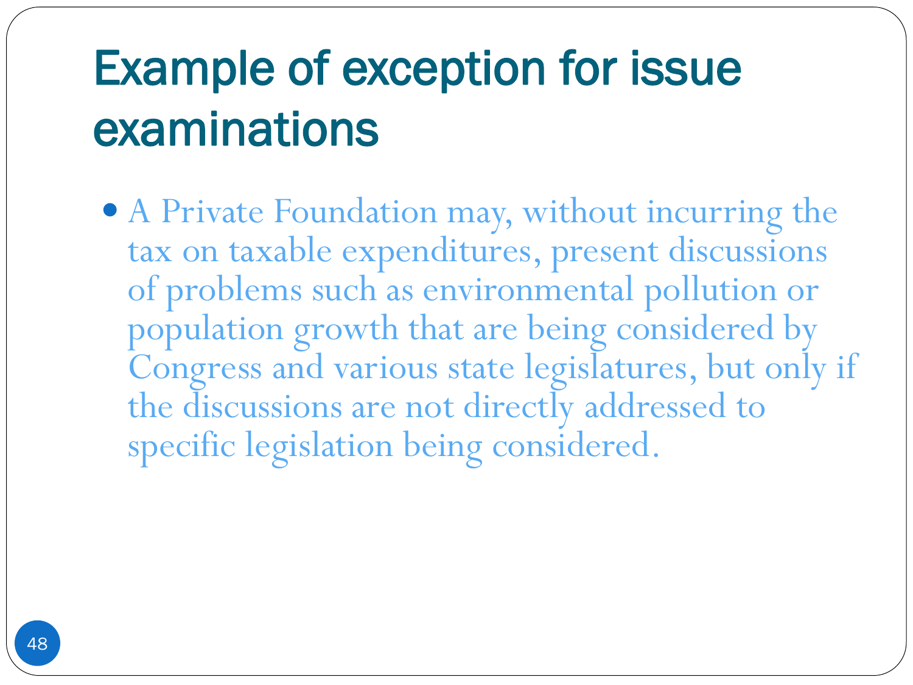# Example of exception for issue examinations

- A Private Foundation may, without incurring the tax on taxable expenditures, present discussions of problems such as environmental pollution or population growth that are being considered by Congress and various state legislatures, but only if the discussions are not directly addressed to specific legislation being considered.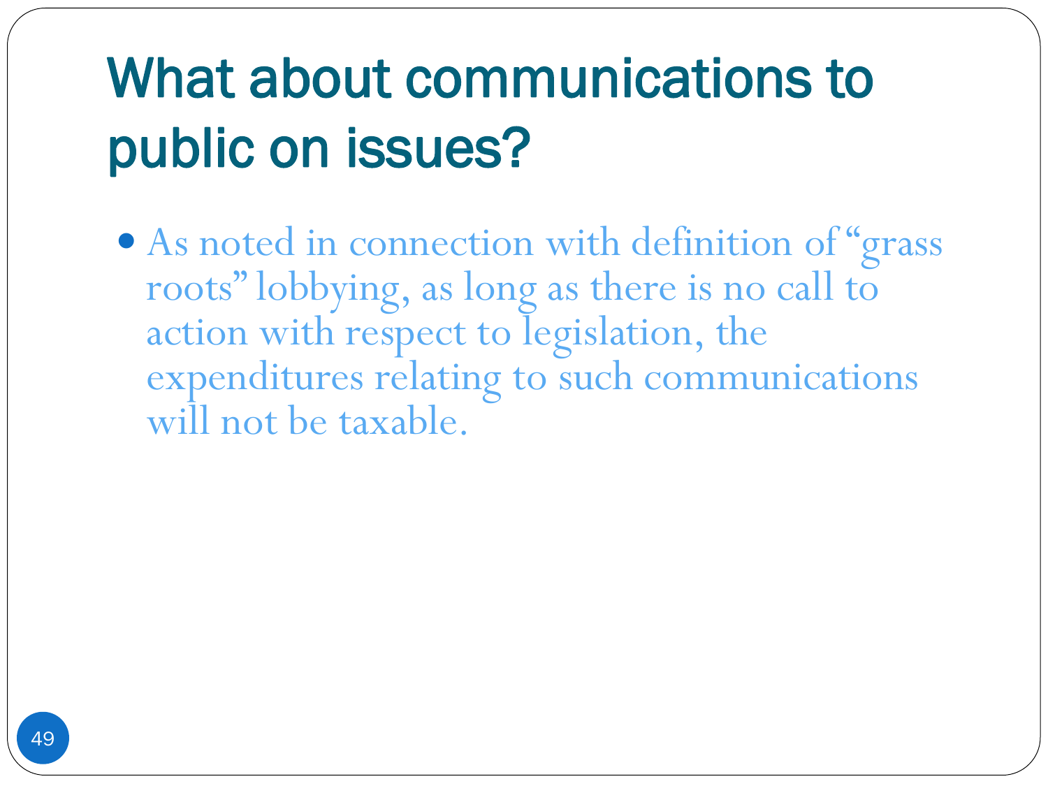# What about communications to public on issues?

- As noted in connection with definition of "grass roots" lobbying, as long as there is no call to action with respect to legislation, the expenditures relating to such communications will not be taxable.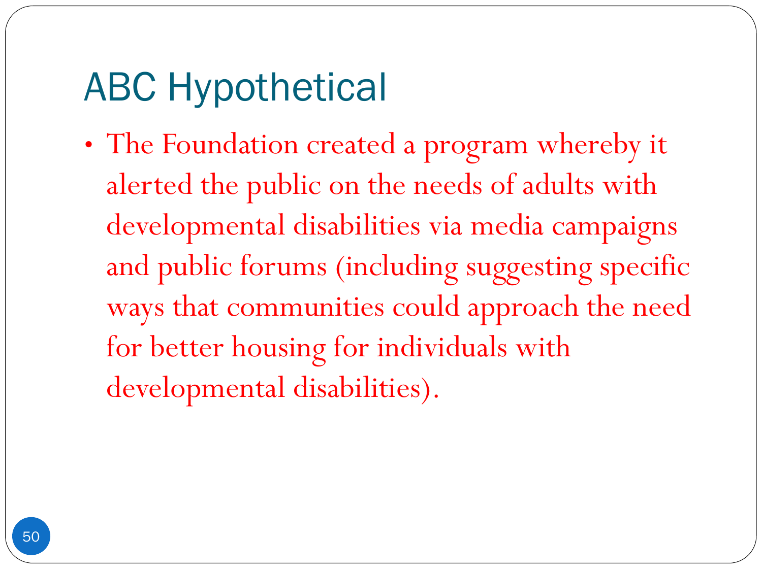# ABC Hypothetical

- The Foundation created a program whereby it alerted the public on the needs of adults with developmental disabilities via media campaigns and public forums (including suggesting specific ways that communities could approach the need for better housing for individuals with developmental disabilities).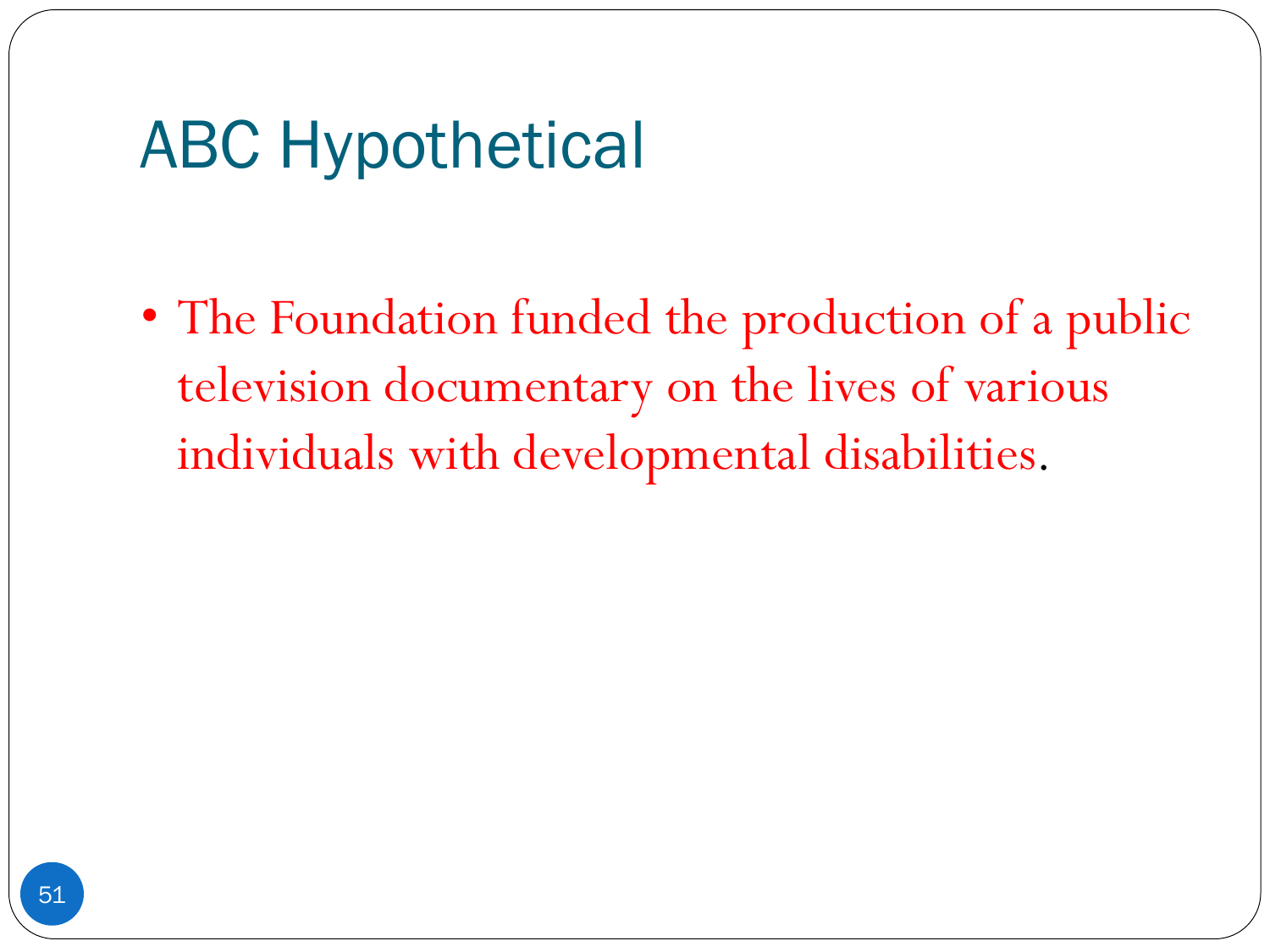# ABC Hypothetical

- The Foundation funded the production of a public television documentary on the lives of various individuals with developmental disabilities.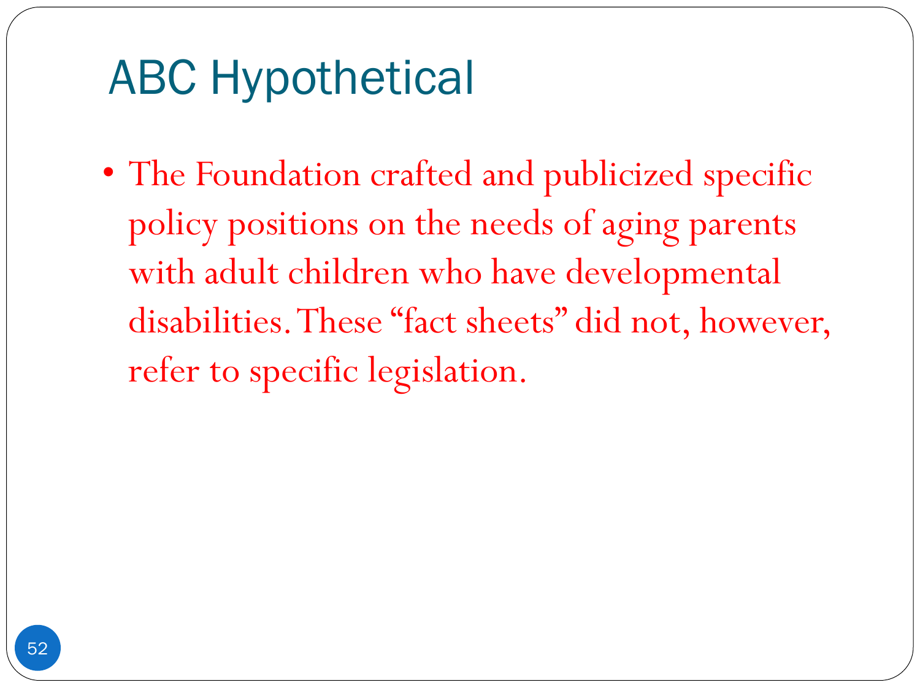# ABC Hypothetical

- The Foundation crafted and publicized specific policy positions on the needs of aging parents with adult children who have developmental disabilities. These "fact sheets" did not, however, refer to specific legislation.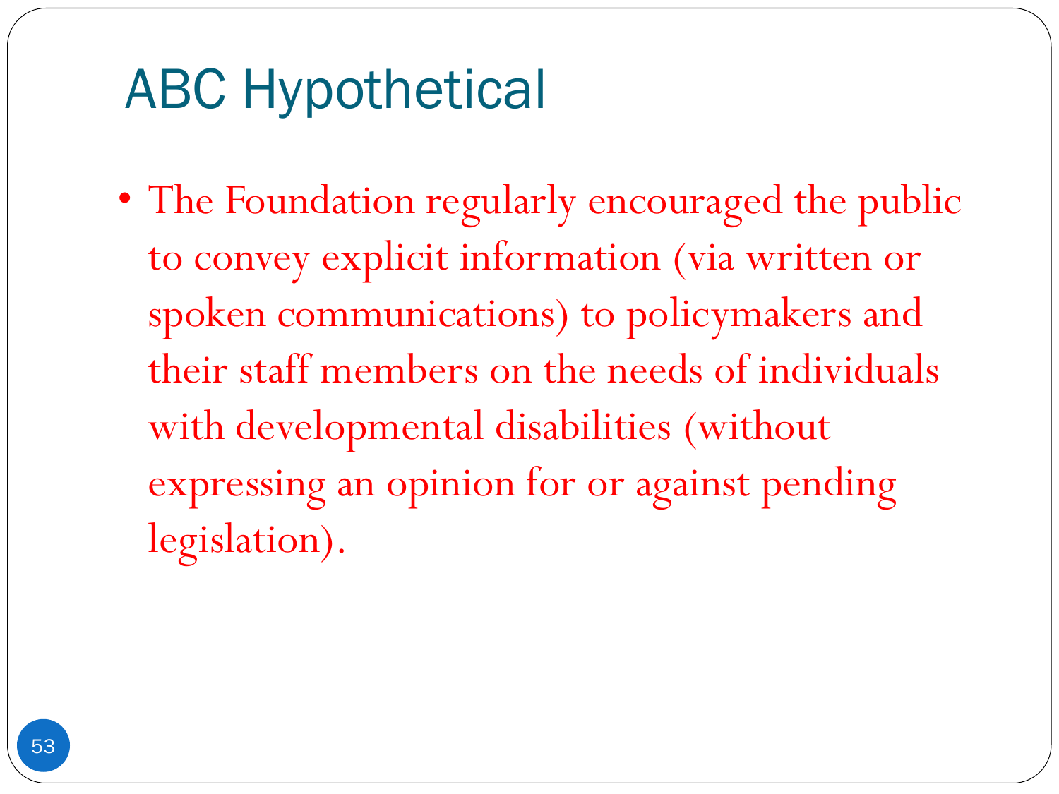# ABC Hypothetical

- The Foundation regularly encouraged the public to convey explicit information (via written or spoken communications) to policymakers and their staff members on the needs of individuals with developmental disabilities (without expressing an opinion for or against pending legislation).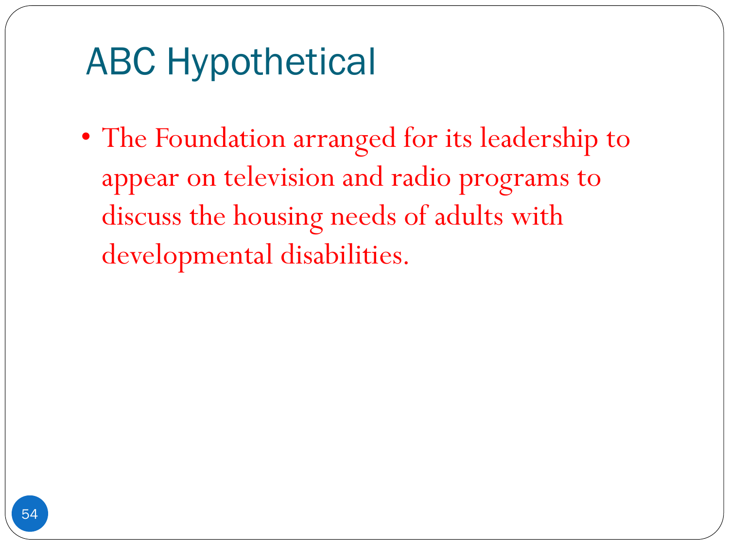# ABC Hypothetical

- The Foundation arranged for its leadership to appear on television and radio programs to discuss the housing needs of adults with developmental disabilities.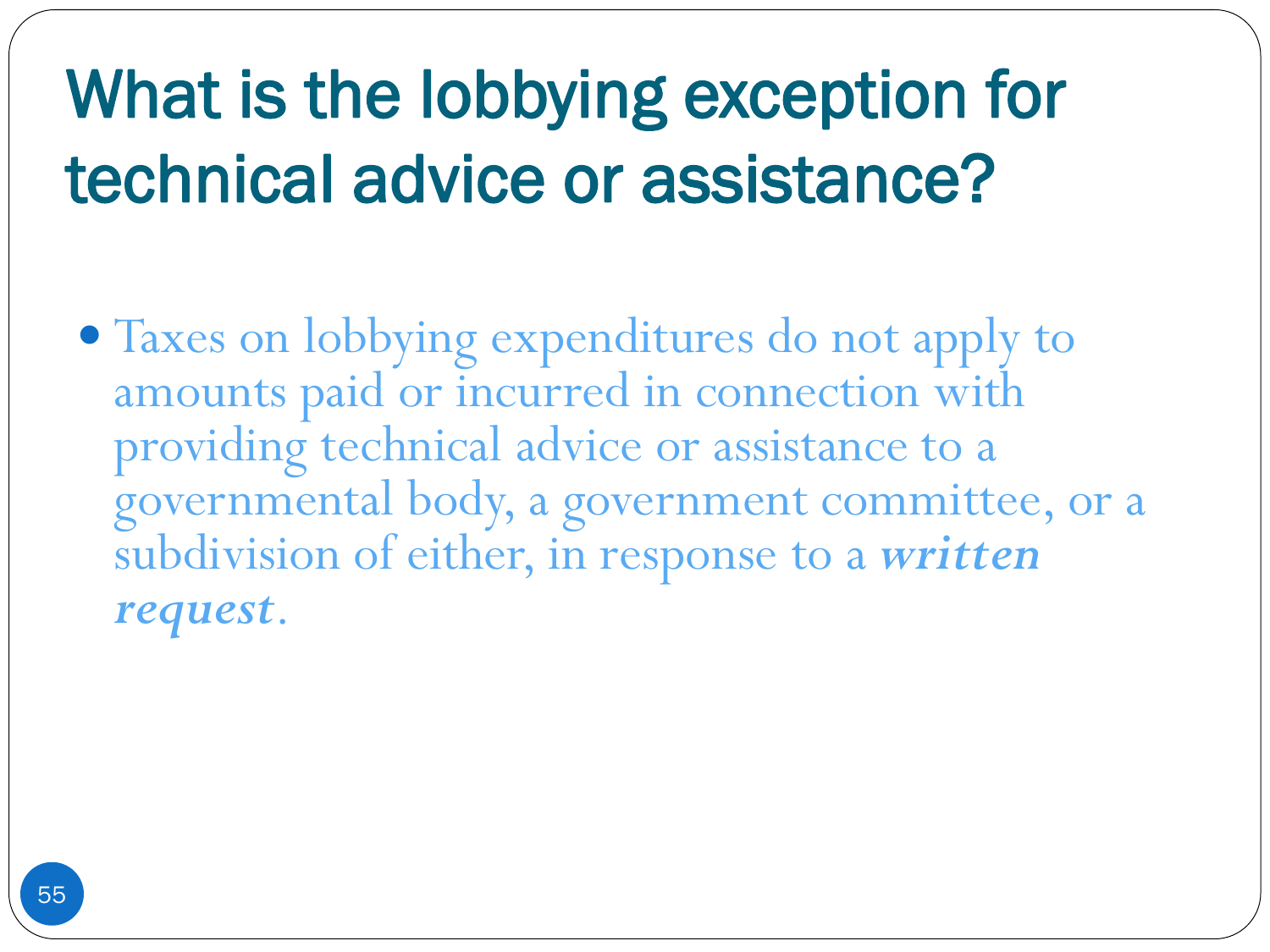# What is the lobbying exception for technical advice or assistance?

- Taxes on lobbying expenditures do not apply to amounts paid or incurred in connection with providing technical advice or assistance to a governmental body, a government committee, or a subdivision of either, in response to a ***written request***.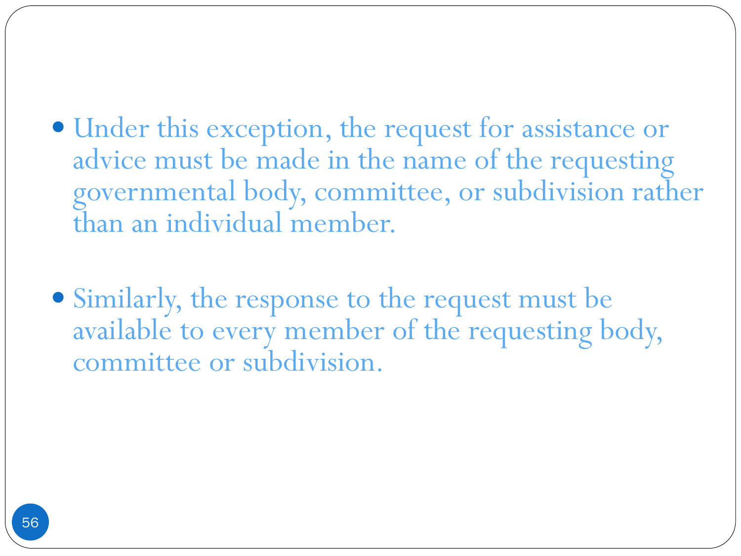- Under this exception, the request for assistance or advice must be made in the name of the requesting governmental body, committee, or subdivision rather than an individual member.

- Similarly, the response to the request must be available to every member of the requesting body, committee or subdivision.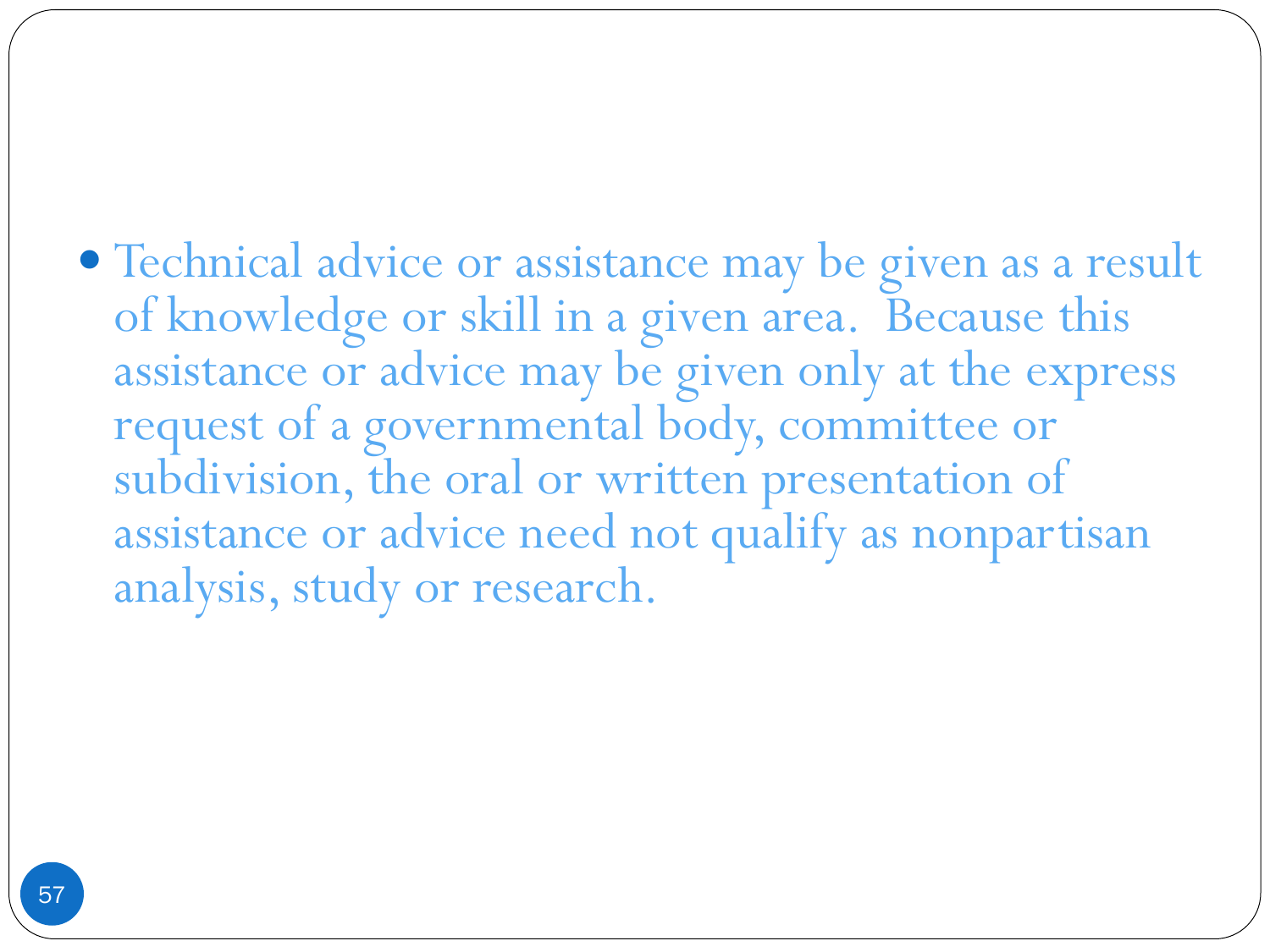- Technical advice or assistance may be given as a result of knowledge or skill in a given area. Because this assistance or advice may be given only at the express request of a governmental body, committee or subdivision, the oral or written presentation of assistance or advice need not qualify as nonpartisan analysis, study or research.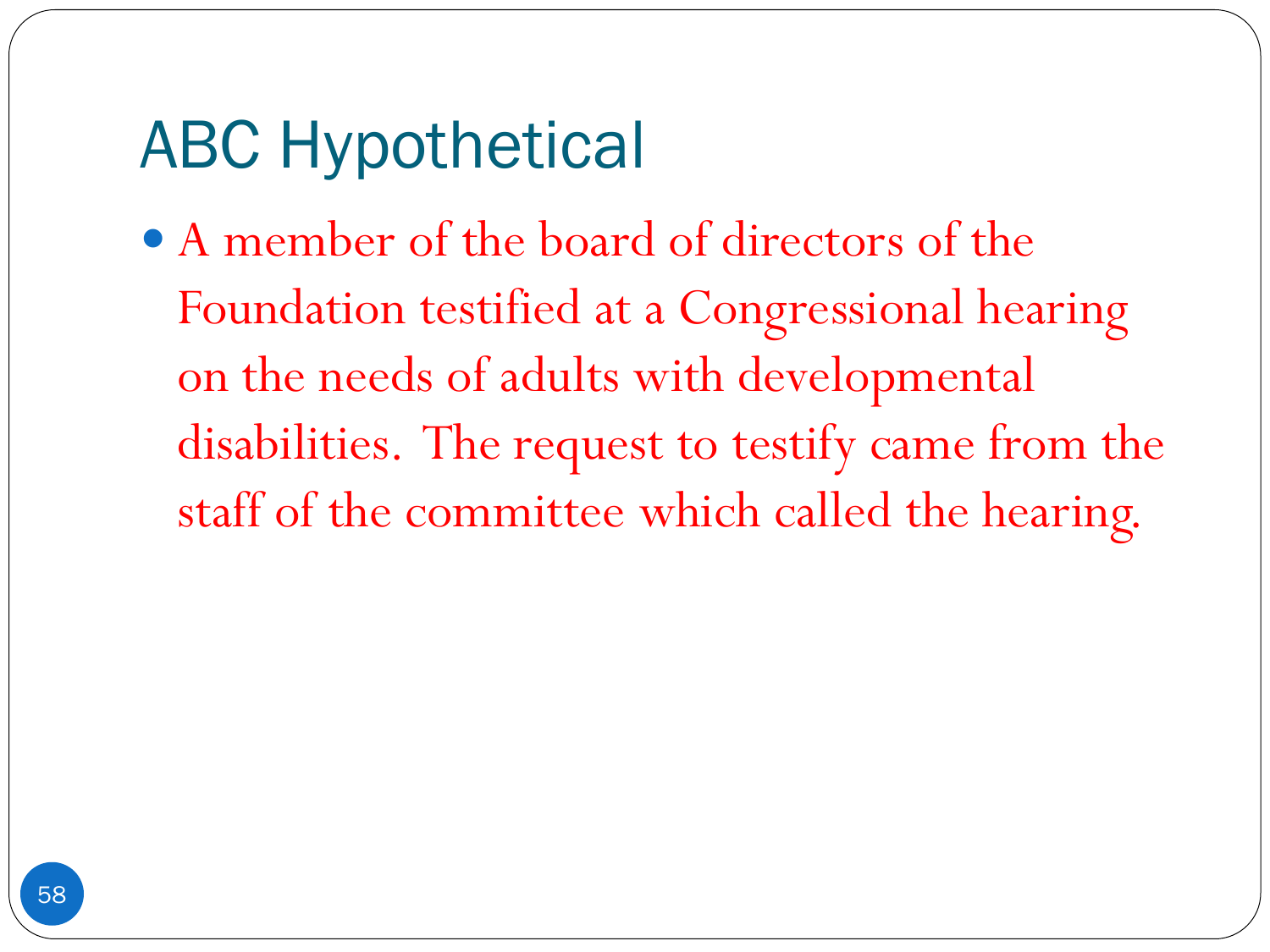# ABC Hypothetical

- A member of the board of directors of the Foundation testified at a Congressional hearing on the needs of adults with developmental disabilities. The request to testify came from the staff of the committee which called the hearing.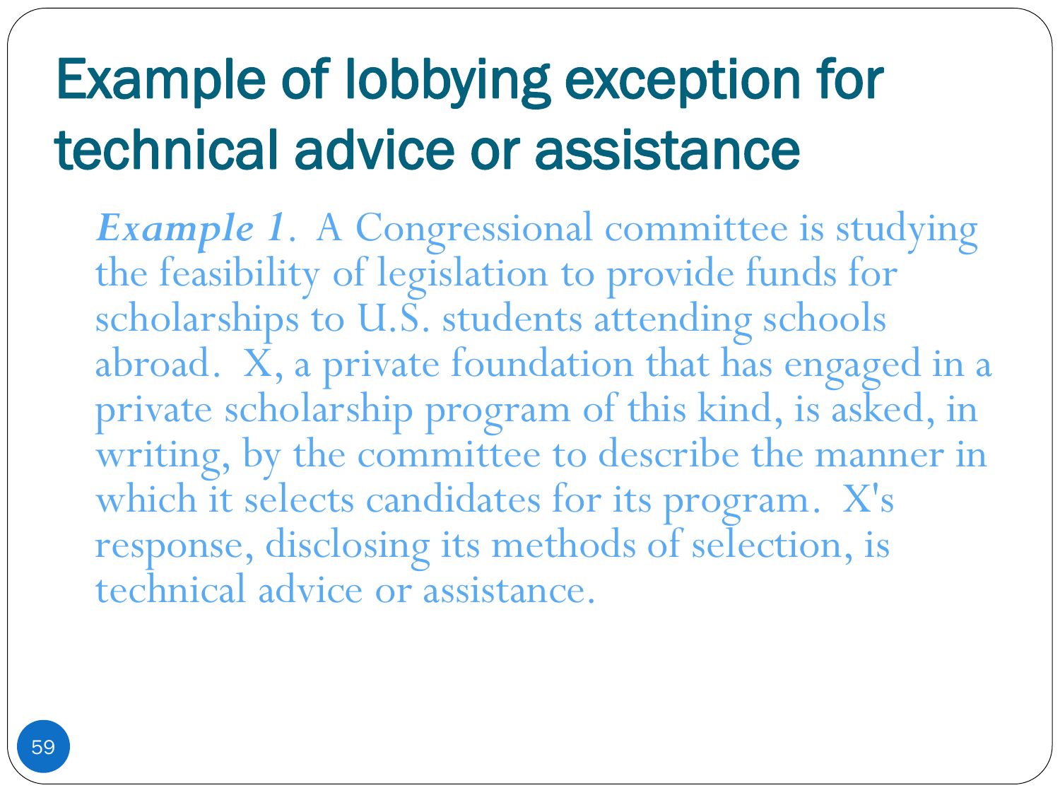# Example of lobbying exception for technical advice or assistance

***Example 1***. A Congressional committee is studying the feasibility of legislation to provide funds for scholarships to U.S. students attending schools abroad. X, a private foundation that has engaged in a private scholarship program of this kind, is asked, in writing, by the committee to describe the manner in which it selects candidates for its program. X's response, disclosing its methods of selection, is technical advice or assistance.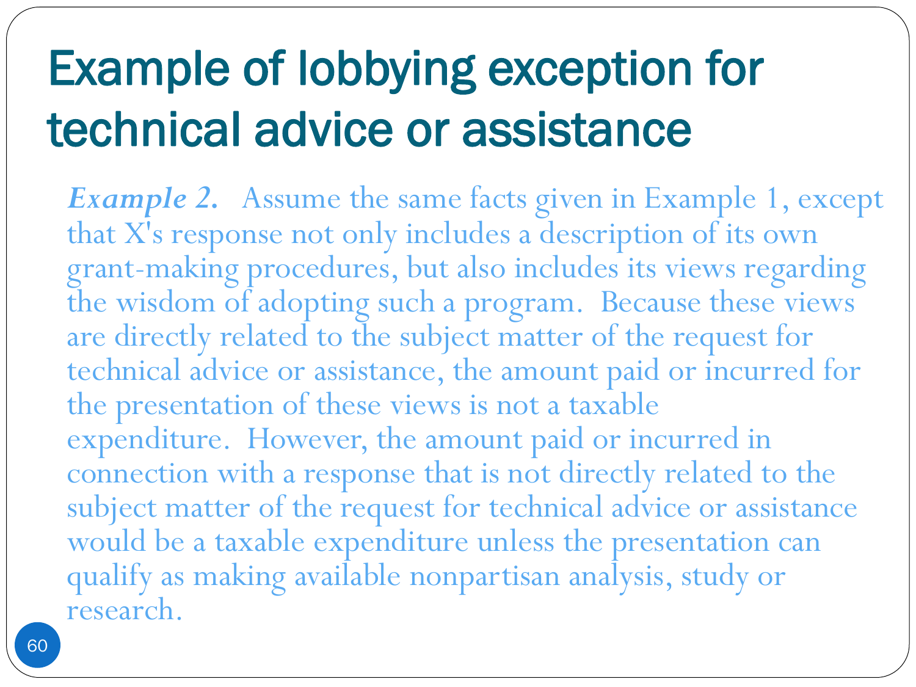# Example of lobbying exception for technical advice or assistance

***Example 2.*** Assume the same facts given in Example 1, except that X's response not only includes a description of its own grant-making procedures, but also includes its views regarding the wisdom of adopting such a program. Because these views are directly related to the subject matter of the request for technical advice or assistance, the amount paid or incurred for the presentation of these views is not a taxable expenditure. However, the amount paid or incurred in connection with a response that is not directly related to the subject matter of the request for technical advice or assistance would be a taxable expenditure unless the presentation can qualify as making available nonpartisan analysis, study or research.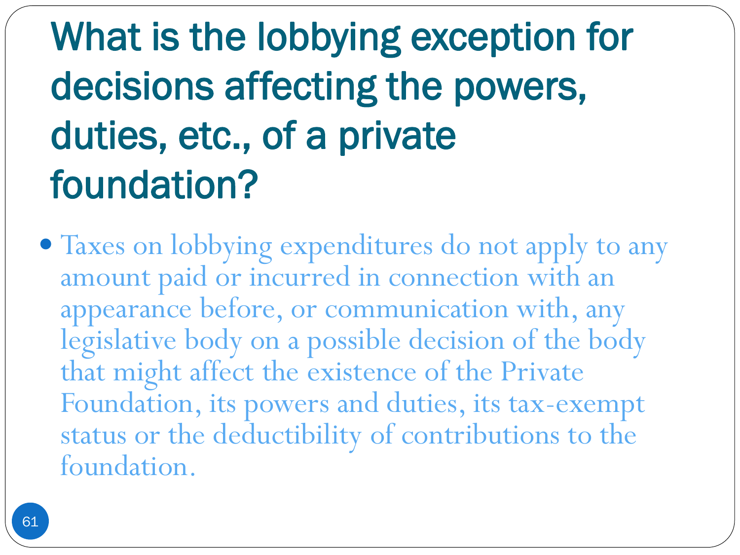# What is the lobbying exception for decisions affecting the powers, duties, etc., of a private foundation?

- Taxes on lobbying expenditures do not apply to any amount paid or incurred in connection with an appearance before, or communication with, any legislative body on a possible decision of the body that might affect the existence of the Private Foundation, its powers and duties, its tax-exempt status or the deductibility of contributions to the foundation.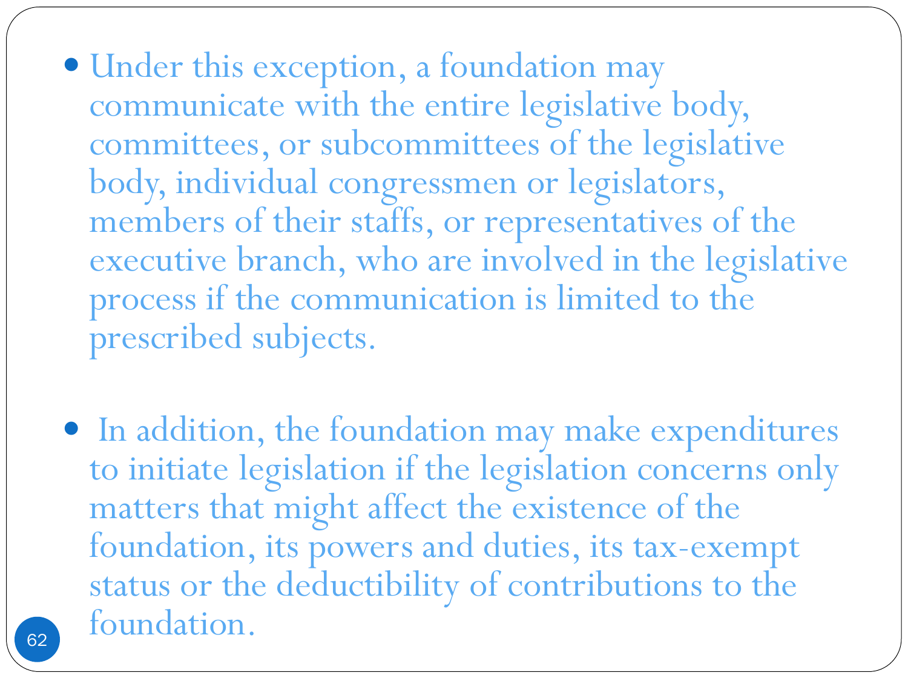- Under this exception, a foundation may communicate with the entire legislative body, committees, or subcommittees of the legislative body, individual congressmen or legislators, members of their staffs, or representatives of the executive branch, who are involved in the legislative process if the communication is limited to the prescribed subjects.

- In addition, the foundation may make expenditures to initiate legislation if the legislation concerns only matters that might affect the existence of the foundation, its powers and duties, its tax-exempt status or the deductibility of contributions to the foundation.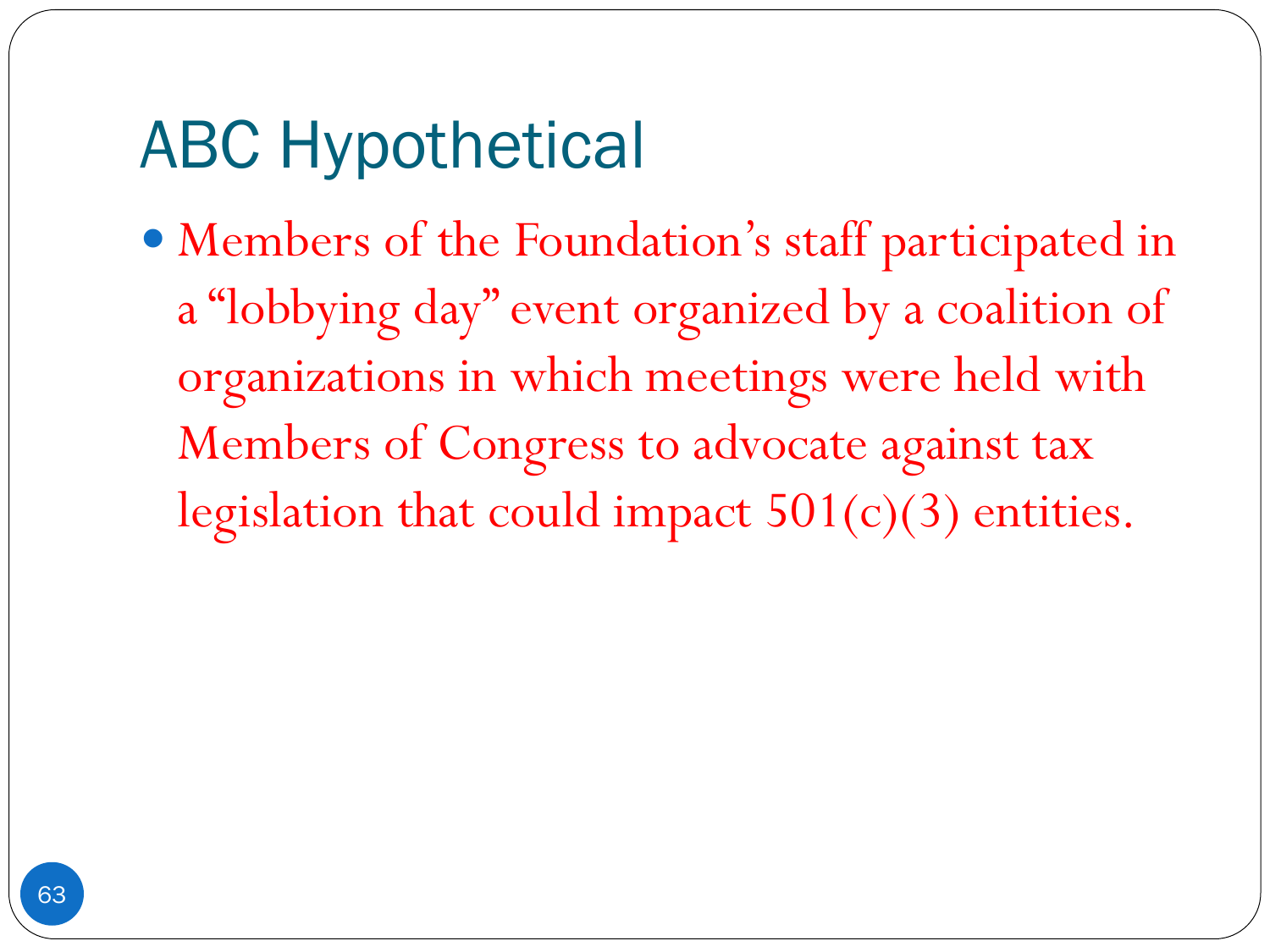# ABC Hypothetical

- Members of the Foundation's staff participated in a "lobbying day" event organized by a coalition of organizations in which meetings were held with Members of Congress to advocate against tax legislation that could impact 501(c)(3) entities.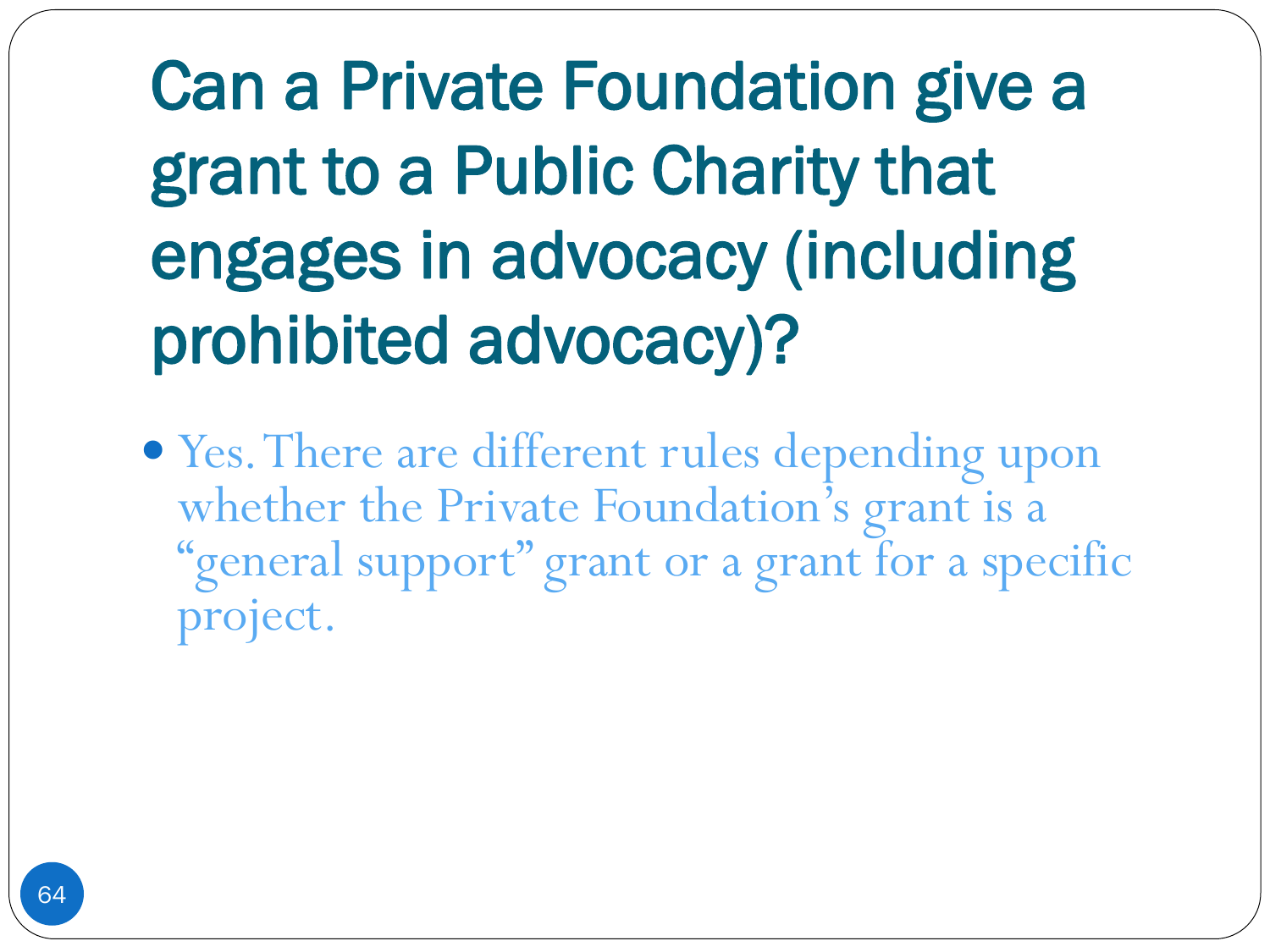# Can a Private Foundation give a grant to a Public Charity that engages in advocacy (including prohibited advocacy)?

- Yes. There are different rules depending upon whether the Private Foundation's grant is a "general support" grant or a grant for a specific project.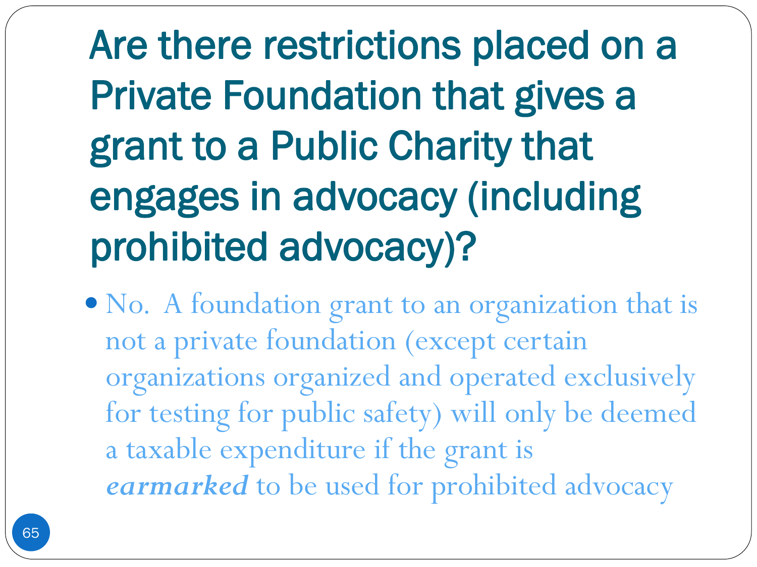# Are there restrictions placed on a Private Foundation that gives a grant to a Public Charity that engages in advocacy (including prohibited advocacy)?

- No. A foundation grant to an organization that is not a private foundation (except certain organizations organized and operated exclusively for testing for public safety) will only be deemed a taxable expenditure if the grant is ***earmarked*** to be used for prohibited advocacy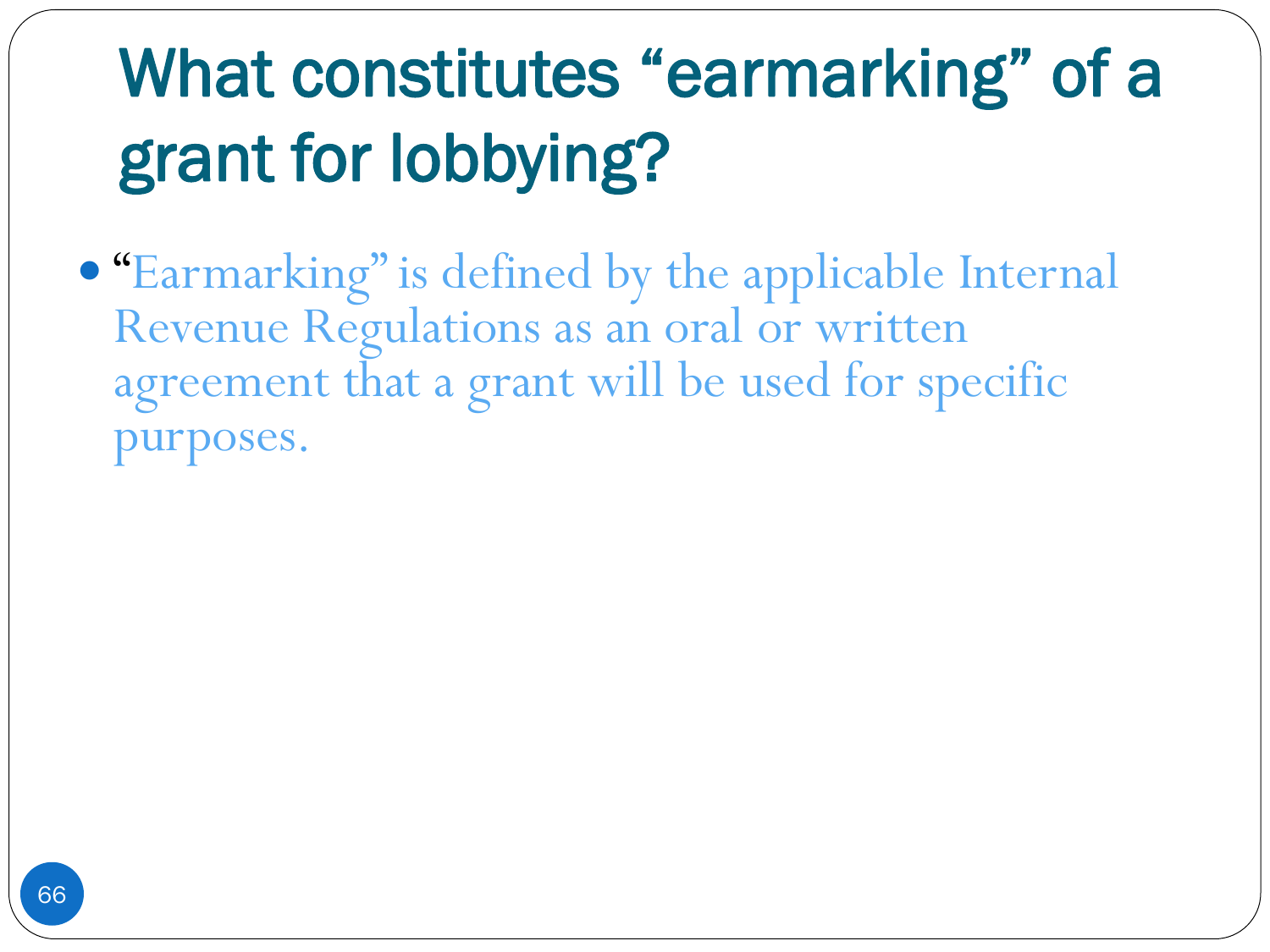# What constitutes "earmarking" of a grant for lobbying?

- "Earmarking" is defined by the applicable Internal Revenue Regulations as an oral or written agreement that a grant will be used for specific purposes.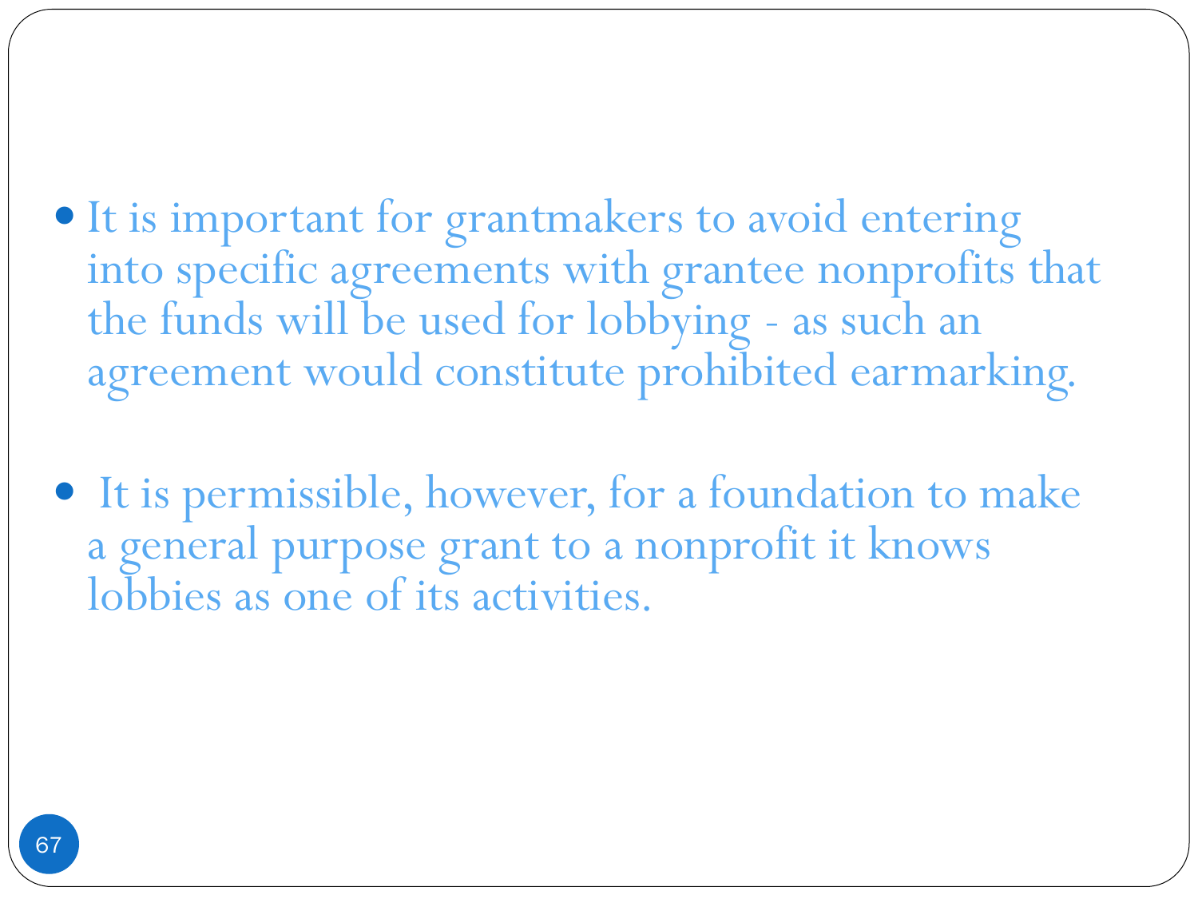- It is important for grantmakers to avoid entering into specific agreements with grantee nonprofits that the funds will be used for lobbying - as such an agreement would constitute prohibited earmarking.

- It is permissible, however, for a foundation to make a general purpose grant to a nonprofit it knows lobbies as one of its activities.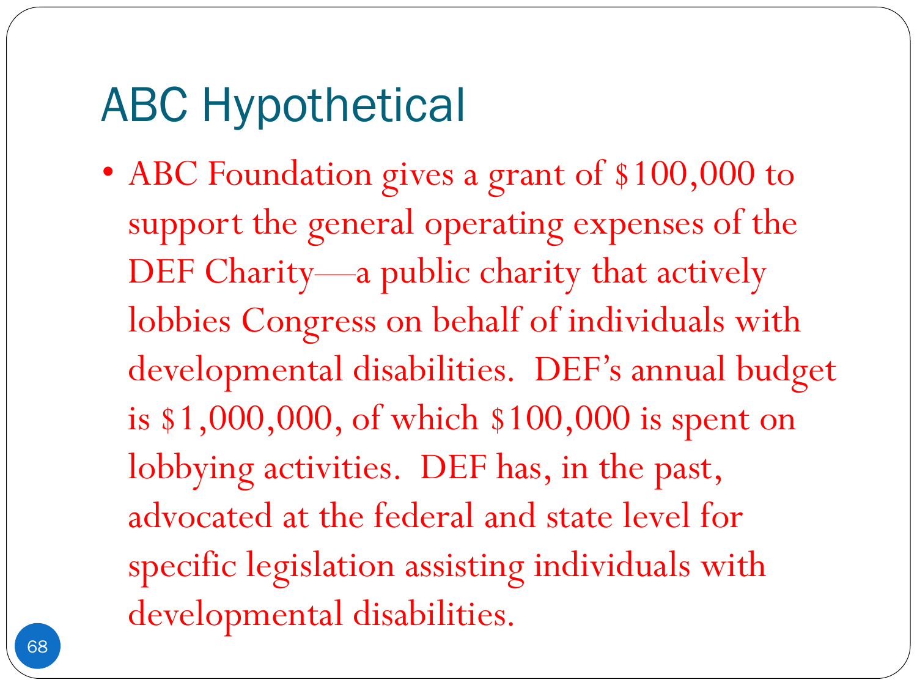# ABC Hypothetical

- ABC Foundation gives a grant of $100,000 to support the general operating expenses of the DEF Charity—a public charity that actively lobbies Congress on behalf of individuals with developmental disabilities. DEF's annual budget is $1,000,000, of which $100,000 is spent on lobbying activities. DEF has, in the past, advocated at the federal and state level for specific legislation assisting individuals with developmental disabilities.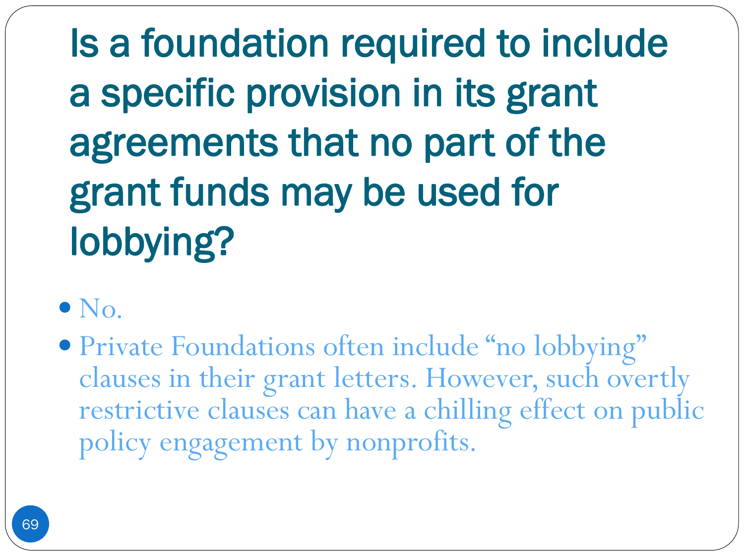# Is a foundation required to include a specific provision in its grant agreements that no part of the grant funds may be used for lobbying?

- No.
- Private Foundations often include "no lobbying" clauses in their grant letters. However, such overtly restrictive clauses can have a chilling effect on public policy engagement by nonprofits.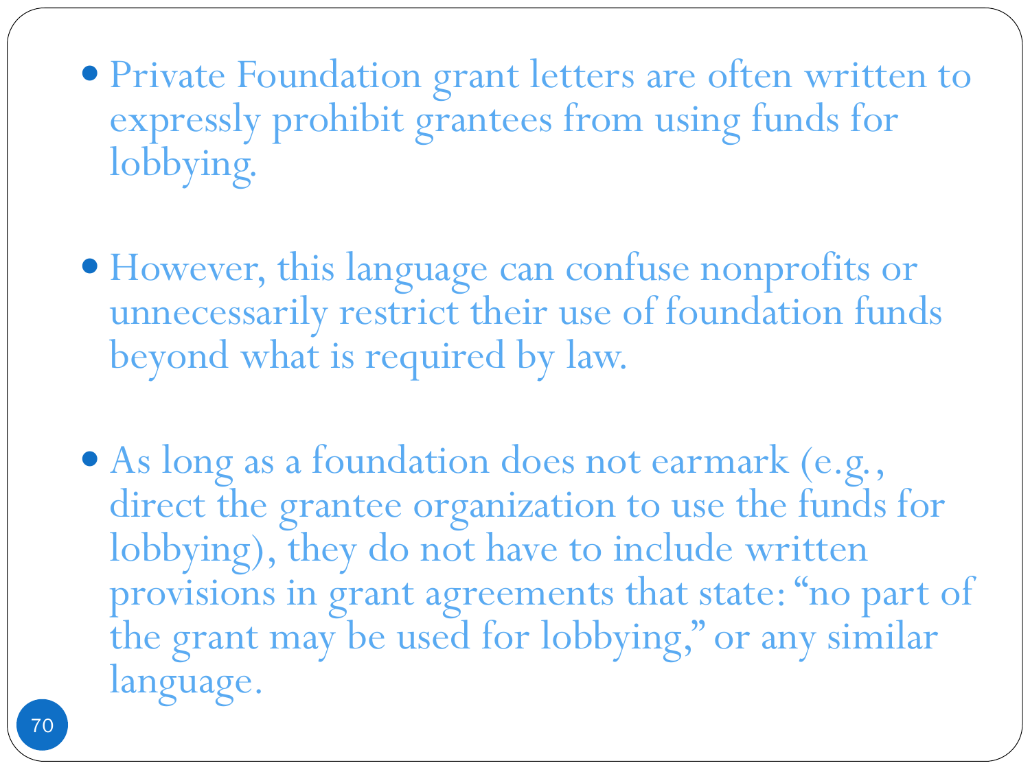- Private Foundation grant letters are often written to expressly prohibit grantees from using funds for lobbying.

- However, this language can confuse nonprofits or unnecessarily restrict their use of foundation funds beyond what is required by law.

- As long as a foundation does not earmark (e.g., direct the grantee organization to use the funds for lobbying), they do not have to include written provisions in grant agreements that state: "no part of the grant may be used for lobbying," or any similar language.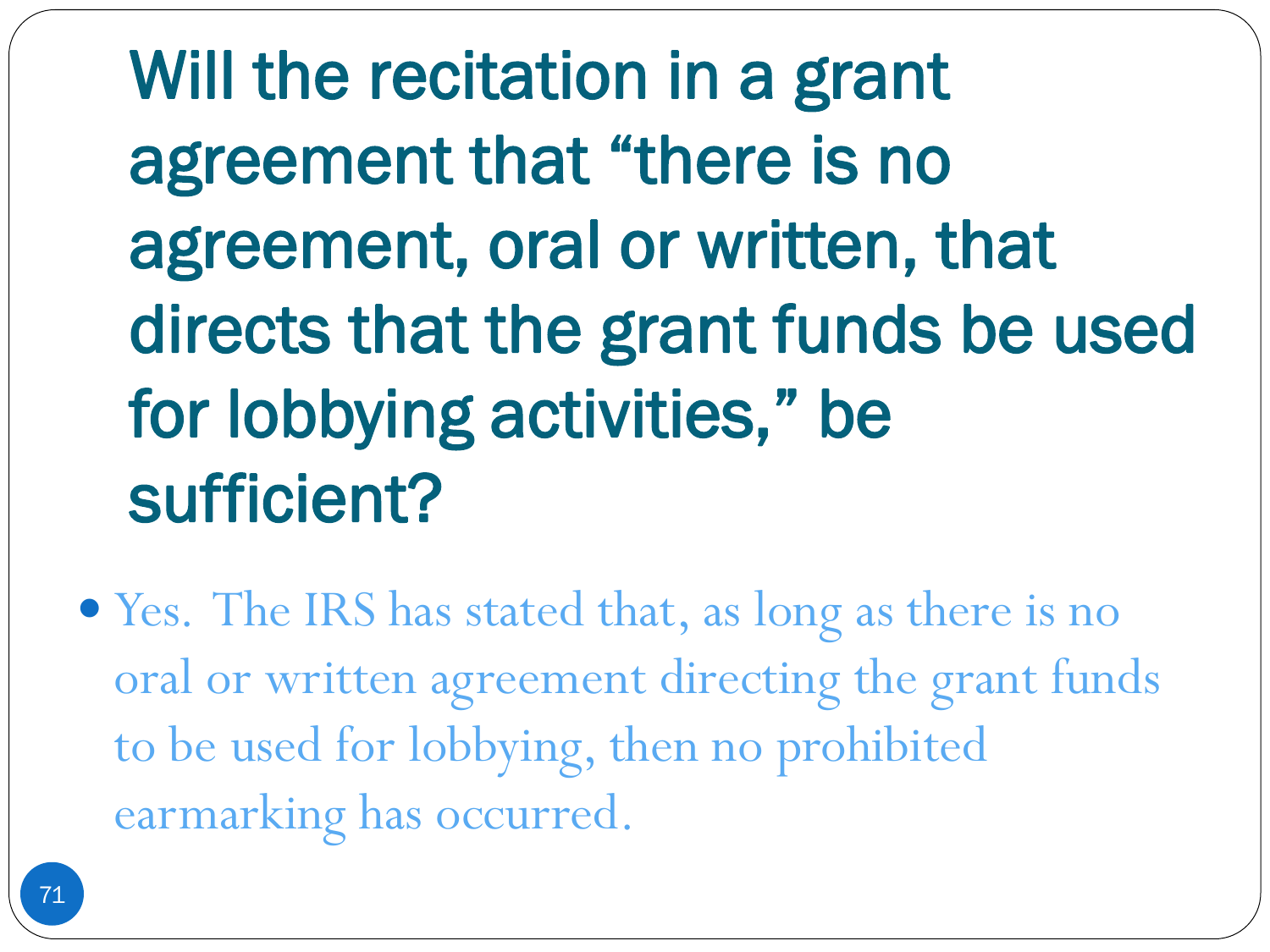# Will the recitation in a grant agreement that “there is no agreement, oral or written, that directs that the grant funds be used for lobbying activities,” be sufficient?

- Yes. The IRS has stated that, as long as there is no oral or written agreement directing the grant funds to be used for lobbying, then no prohibited earmarking has occurred.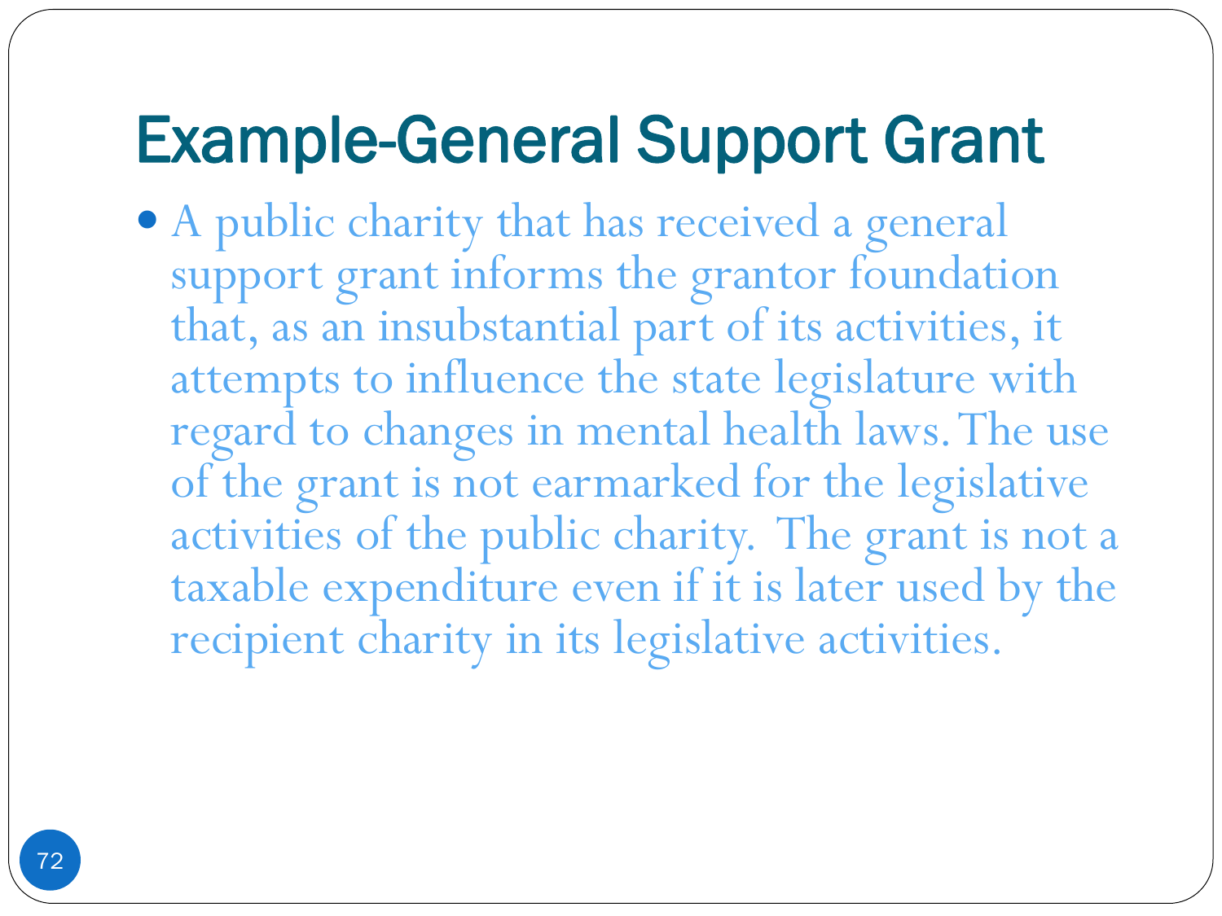# Example-General Support Grant

- A public charity that has received a general support grant informs the grantor foundation that, as an insubstantial part of its activities, it attempts to influence the state legislature with regard to changes in mental health laws. The use of the grant is not earmarked for the legislative activities of the public charity. The grant is not a taxable expenditure even if it is later used by the recipient charity in its legislative activities.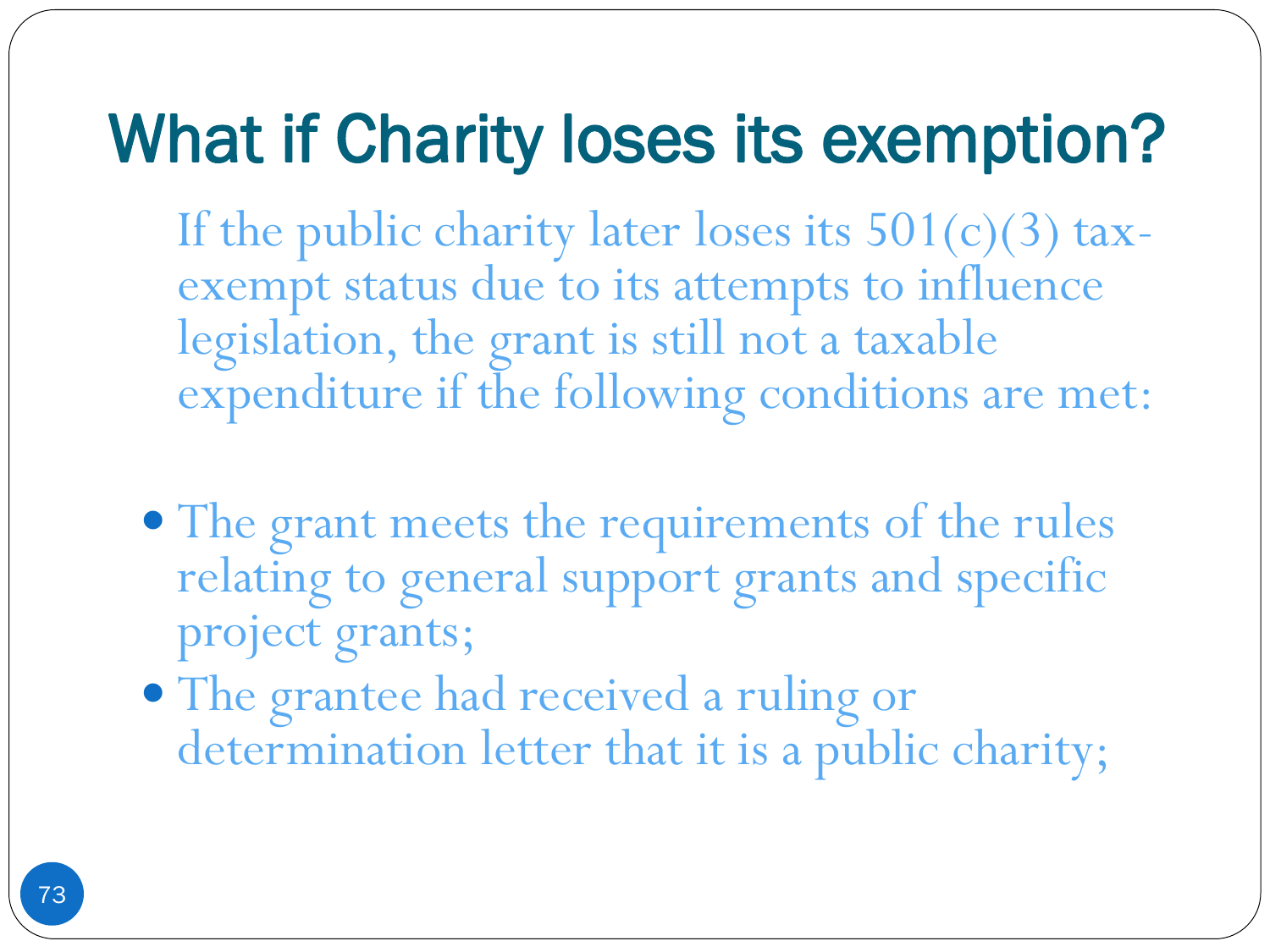# What if Charity loses its exemption?

If the public charity later loses its 501(c)(3) tax-exempt status due to its attempts to influence legislation, the grant is still not a taxable expenditure if the following conditions are met:

- The grant meets the requirements of the rules relating to general support grants and specific project grants;
- The grantee had received a ruling or determination letter that it is a public charity;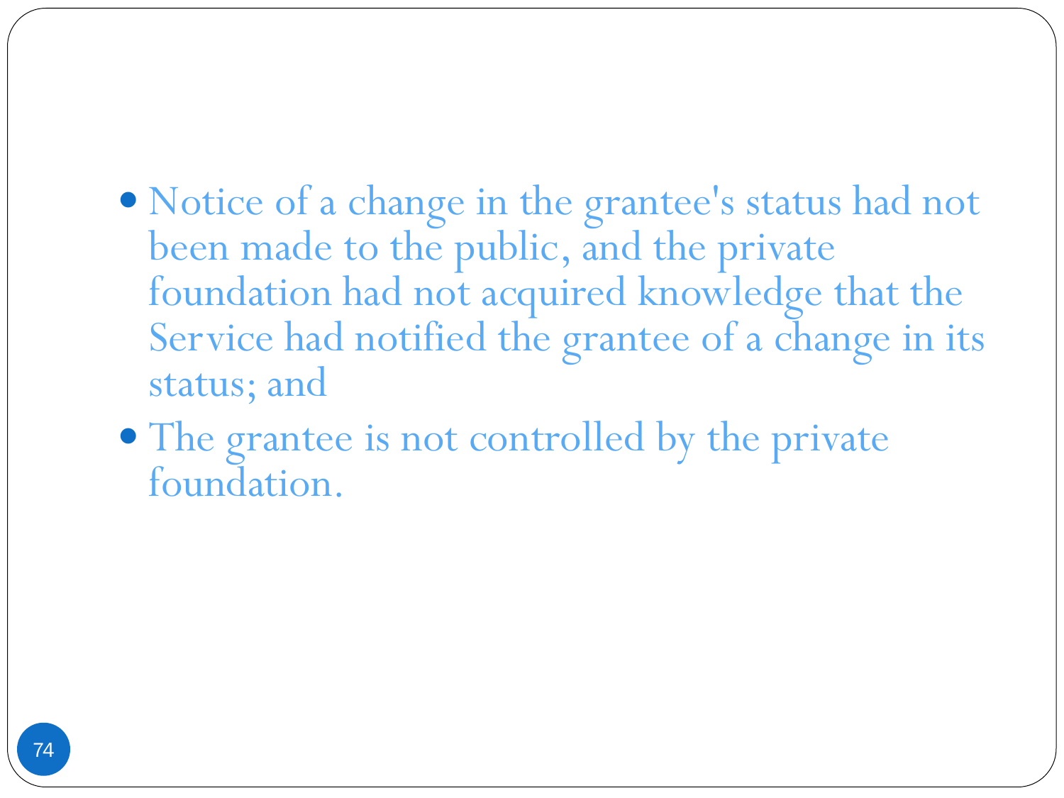- Notice of a change in the grantee's status had not been made to the public, and the private foundation had not acquired knowledge that the Service had notified the grantee of a change in its status; and
- The grantee is not controlled by the private foundation.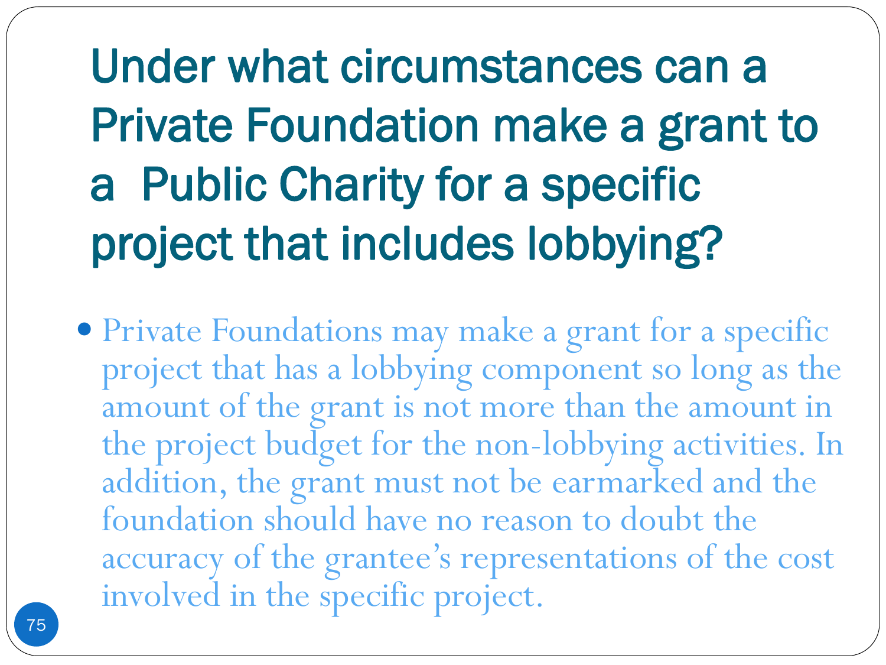# Under what circumstances can a Private Foundation make a grant to a Public Charity for a specific project that includes lobbying?

- Private Foundations may make a grant for a specific project that has a lobbying component so long as the amount of the grant is not more than the amount in the project budget for the non-lobbying activities. In addition, the grant must not be earmarked and the foundation should have no reason to doubt the accuracy of the grantee's representations of the cost involved in the specific project.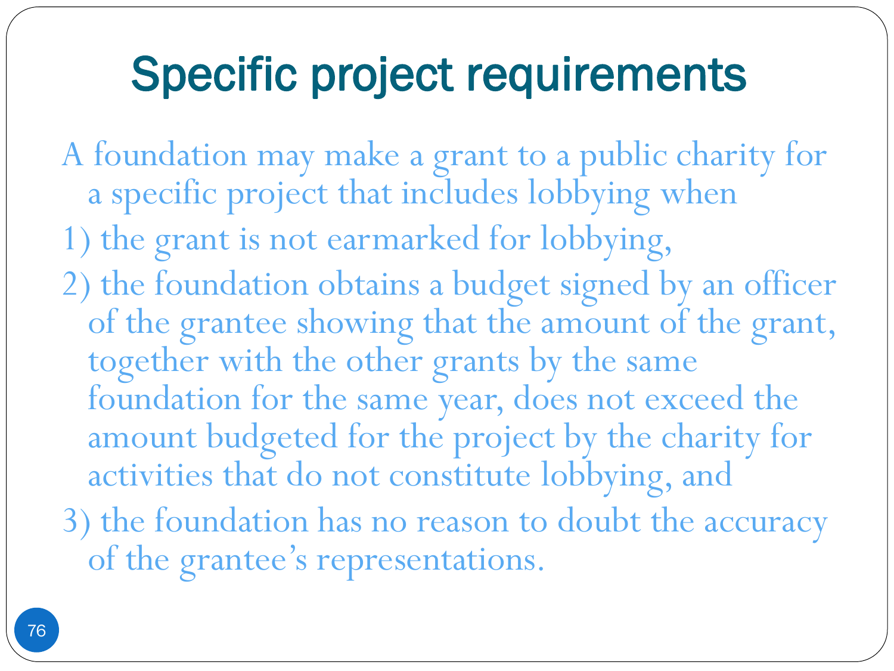# Specific project requirements

A foundation may make a grant to a public charity for a specific project that includes lobbying when

1) the grant is not earmarked for lobbying,
2) the foundation obtains a budget signed by an officer of the grantee showing that the amount of the grant, together with the other grants by the same foundation for the same year, does not exceed the amount budgeted for the project by the charity for activities that do not constitute lobbying, and
3) the foundation has no reason to doubt the accuracy of the grantee's representations.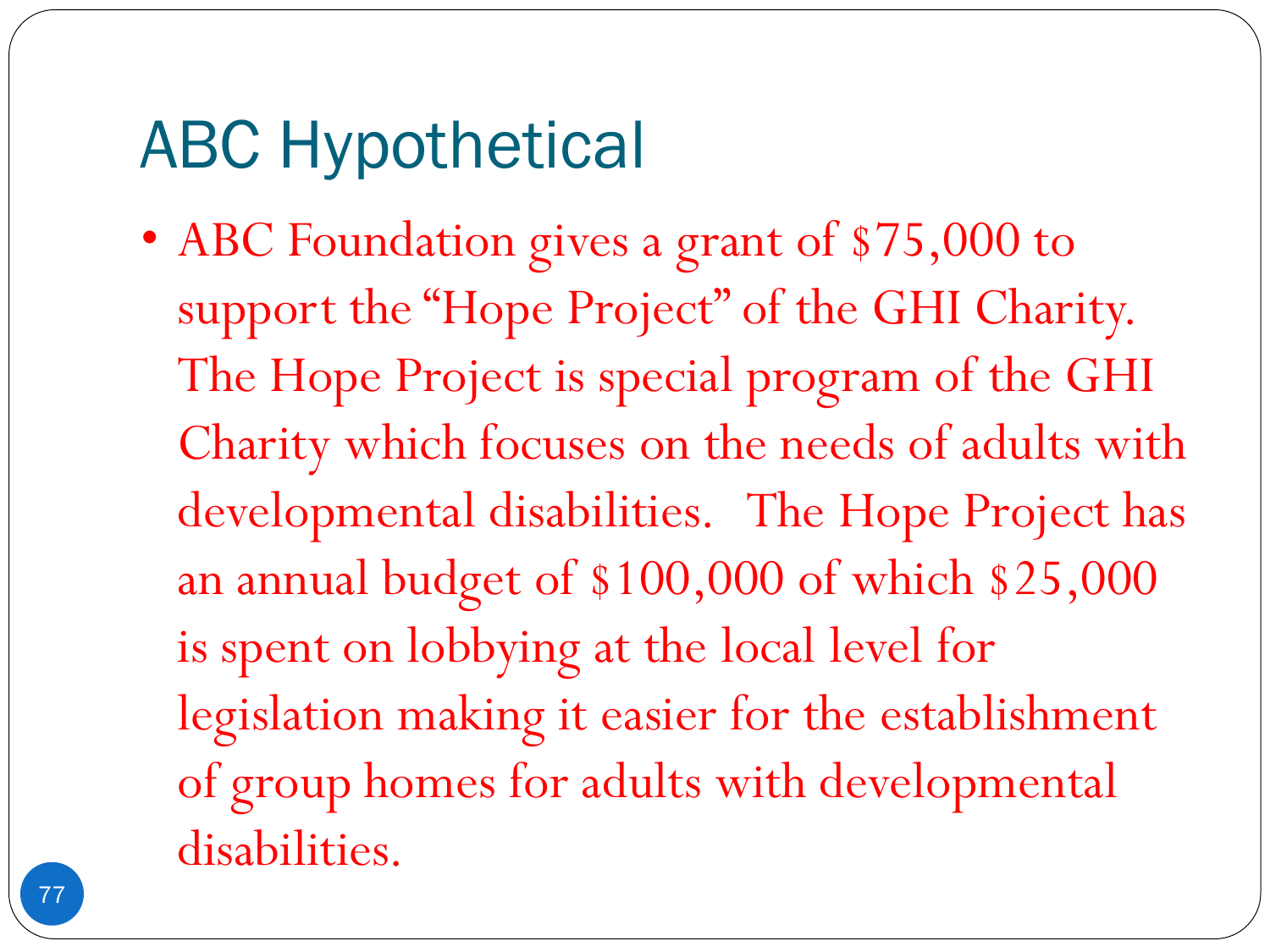# ABC Hypothetical

- ABC Foundation gives a grant of $75,000 to support the "Hope Project" of the GHI Charity. The Hope Project is special program of the GHI Charity which focuses on the needs of adults with developmental disabilities. The Hope Project has an annual budget of $100,000 of which $25,000 is spent on lobbying at the local level for legislation making it easier for the establishment of group homes for adults with developmental disabilities.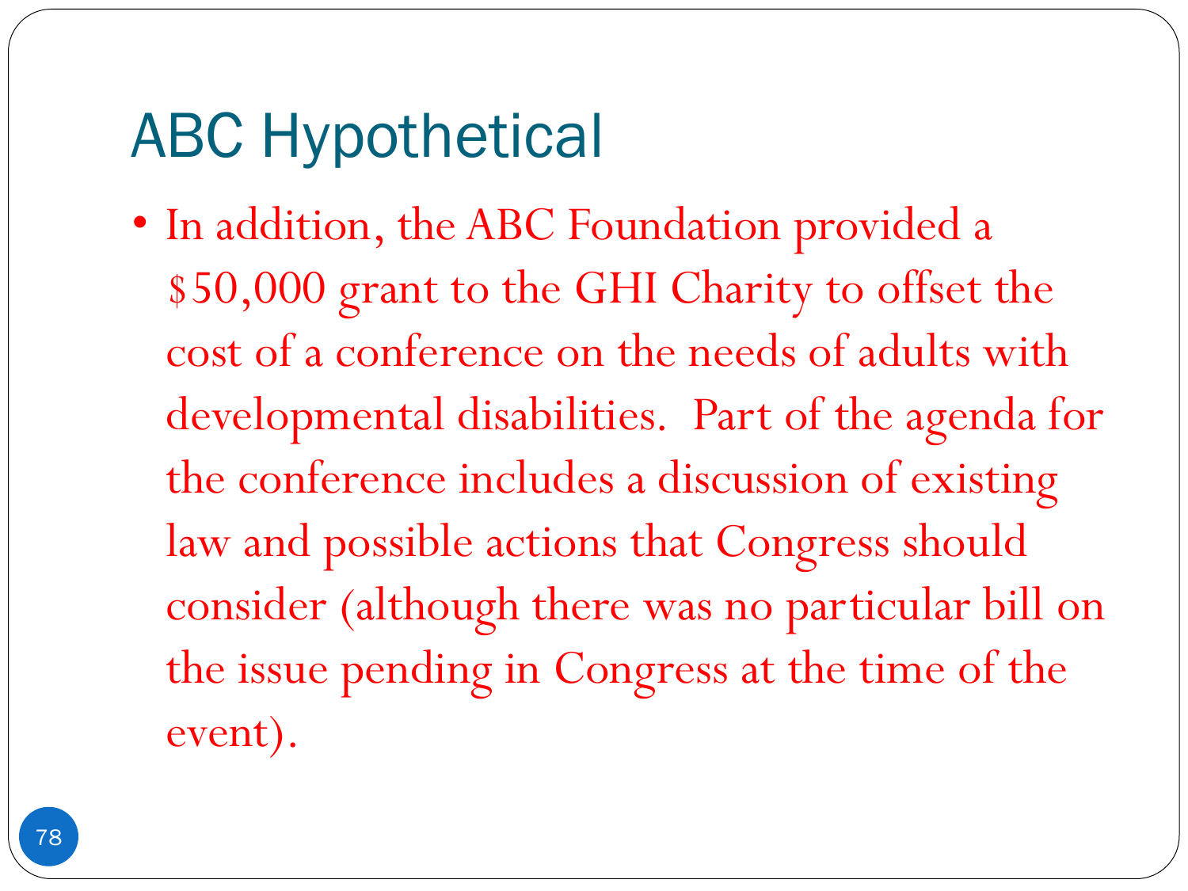# ABC Hypothetical

- In addition, the ABC Foundation provided a $50,000 grant to the GHI Charity to offset the cost of a conference on the needs of adults with developmental disabilities. Part of the agenda for the conference includes a discussion of existing law and possible actions that Congress should consider (although there was no particular bill on the issue pending in Congress at the time of the event).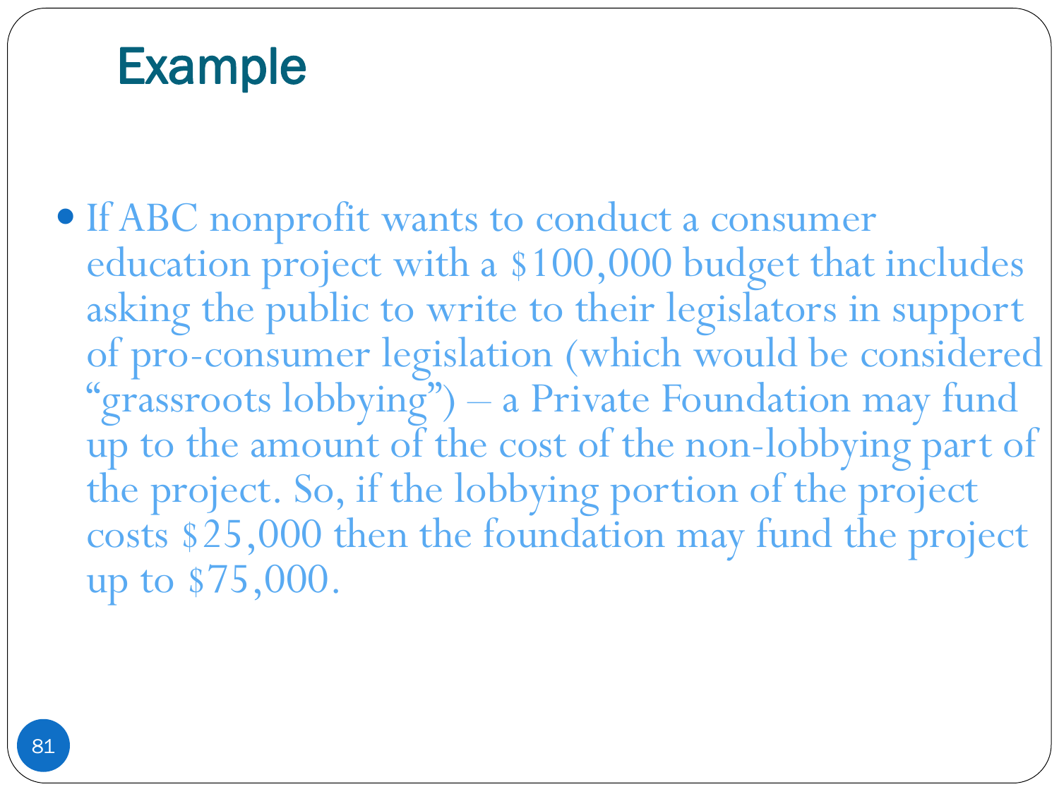# Example

- If ABC nonprofit wants to conduct a consumer education project with a $100,000 budget that includes asking the public to write to their legislators in support of pro-consumer legislation (which would be considered "grassroots lobbying") – a Private Foundation may fund up to the amount of the cost of the non-lobbying part of the project. So, if the lobbying portion of the project costs $25,000 then the foundation may fund the project up to $75,000.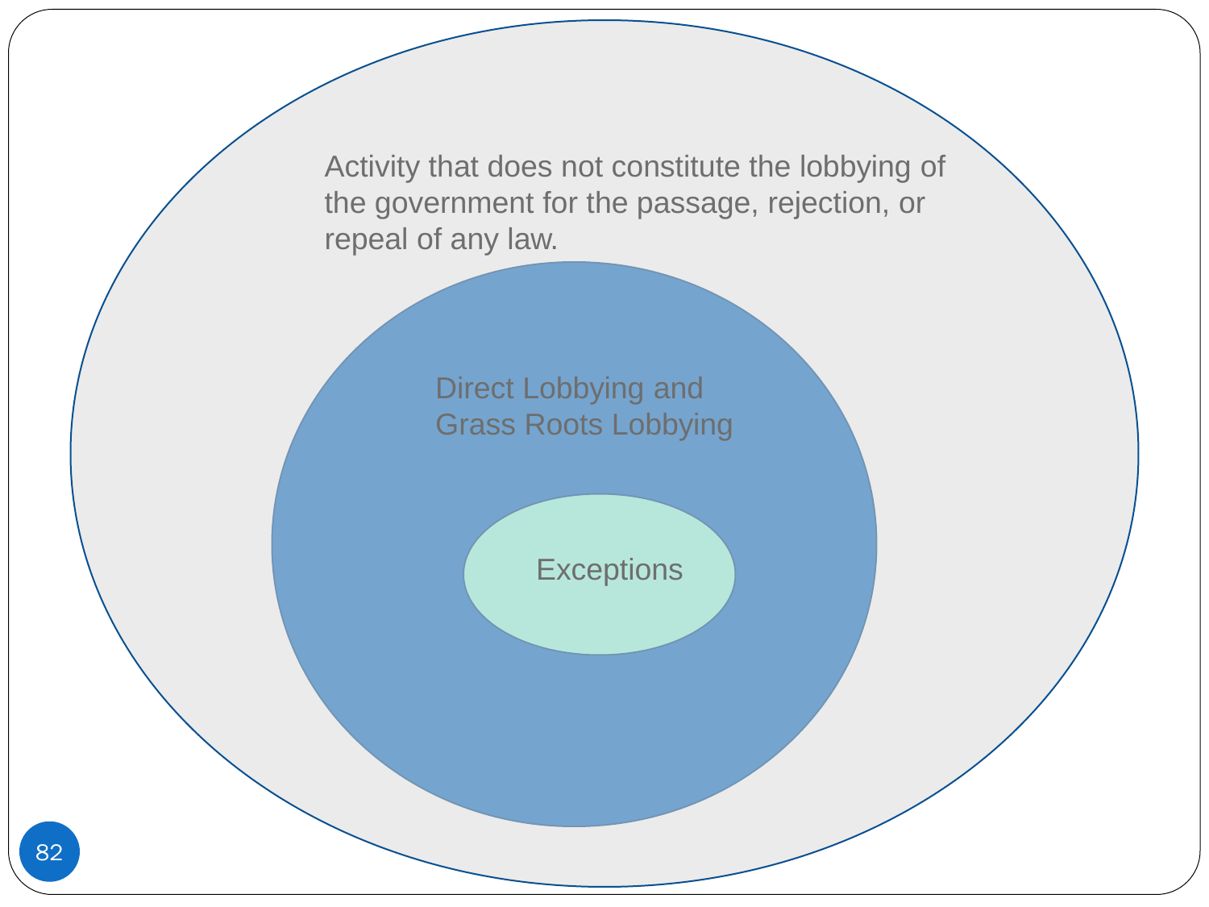Activity that does not constitute the lobbying of the government for the passage, rejection, or repeal of any law.

Direct Lobbying and Grass Roots Lobbying

Exceptions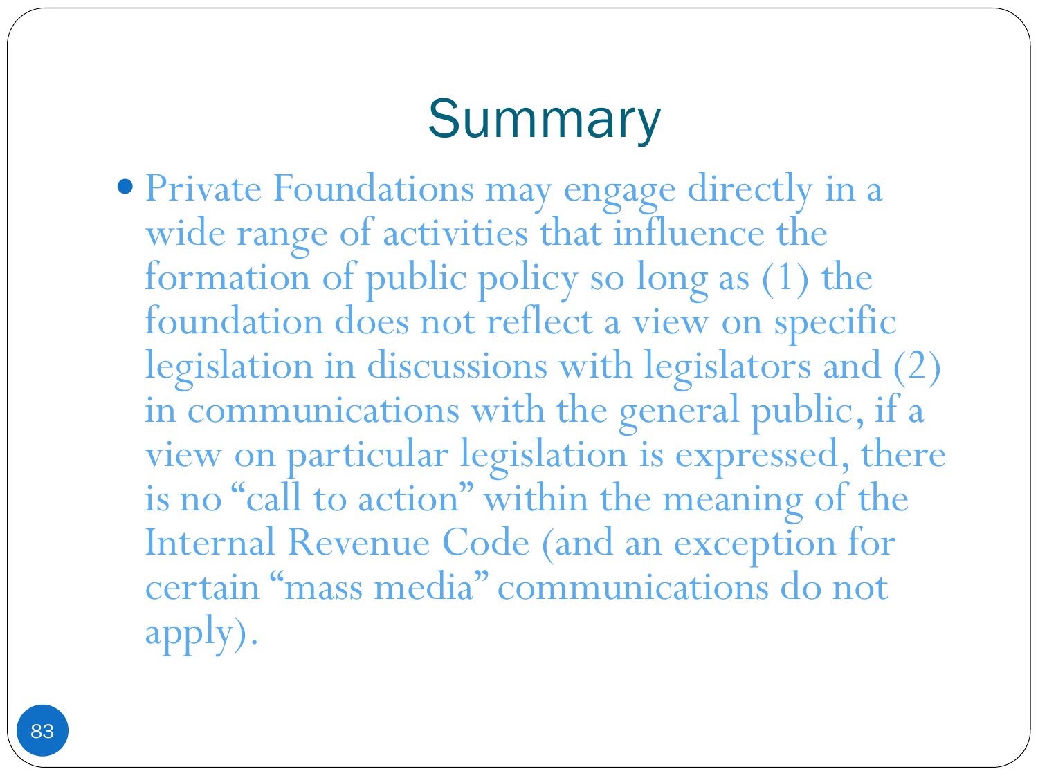# Summary

- Private Foundations may engage directly in a wide range of activities that influence the formation of public policy so long as (1) the foundation does not reflect a view on specific legislation in discussions with legislators and (2) in communications with the general public, if a view on particular legislation is expressed, there is no "call to action" within the meaning of the Internal Revenue Code (and an exception for certain "mass media" communications do not apply).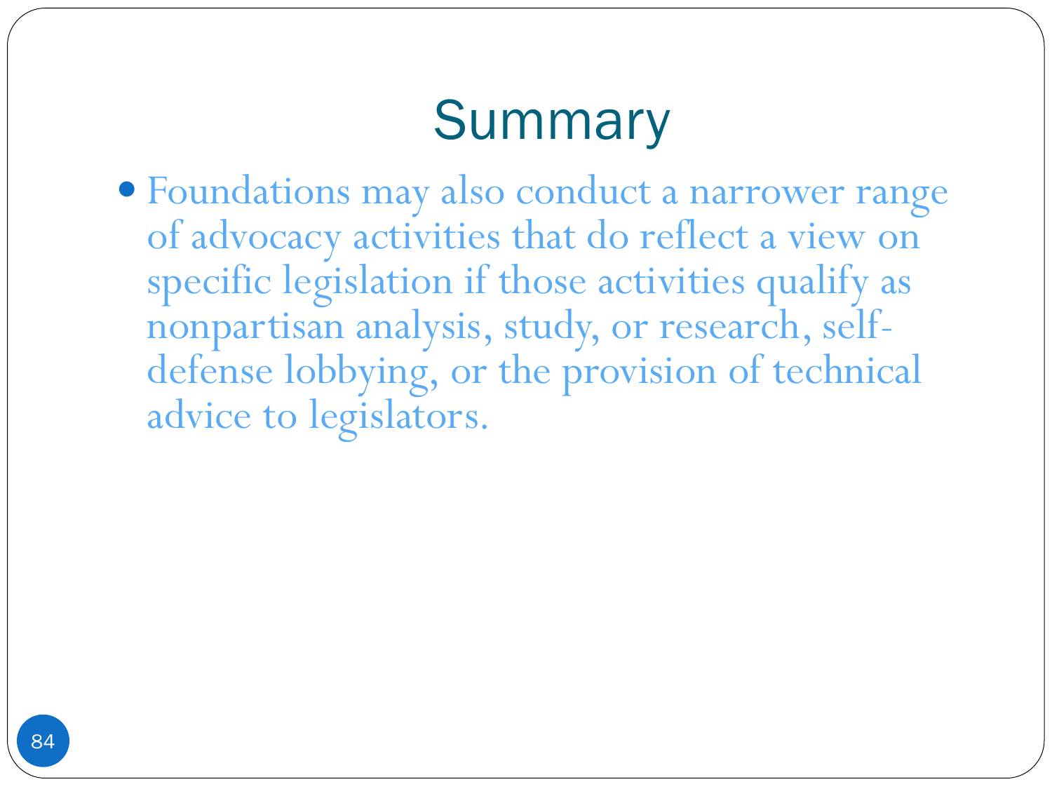# Summary

- Foundations may also conduct a narrower range of advocacy activities that do reflect a view on specific legislation if those activities qualify as nonpartisan analysis, study, or research, self-defense lobbying, or the provision of technical advice to legislators.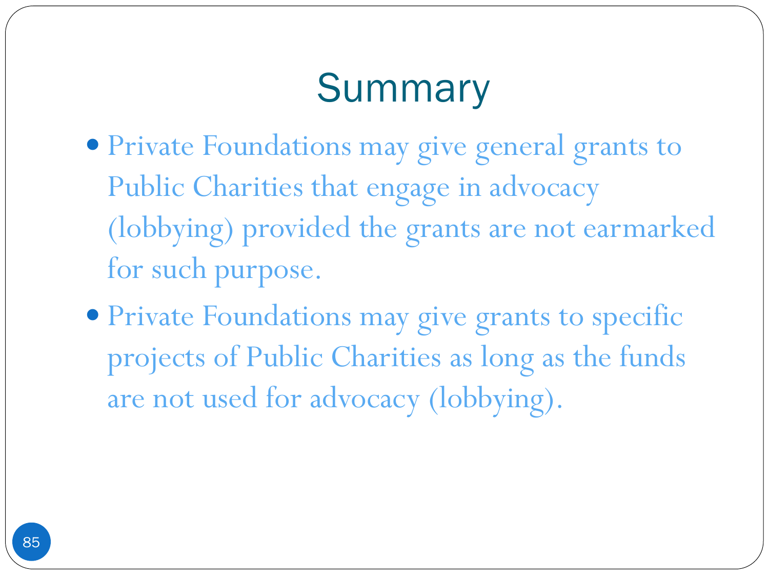# Summary

- Private Foundations may give general grants to Public Charities that engage in advocacy (lobbying) provided the grants are not earmarked for such purpose.
- Private Foundations may give grants to specific projects of Public Charities as long as the funds are not used for advocacy (lobbying).